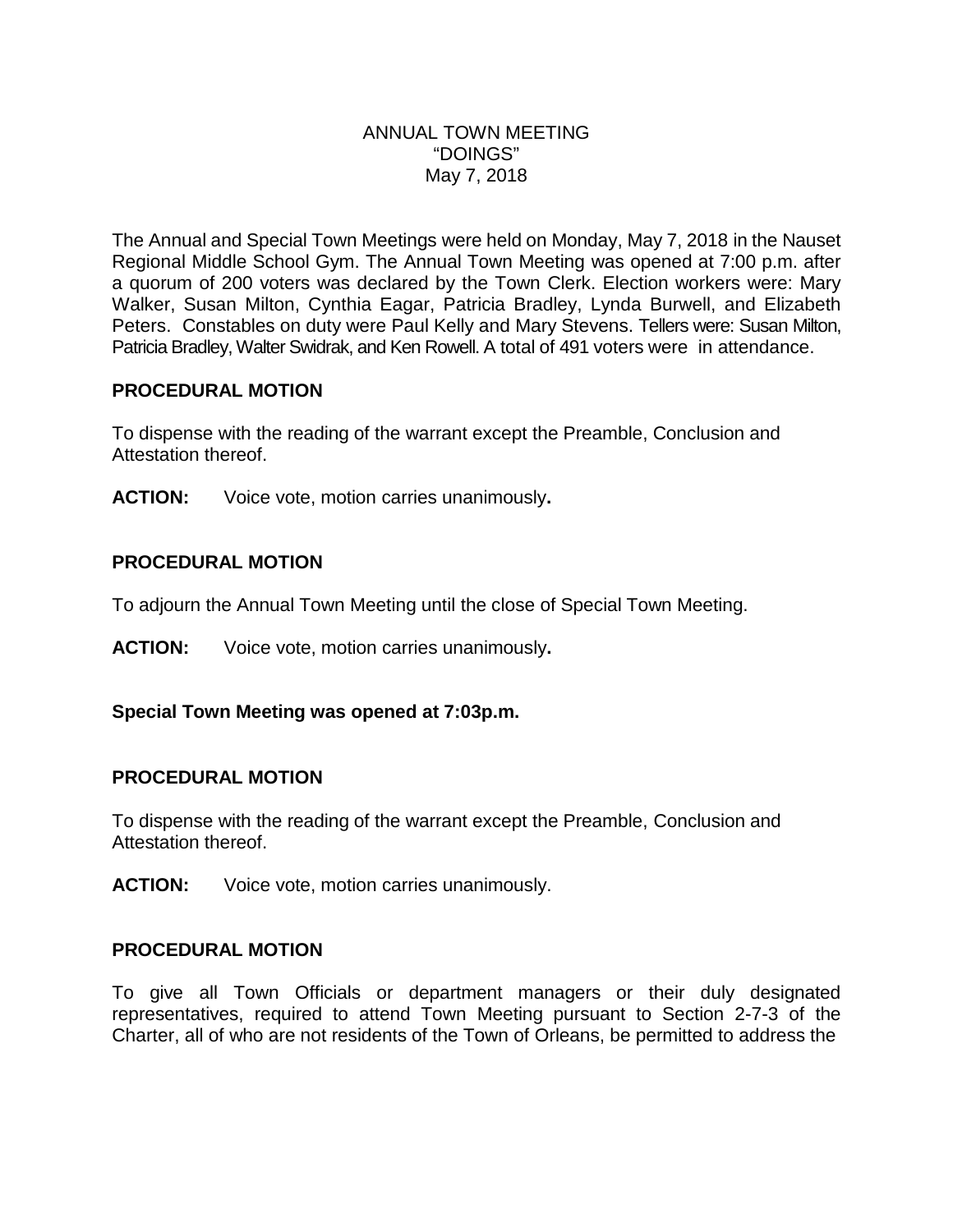# ANNUAL TOWN MEETING
## "DOINGS"
## May 7, 2018

The Annual and Special Town Meetings were held on Monday, May 7, 2018 in the Nauset Regional Middle School Gym. The Annual Town Meeting was opened at 7:00 p.m. after a quorum of 200 voters was declared by the Town Clerk. Election workers were: Mary Walker, Susan Milton, Cynthia Eagar, Patricia Bradley, Lynda Burwell, and Elizabeth Peters. Constables on duty were Paul Kelly and Mary Stevens. Tellers were: Susan Milton, Patricia Bradley, Walter Swidrak, and Ken Rowell. A total of 491 voters were in attendance.

**PROCEDURAL MOTION**

To dispense with the reading of the warrant except the Preamble, Conclusion and Attestation thereof.

**ACTION:** Voice vote, motion carries unanimously**.**

**PROCEDURAL MOTION**

To adjourn the Annual Town Meeting until the close of Special Town Meeting.

**ACTION:** Voice vote, motion carries unanimously**.**

**Special Town Meeting was opened at 7:03p.m.**

**PROCEDURAL MOTION**

To dispense with the reading of the warrant except the Preamble, Conclusion and Attestation thereof.

**ACTION:** Voice vote, motion carries unanimously.

**PROCEDURAL MOTION**

To give all Town Officials or department managers or their duly designated representatives, required to attend Town Meeting pursuant to Section 2-7-3 of the Charter, all of who are not residents of the Town of Orleans, be permitted to address the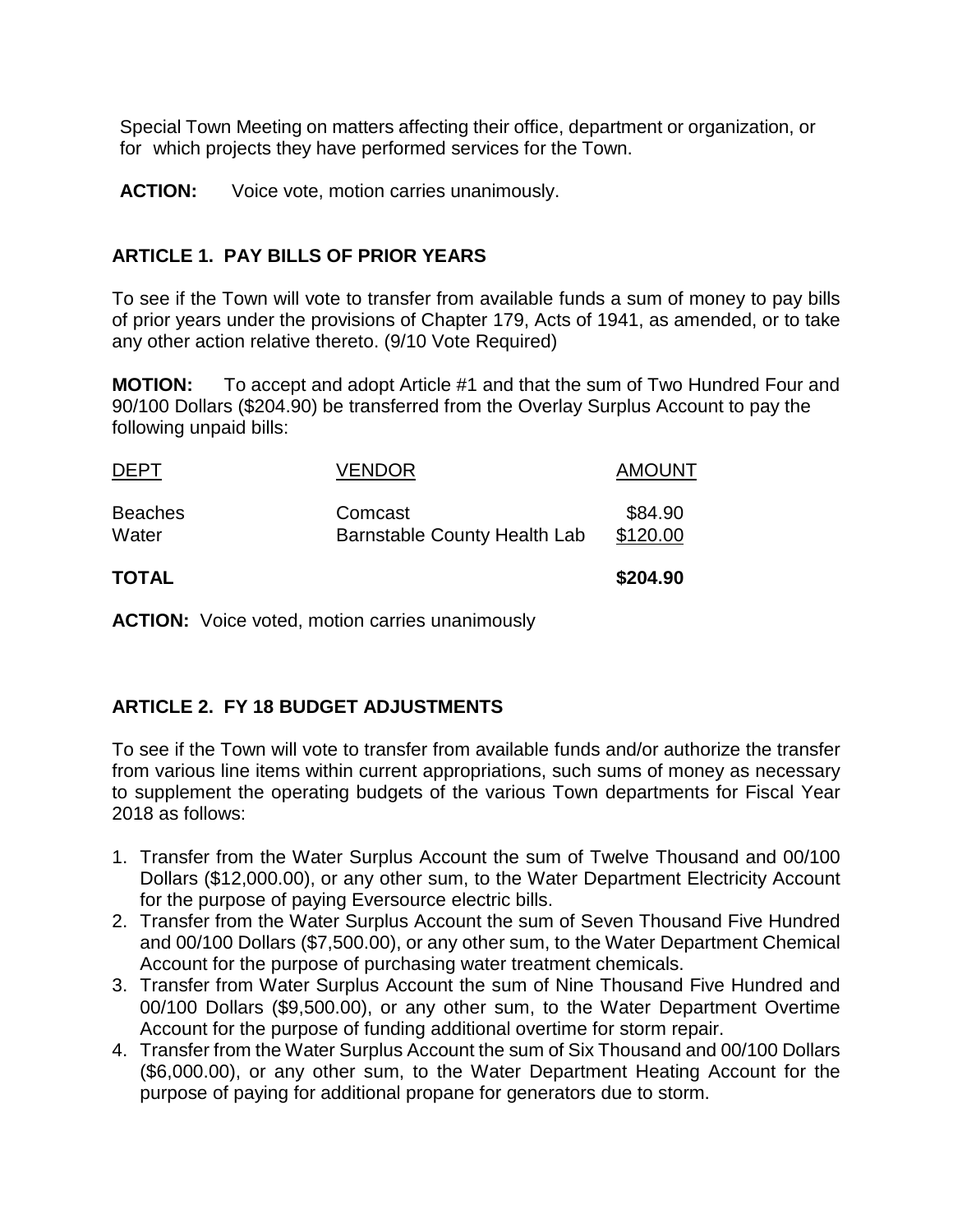Special Town Meeting on matters affecting their office, department or organization, or for which projects they have performed services for the Town.

**ACTION:** Voice vote, motion carries unanimously.

## ARTICLE 1. PAY BILLS OF PRIOR YEARS

To see if the Town will vote to transfer from available funds a sum of money to pay bills of prior years under the provisions of Chapter 179, Acts of 1941, as amended, or to take any other action relative thereto. (9/10 Vote Required)

**MOTION:** To accept and adopt Article #1 and that the sum of Two Hundred Four and 90/100 Dollars ($204.90) be transferred from the Overlay Surplus Account to pay the following unpaid bills:

| DEPT | VENDOR | AMOUNT |
|---|---|---|
| Beaches | Comcast | $84.90 |
| Water | Barnstable County Health Lab | $120.00 |
| **TOTAL** | | **$204.90** |

**ACTION:** Voice voted, motion carries unanimously

## ARTICLE 2. FY 18 BUDGET ADJUSTMENTS

To see if the Town will vote to transfer from available funds and/or authorize the transfer from various line items within current appropriations, such sums of money as necessary to supplement the operating budgets of the various Town departments for Fiscal Year 2018 as follows:

1. Transfer from the Water Surplus Account the sum of Twelve Thousand and 00/100 Dollars ($12,000.00), or any other sum, to the Water Department Electricity Account for the purpose of paying Eversource electric bills.
2. Transfer from the Water Surplus Account the sum of Seven Thousand Five Hundred and 00/100 Dollars ($7,500.00), or any other sum, to the Water Department Chemical Account for the purpose of purchasing water treatment chemicals.
3. Transfer from Water Surplus Account the sum of Nine Thousand Five Hundred and 00/100 Dollars ($9,500.00), or any other sum, to the Water Department Overtime Account for the purpose of funding additional overtime for storm repair.
4. Transfer from the Water Surplus Account the sum of Six Thousand and 00/100 Dollars ($6,000.00), or any other sum, to the Water Department Heating Account for the purpose of paying for additional propane for generators due to storm.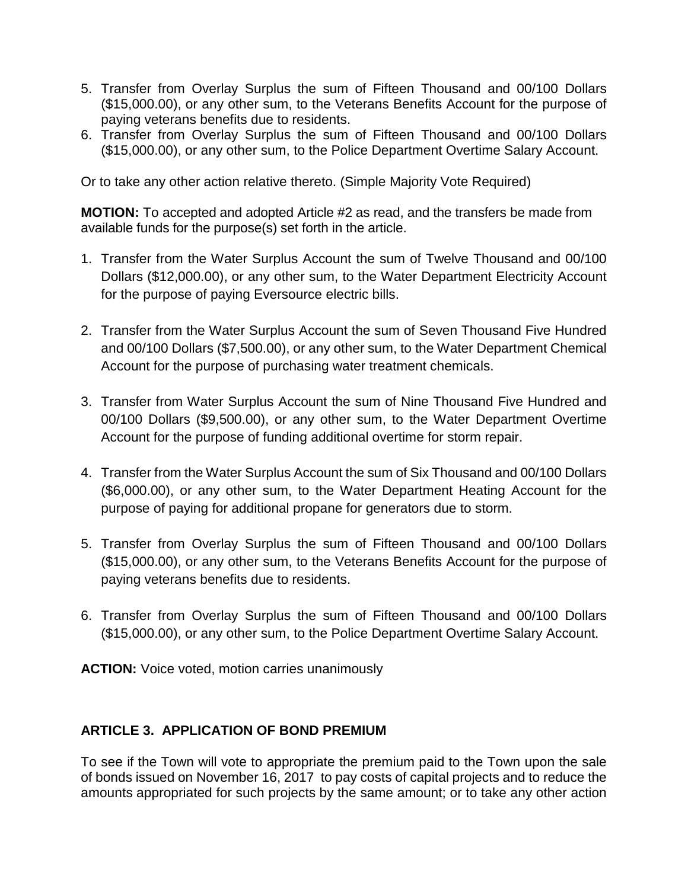5. Transfer from Overlay Surplus the sum of Fifteen Thousand and 00/100 Dollars ($15,000.00), or any other sum, to the Veterans Benefits Account for the purpose of paying veterans benefits due to residents.
6. Transfer from Overlay Surplus the sum of Fifteen Thousand and 00/100 Dollars ($15,000.00), or any other sum, to the Police Department Overtime Salary Account.

Or to take any other action relative thereto. (Simple Majority Vote Required)

**MOTION:** To accepted and adopted Article #2 as read, and the transfers be made from available funds for the purpose(s) set forth in the article.

1. Transfer from the Water Surplus Account the sum of Twelve Thousand and 00/100 Dollars ($12,000.00), or any other sum, to the Water Department Electricity Account for the purpose of paying Eversource electric bills.

2. Transfer from the Water Surplus Account the sum of Seven Thousand Five Hundred and 00/100 Dollars ($7,500.00), or any other sum, to the Water Department Chemical Account for the purpose of purchasing water treatment chemicals.

3. Transfer from Water Surplus Account the sum of Nine Thousand Five Hundred and 00/100 Dollars ($9,500.00), or any other sum, to the Water Department Overtime Account for the purpose of funding additional overtime for storm repair.

4. Transfer from the Water Surplus Account the sum of Six Thousand and 00/100 Dollars ($6,000.00), or any other sum, to the Water Department Heating Account for the purpose of paying for additional propane for generators due to storm.

5. Transfer from Overlay Surplus the sum of Fifteen Thousand and 00/100 Dollars ($15,000.00), or any other sum, to the Veterans Benefits Account for the purpose of paying veterans benefits due to residents.

6. Transfer from Overlay Surplus the sum of Fifteen Thousand and 00/100 Dollars ($15,000.00), or any other sum, to the Police Department Overtime Salary Account.

**ACTION:** Voice voted, motion carries unanimously

**ARTICLE 3. APPLICATION OF BOND PREMIUM**

To see if the Town will vote to appropriate the premium paid to the Town upon the sale of bonds issued on November 16, 2017 to pay costs of capital projects and to reduce the amounts appropriated for such projects by the same amount; or to take any other action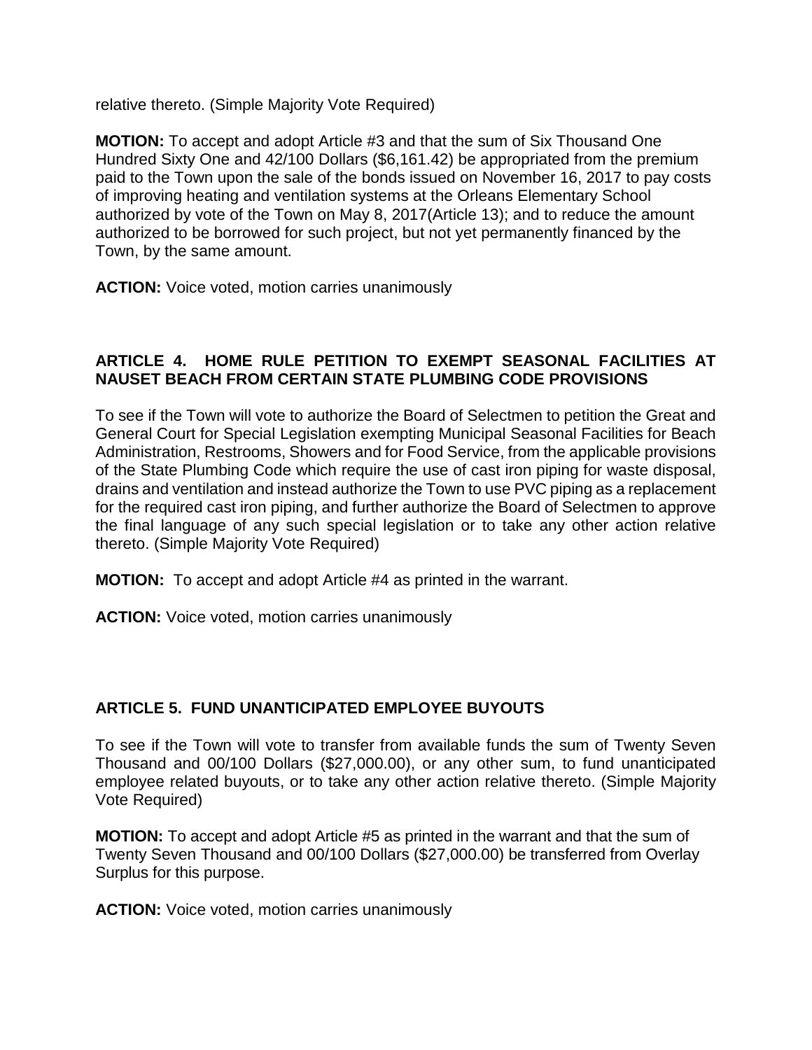relative thereto. (Simple Majority Vote Required)

**MOTION:** To accept and adopt Article #3 and that the sum of Six Thousand One Hundred Sixty One and 42/100 Dollars ($6,161.42) be appropriated from the premium paid to the Town upon the sale of the bonds issued on November 16, 2017 to pay costs of improving heating and ventilation systems at the Orleans Elementary School authorized by vote of the Town on May 8, 2017(Article 13); and to reduce the amount authorized to be borrowed for such project, but not yet permanently financed by the Town, by the same amount.

**ACTION:** Voice voted, motion carries unanimously

## ARTICLE 4. HOME RULE PETITION TO EXEMPT SEASONAL FACILITIES AT NAUSET BEACH FROM CERTAIN STATE PLUMBING CODE PROVISIONS

To see if the Town will vote to authorize the Board of Selectmen to petition the Great and General Court for Special Legislation exempting Municipal Seasonal Facilities for Beach Administration, Restrooms, Showers and for Food Service, from the applicable provisions of the State Plumbing Code which require the use of cast iron piping for waste disposal, drains and ventilation and instead authorize the Town to use PVC piping as a replacement for the required cast iron piping, and further authorize the Board of Selectmen to approve the final language of any such special legislation or to take any other action relative thereto. (Simple Majority Vote Required)

**MOTION:** To accept and adopt Article #4 as printed in the warrant.

**ACTION:** Voice voted, motion carries unanimously

## ARTICLE 5. FUND UNANTICIPATED EMPLOYEE BUYOUTS

To see if the Town will vote to transfer from available funds the sum of Twenty Seven Thousand and 00/100 Dollars ($27,000.00), or any other sum, to fund unanticipated employee related buyouts, or to take any other action relative thereto. (Simple Majority Vote Required)

**MOTION:** To accept and adopt Article #5 as printed in the warrant and that the sum of Twenty Seven Thousand and 00/100 Dollars ($27,000.00) be transferred from Overlay Surplus for this purpose.

**ACTION:** Voice voted, motion carries unanimously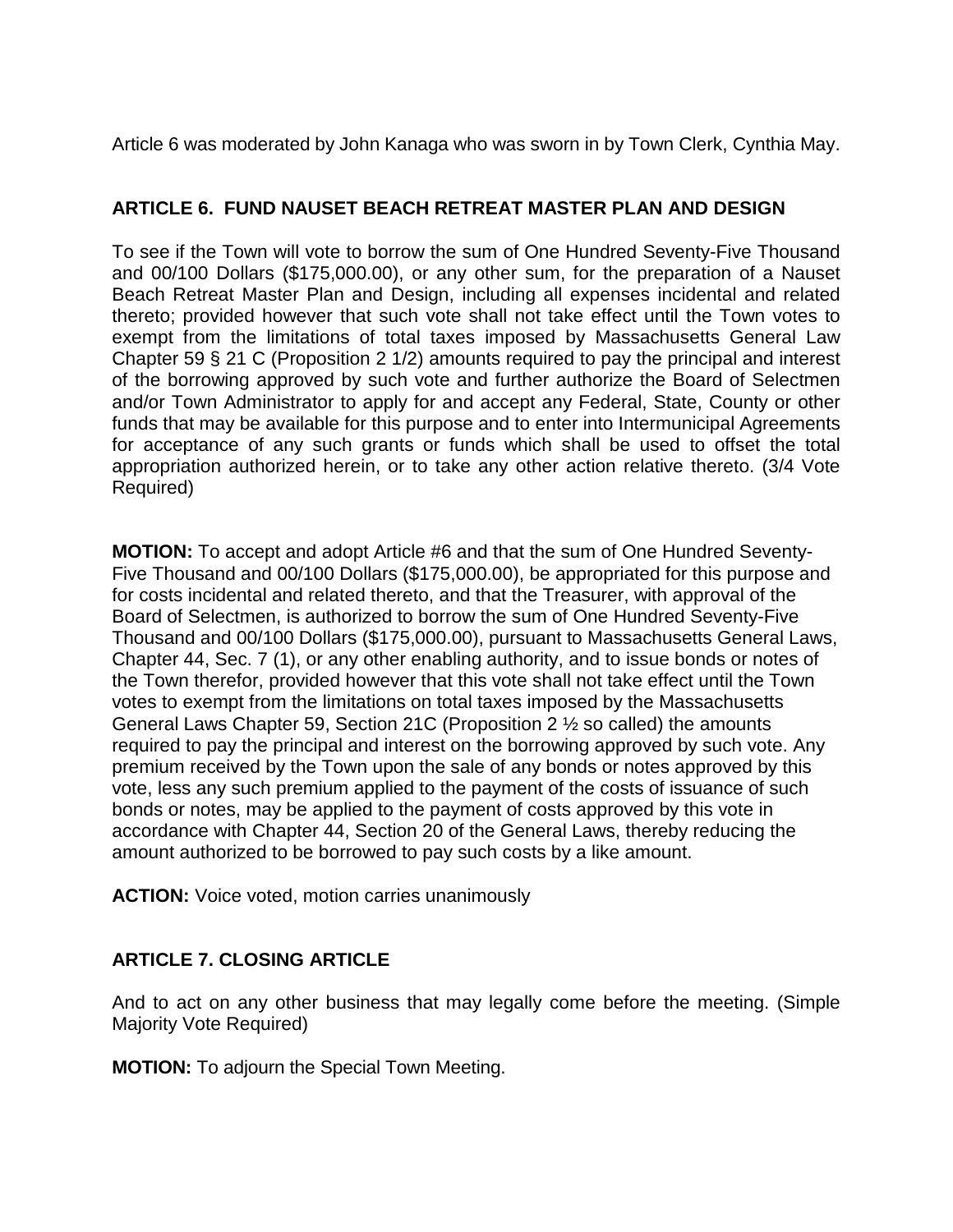Article 6 was moderated by John Kanaga who was sworn in by Town Clerk, Cynthia May.

## ARTICLE 6. FUND NAUSET BEACH RETREAT MASTER PLAN AND DESIGN

To see if the Town will vote to borrow the sum of One Hundred Seventy-Five Thousand and 00/100 Dollars ($175,000.00), or any other sum, for the preparation of a Nauset Beach Retreat Master Plan and Design, including all expenses incidental and related thereto; provided however that such vote shall not take effect until the Town votes to exempt from the limitations of total taxes imposed by Massachusetts General Law Chapter 59 § 21 C (Proposition 2 1/2) amounts required to pay the principal and interest of the borrowing approved by such vote and further authorize the Board of Selectmen and/or Town Administrator to apply for and accept any Federal, State, County or other funds that may be available for this purpose and to enter into Intermunicipal Agreements for acceptance of any such grants or funds which shall be used to offset the total appropriation authorized herein, or to take any other action relative thereto. (3/4 Vote Required)

**MOTION:** To accept and adopt Article #6 and that the sum of One Hundred Seventy-Five Thousand and 00/100 Dollars ($175,000.00), be appropriated for this purpose and for costs incidental and related thereto, and that the Treasurer, with approval of the Board of Selectmen, is authorized to borrow the sum of One Hundred Seventy-Five Thousand and 00/100 Dollars ($175,000.00), pursuant to Massachusetts General Laws, Chapter 44, Sec. 7 (1), or any other enabling authority, and to issue bonds or notes of the Town therefor, provided however that this vote shall not take effect until the Town votes to exempt from the limitations on total taxes imposed by the Massachusetts General Laws Chapter 59, Section 21C (Proposition 2 ½ so called) the amounts required to pay the principal and interest on the borrowing approved by such vote. Any premium received by the Town upon the sale of any bonds or notes approved by this vote, less any such premium applied to the payment of the costs of issuance of such bonds or notes, may be applied to the payment of costs approved by this vote in accordance with Chapter 44, Section 20 of the General Laws, thereby reducing the amount authorized to be borrowed to pay such costs by a like amount.

**ACTION:** Voice voted, motion carries unanimously

## ARTICLE 7. CLOSING ARTICLE

And to act on any other business that may legally come before the meeting. (Simple Majority Vote Required)

**MOTION:** To adjourn the Special Town Meeting.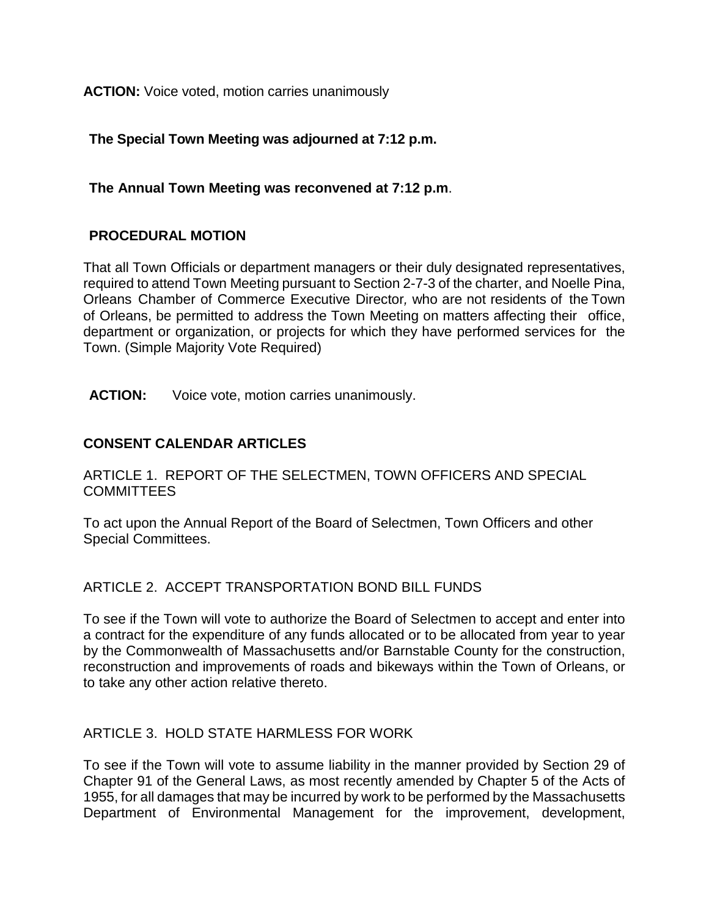**ACTION:** Voice voted, motion carries unanimously

**The Special Town Meeting was adjourned at 7:12 p.m.**

**The Annual Town Meeting was reconvened at 7:12 p.m**.

**PROCEDURAL MOTION**

That all Town Officials or department managers or their duly designated representatives, required to attend Town Meeting pursuant to Section 2-7-3 of the charter, and Noelle Pina, Orleans Chamber of Commerce Executive Director, who are not residents of the Town of Orleans, be permitted to address the Town Meeting on matters affecting their office, department or organization, or projects for which they have performed services for the Town. (Simple Majority Vote Required)

**ACTION:** Voice vote, motion carries unanimously.

**CONSENT CALENDAR ARTICLES**

ARTICLE 1. REPORT OF THE SELECTMEN, TOWN OFFICERS AND SPECIAL COMMITTEES

To act upon the Annual Report of the Board of Selectmen, Town Officers and other Special Committees.

ARTICLE 2. ACCEPT TRANSPORTATION BOND BILL FUNDS

To see if the Town will vote to authorize the Board of Selectmen to accept and enter into a contract for the expenditure of any funds allocated or to be allocated from year to year by the Commonwealth of Massachusetts and/or Barnstable County for the construction, reconstruction and improvements of roads and bikeways within the Town of Orleans, or to take any other action relative thereto.

ARTICLE 3. HOLD STATE HARMLESS FOR WORK

To see if the Town will vote to assume liability in the manner provided by Section 29 of Chapter 91 of the General Laws, as most recently amended by Chapter 5 of the Acts of 1955, for all damages that may be incurred by work to be performed by the Massachusetts Department of Environmental Management for the improvement, development,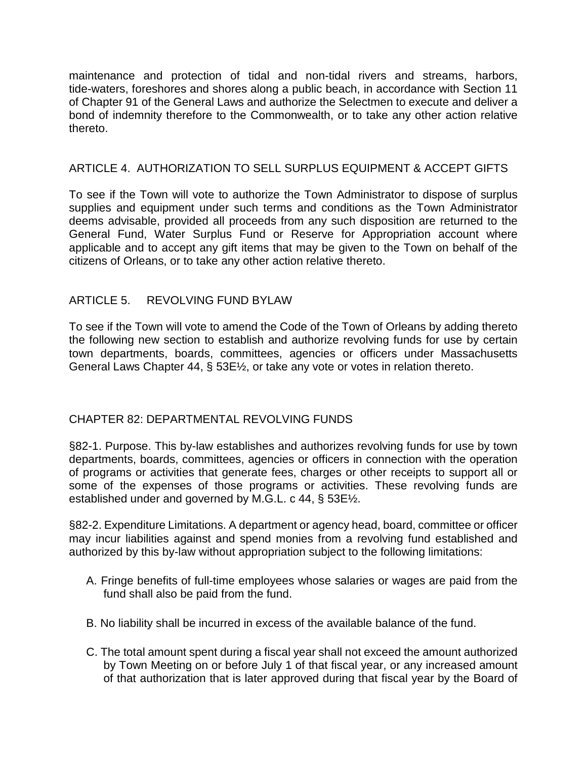maintenance and protection of tidal and non-tidal rivers and streams, harbors, tide-waters, foreshores and shores along a public beach, in accordance with Section 11 of Chapter 91 of the General Laws and authorize the Selectmen to execute and deliver a bond of indemnity therefore to the Commonwealth, or to take any other action relative thereto.

## ARTICLE 4. AUTHORIZATION TO SELL SURPLUS EQUIPMENT & ACCEPT GIFTS

To see if the Town will vote to authorize the Town Administrator to dispose of surplus supplies and equipment under such terms and conditions as the Town Administrator deems advisable, provided all proceeds from any such disposition are returned to the General Fund, Water Surplus Fund or Reserve for Appropriation account where applicable and to accept any gift items that may be given to the Town on behalf of the citizens of Orleans, or to take any other action relative thereto.

## ARTICLE 5. REVOLVING FUND BYLAW

To see if the Town will vote to amend the Code of the Town of Orleans by adding thereto the following new section to establish and authorize revolving funds for use by certain town departments, boards, committees, agencies or officers under Massachusetts General Laws Chapter 44, § 53E½, or take any vote or votes in relation thereto.

## CHAPTER 82: DEPARTMENTAL REVOLVING FUNDS

§82-1. Purpose. This by-law establishes and authorizes revolving funds for use by town departments, boards, committees, agencies or officers in connection with the operation of programs or activities that generate fees, charges or other receipts to support all or some of the expenses of those programs or activities. These revolving funds are established under and governed by M.G.L. c 44, § 53E½.

§82-2. Expenditure Limitations. A department or agency head, board, committee or officer may incur liabilities against and spend monies from a revolving fund established and authorized by this by-law without appropriation subject to the following limitations:

A. Fringe benefits of full-time employees whose salaries or wages are paid from the fund shall also be paid from the fund.

B. No liability shall be incurred in excess of the available balance of the fund.

C. The total amount spent during a fiscal year shall not exceed the amount authorized by Town Meeting on or before July 1 of that fiscal year, or any increased amount of that authorization that is later approved during that fiscal year by the Board of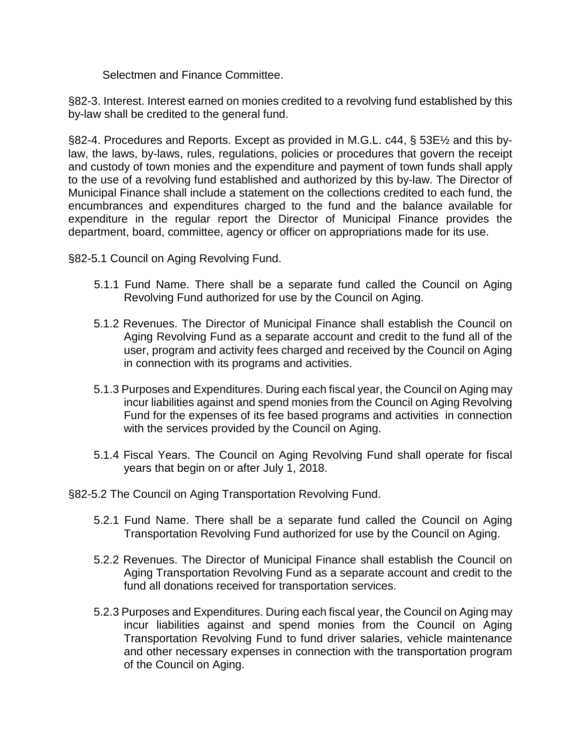Selectmen and Finance Committee.

§82-3. Interest. Interest earned on monies credited to a revolving fund established by this by-law shall be credited to the general fund.

§82-4. Procedures and Reports. Except as provided in M.G.L. c44, § 53E½ and this by-law, the laws, by-laws, rules, regulations, policies or procedures that govern the receipt and custody of town monies and the expenditure and payment of town funds shall apply to the use of a revolving fund established and authorized by this by-law. The Director of Municipal Finance shall include a statement on the collections credited to each fund, the encumbrances and expenditures charged to the fund and the balance available for expenditure in the regular report the Director of Municipal Finance provides the department, board, committee, agency or officer on appropriations made for its use.

§82-5.1 Council on Aging Revolving Fund.

5.1.1 Fund Name. There shall be a separate fund called the Council on Aging Revolving Fund authorized for use by the Council on Aging.

5.1.2 Revenues. The Director of Municipal Finance shall establish the Council on Aging Revolving Fund as a separate account and credit to the fund all of the user, program and activity fees charged and received by the Council on Aging in connection with its programs and activities.

5.1.3 Purposes and Expenditures. During each fiscal year, the Council on Aging may incur liabilities against and spend monies from the Council on Aging Revolving Fund for the expenses of its fee based programs and activities in connection with the services provided by the Council on Aging.

5.1.4 Fiscal Years. The Council on Aging Revolving Fund shall operate for fiscal years that begin on or after July 1, 2018.

§82-5.2 The Council on Aging Transportation Revolving Fund.

5.2.1 Fund Name. There shall be a separate fund called the Council on Aging Transportation Revolving Fund authorized for use by the Council on Aging.

5.2.2 Revenues. The Director of Municipal Finance shall establish the Council on Aging Transportation Revolving Fund as a separate account and credit to the fund all donations received for transportation services.

5.2.3 Purposes and Expenditures. During each fiscal year, the Council on Aging may incur liabilities against and spend monies from the Council on Aging Transportation Revolving Fund to fund driver salaries, vehicle maintenance and other necessary expenses in connection with the transportation program of the Council on Aging.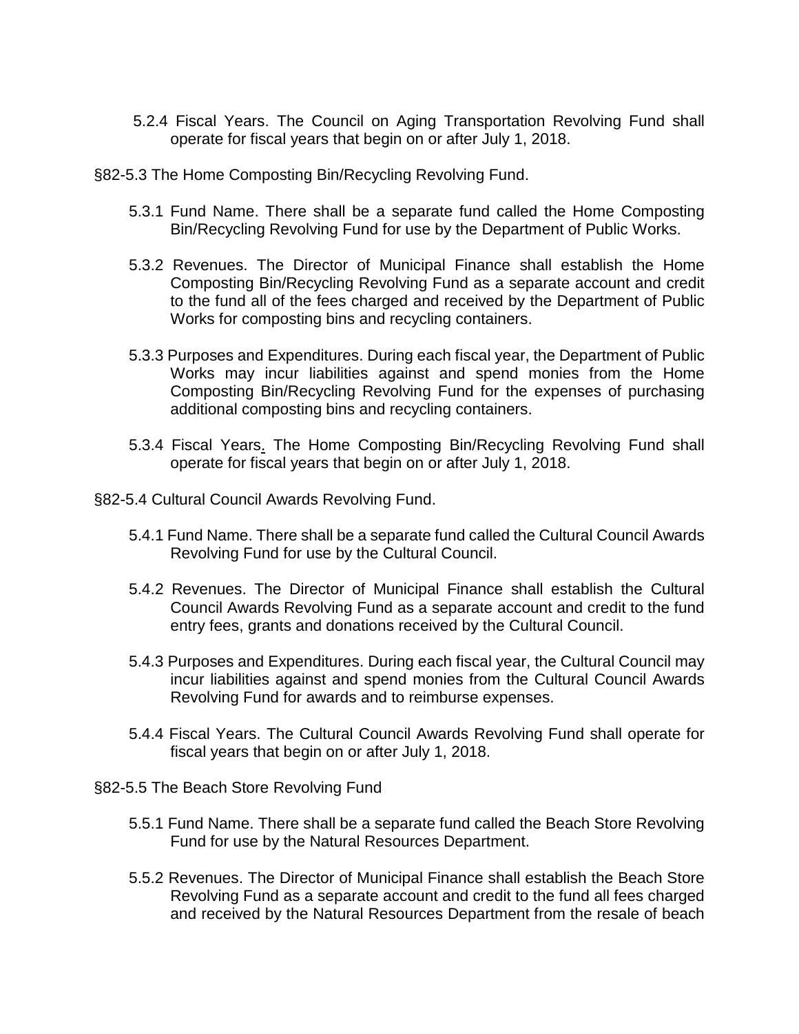5.2.4 Fiscal Years. The Council on Aging Transportation Revolving Fund shall operate for fiscal years that begin on or after July 1, 2018.

§82-5.3 The Home Composting Bin/Recycling Revolving Fund.

5.3.1 Fund Name. There shall be a separate fund called the Home Composting Bin/Recycling Revolving Fund for use by the Department of Public Works.

5.3.2 Revenues. The Director of Municipal Finance shall establish the Home Composting Bin/Recycling Revolving Fund as a separate account and credit to the fund all of the fees charged and received by the Department of Public Works for composting bins and recycling containers.

5.3.3 Purposes and Expenditures. During each fiscal year, the Department of Public Works may incur liabilities against and spend monies from the Home Composting Bin/Recycling Revolving Fund for the expenses of purchasing additional composting bins and recycling containers.

5.3.4 Fiscal Years. The Home Composting Bin/Recycling Revolving Fund shall operate for fiscal years that begin on or after July 1, 2018.

§82-5.4 Cultural Council Awards Revolving Fund.

5.4.1 Fund Name. There shall be a separate fund called the Cultural Council Awards Revolving Fund for use by the Cultural Council.

5.4.2 Revenues. The Director of Municipal Finance shall establish the Cultural Council Awards Revolving Fund as a separate account and credit to the fund entry fees, grants and donations received by the Cultural Council.

5.4.3 Purposes and Expenditures. During each fiscal year, the Cultural Council may incur liabilities against and spend monies from the Cultural Council Awards Revolving Fund for awards and to reimburse expenses.

5.4.4 Fiscal Years. The Cultural Council Awards Revolving Fund shall operate for fiscal years that begin on or after July 1, 2018.

§82-5.5 The Beach Store Revolving Fund

5.5.1 Fund Name. There shall be a separate fund called the Beach Store Revolving Fund for use by the Natural Resources Department.

5.5.2 Revenues. The Director of Municipal Finance shall establish the Beach Store Revolving Fund as a separate account and credit to the fund all fees charged and received by the Natural Resources Department from the resale of beach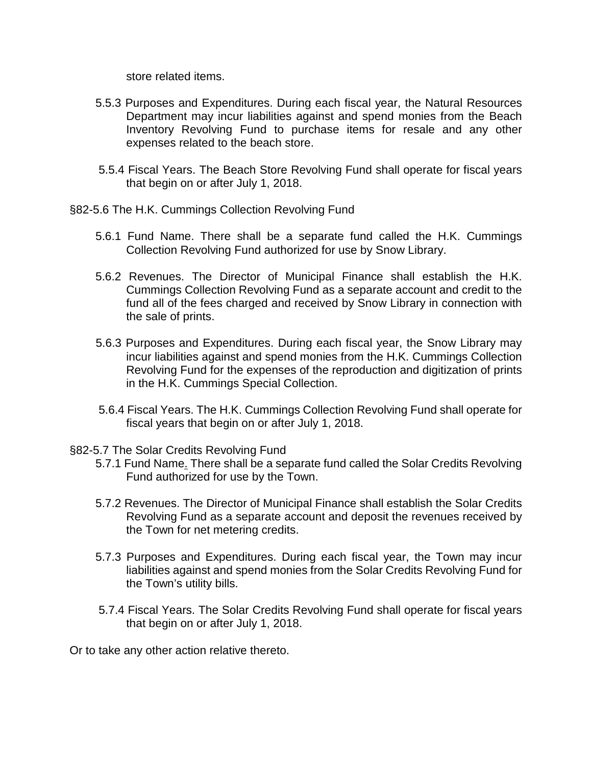store related items.

5.5.3 Purposes and Expenditures. During each fiscal year, the Natural Resources Department may incur liabilities against and spend monies from the Beach Inventory Revolving Fund to purchase items for resale and any other expenses related to the beach store.

5.5.4 Fiscal Years. The Beach Store Revolving Fund shall operate for fiscal years that begin on or after July 1, 2018.

§82-5.6 The H.K. Cummings Collection Revolving Fund

5.6.1 Fund Name. There shall be a separate fund called the H.K. Cummings Collection Revolving Fund authorized for use by Snow Library.

5.6.2 Revenues. The Director of Municipal Finance shall establish the H.K. Cummings Collection Revolving Fund as a separate account and credit to the fund all of the fees charged and received by Snow Library in connection with the sale of prints.

5.6.3 Purposes and Expenditures. During each fiscal year, the Snow Library may incur liabilities against and spend monies from the H.K. Cummings Collection Revolving Fund for the expenses of the reproduction and digitization of prints in the H.K. Cummings Special Collection.

5.6.4 Fiscal Years. The H.K. Cummings Collection Revolving Fund shall operate for fiscal years that begin on or after July 1, 2018.

§82-5.7 The Solar Credits Revolving Fund

5.7.1 Fund Name. There shall be a separate fund called the Solar Credits Revolving Fund authorized for use by the Town.

5.7.2 Revenues. The Director of Municipal Finance shall establish the Solar Credits Revolving Fund as a separate account and deposit the revenues received by the Town for net metering credits.

5.7.3 Purposes and Expenditures. During each fiscal year, the Town may incur liabilities against and spend monies from the Solar Credits Revolving Fund for the Town's utility bills.

5.7.4 Fiscal Years. The Solar Credits Revolving Fund shall operate for fiscal years that begin on or after July 1, 2018.

Or to take any other action relative thereto.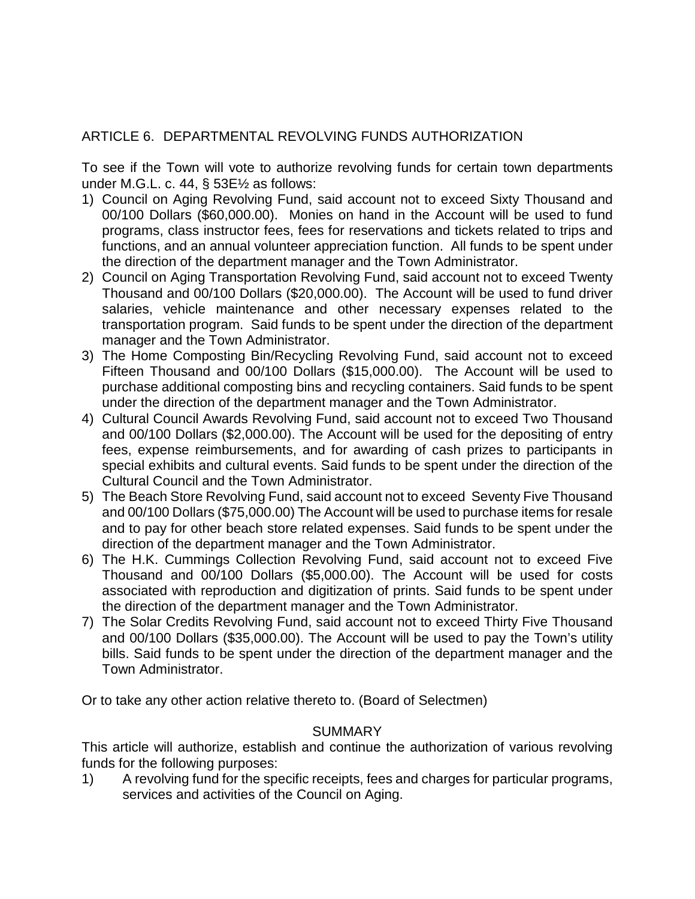## ARTICLE 6. DEPARTMENTAL REVOLVING FUNDS AUTHORIZATION

To see if the Town will vote to authorize revolving funds for certain town departments under M.G.L. c. 44, § 53E½ as follows:

1) Council on Aging Revolving Fund, said account not to exceed Sixty Thousand and 00/100 Dollars ($60,000.00). Monies on hand in the Account will be used to fund programs, class instructor fees, fees for reservations and tickets related to trips and functions, and an annual volunteer appreciation function. All funds to be spent under the direction of the department manager and the Town Administrator.
2) Council on Aging Transportation Revolving Fund, said account not to exceed Twenty Thousand and 00/100 Dollars ($20,000.00). The Account will be used to fund driver salaries, vehicle maintenance and other necessary expenses related to the transportation program. Said funds to be spent under the direction of the department manager and the Town Administrator.
3) The Home Composting Bin/Recycling Revolving Fund, said account not to exceed Fifteen Thousand and 00/100 Dollars ($15,000.00). The Account will be used to purchase additional composting bins and recycling containers. Said funds to be spent under the direction of the department manager and the Town Administrator.
4) Cultural Council Awards Revolving Fund, said account not to exceed Two Thousand and 00/100 Dollars ($2,000.00). The Account will be used for the depositing of entry fees, expense reimbursements, and for awarding of cash prizes to participants in special exhibits and cultural events. Said funds to be spent under the direction of the Cultural Council and the Town Administrator.
5) The Beach Store Revolving Fund, said account not to exceed Seventy Five Thousand and 00/100 Dollars ($75,000.00) The Account will be used to purchase items for resale and to pay for other beach store related expenses. Said funds to be spent under the direction of the department manager and the Town Administrator.
6) The H.K. Cummings Collection Revolving Fund, said account not to exceed Five Thousand and 00/100 Dollars ($5,000.00). The Account will be used for costs associated with reproduction and digitization of prints. Said funds to be spent under the direction of the department manager and the Town Administrator.
7) The Solar Credits Revolving Fund, said account not to exceed Thirty Five Thousand and 00/100 Dollars ($35,000.00). The Account will be used to pay the Town's utility bills. Said funds to be spent under the direction of the department manager and the Town Administrator.

Or to take any other action relative thereto to. (Board of Selectmen)

### SUMMARY

This article will authorize, establish and continue the authorization of various revolving funds for the following purposes:

1) A revolving fund for the specific receipts, fees and charges for particular programs, services and activities of the Council on Aging.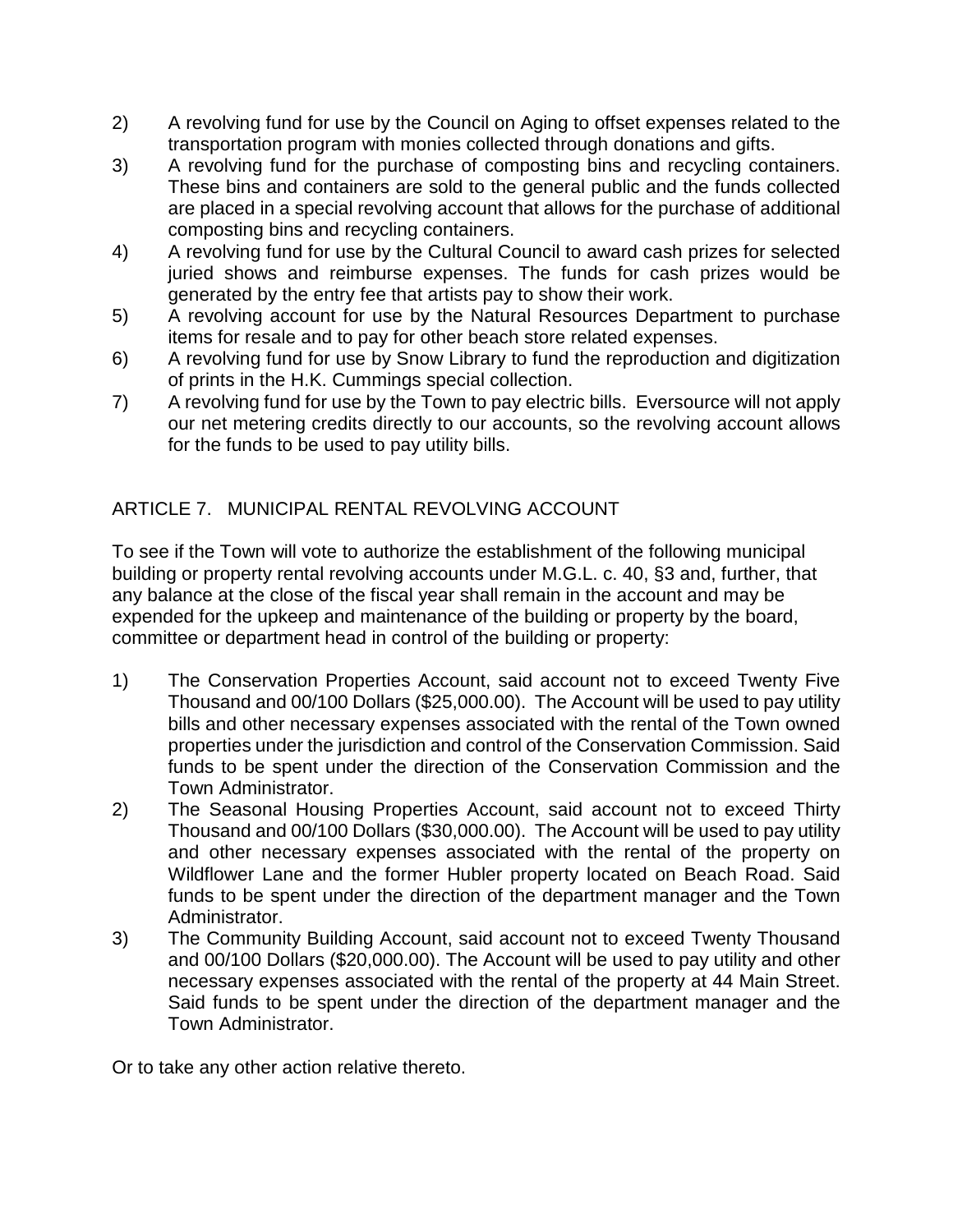2) A revolving fund for use by the Council on Aging to offset expenses related to the transportation program with monies collected through donations and gifts.
3) A revolving fund for the purchase of composting bins and recycling containers. These bins and containers are sold to the general public and the funds collected are placed in a special revolving account that allows for the purchase of additional composting bins and recycling containers.
4) A revolving fund for use by the Cultural Council to award cash prizes for selected juried shows and reimburse expenses. The funds for cash prizes would be generated by the entry fee that artists pay to show their work.
5) A revolving account for use by the Natural Resources Department to purchase items for resale and to pay for other beach store related expenses.
6) A revolving fund for use by Snow Library to fund the reproduction and digitization of prints in the H.K. Cummings special collection.
7) A revolving fund for use by the Town to pay electric bills. Eversource will not apply our net metering credits directly to our accounts, so the revolving account allows for the funds to be used to pay utility bills.

## ARTICLE 7. MUNICIPAL RENTAL REVOLVING ACCOUNT

To see if the Town will vote to authorize the establishment of the following municipal building or property rental revolving accounts under M.G.L. c. 40, §3 and, further, that any balance at the close of the fiscal year shall remain in the account and may be expended for the upkeep and maintenance of the building or property by the board, committee or department head in control of the building or property:

1) The Conservation Properties Account, said account not to exceed Twenty Five Thousand and 00/100 Dollars ($25,000.00). The Account will be used to pay utility bills and other necessary expenses associated with the rental of the Town owned properties under the jurisdiction and control of the Conservation Commission. Said funds to be spent under the direction of the Conservation Commission and the Town Administrator.
2) The Seasonal Housing Properties Account, said account not to exceed Thirty Thousand and 00/100 Dollars ($30,000.00). The Account will be used to pay utility and other necessary expenses associated with the rental of the property on Wildflower Lane and the former Hubler property located on Beach Road. Said funds to be spent under the direction of the department manager and the Town Administrator.
3) The Community Building Account, said account not to exceed Twenty Thousand and 00/100 Dollars ($20,000.00). The Account will be used to pay utility and other necessary expenses associated with the rental of the property at 44 Main Street. Said funds to be spent under the direction of the department manager and the Town Administrator.

Or to take any other action relative thereto.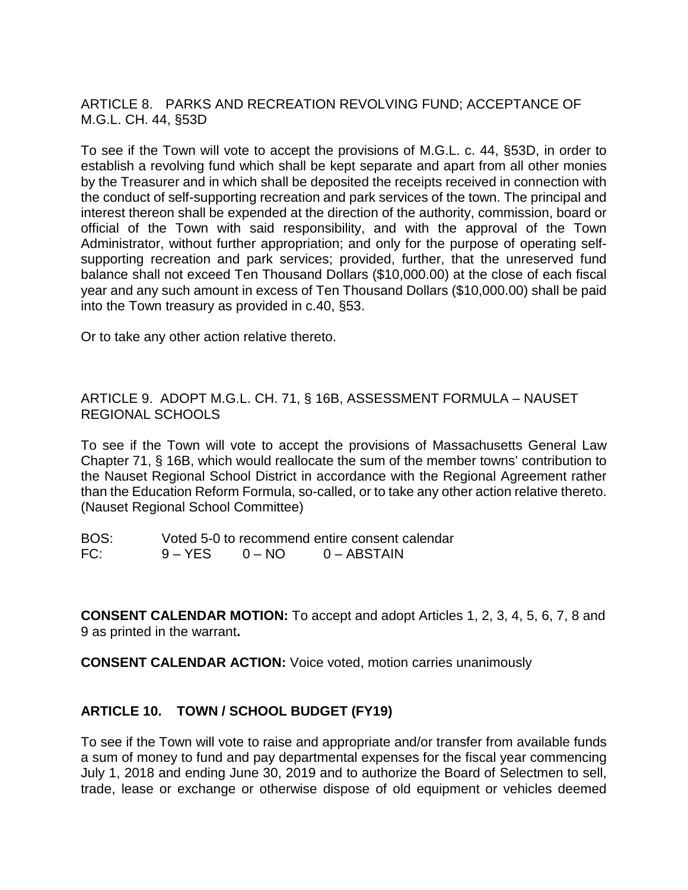ARTICLE 8. PARKS AND RECREATION REVOLVING FUND; ACCEPTANCE OF M.G.L. CH. 44, §53D

To see if the Town will vote to accept the provisions of M.G.L. c. 44, §53D, in order to establish a revolving fund which shall be kept separate and apart from all other monies by the Treasurer and in which shall be deposited the receipts received in connection with the conduct of self-supporting recreation and park services of the town. The principal and interest thereon shall be expended at the direction of the authority, commission, board or official of the Town with said responsibility, and with the approval of the Town Administrator, without further appropriation; and only for the purpose of operating self-supporting recreation and park services; provided, further, that the unreserved fund balance shall not exceed Ten Thousand Dollars ($10,000.00) at the close of each fiscal year and any such amount in excess of Ten Thousand Dollars ($10,000.00) shall be paid into the Town treasury as provided in c.40, §53.

Or to take any other action relative thereto.

ARTICLE 9. ADOPT M.G.L. CH. 71, § 16B, ASSESSMENT FORMULA – NAUSET REGIONAL SCHOOLS

To see if the Town will vote to accept the provisions of Massachusetts General Law Chapter 71, § 16B, which would reallocate the sum of the member towns' contribution to the Nauset Regional School District in accordance with the Regional Agreement rather than the Education Reform Formula, so-called, or to take any other action relative thereto. (Nauset Regional School Committee)

BOS: Voted 5-0 to recommend entire consent calendar
FC: 9 – YES 0 – NO 0 – ABSTAIN

**CONSENT CALENDAR MOTION:** To accept and adopt Articles 1, 2, 3, 4, 5, 6, 7, 8 and 9 as printed in the warrant**.**

**CONSENT CALENDAR ACTION:** Voice voted, motion carries unanimously

**ARTICLE 10. TOWN / SCHOOL BUDGET (FY19)**

To see if the Town will vote to raise and appropriate and/or transfer from available funds a sum of money to fund and pay departmental expenses for the fiscal year commencing July 1, 2018 and ending June 30, 2019 and to authorize the Board of Selectmen to sell, trade, lease or exchange or otherwise dispose of old equipment or vehicles deemed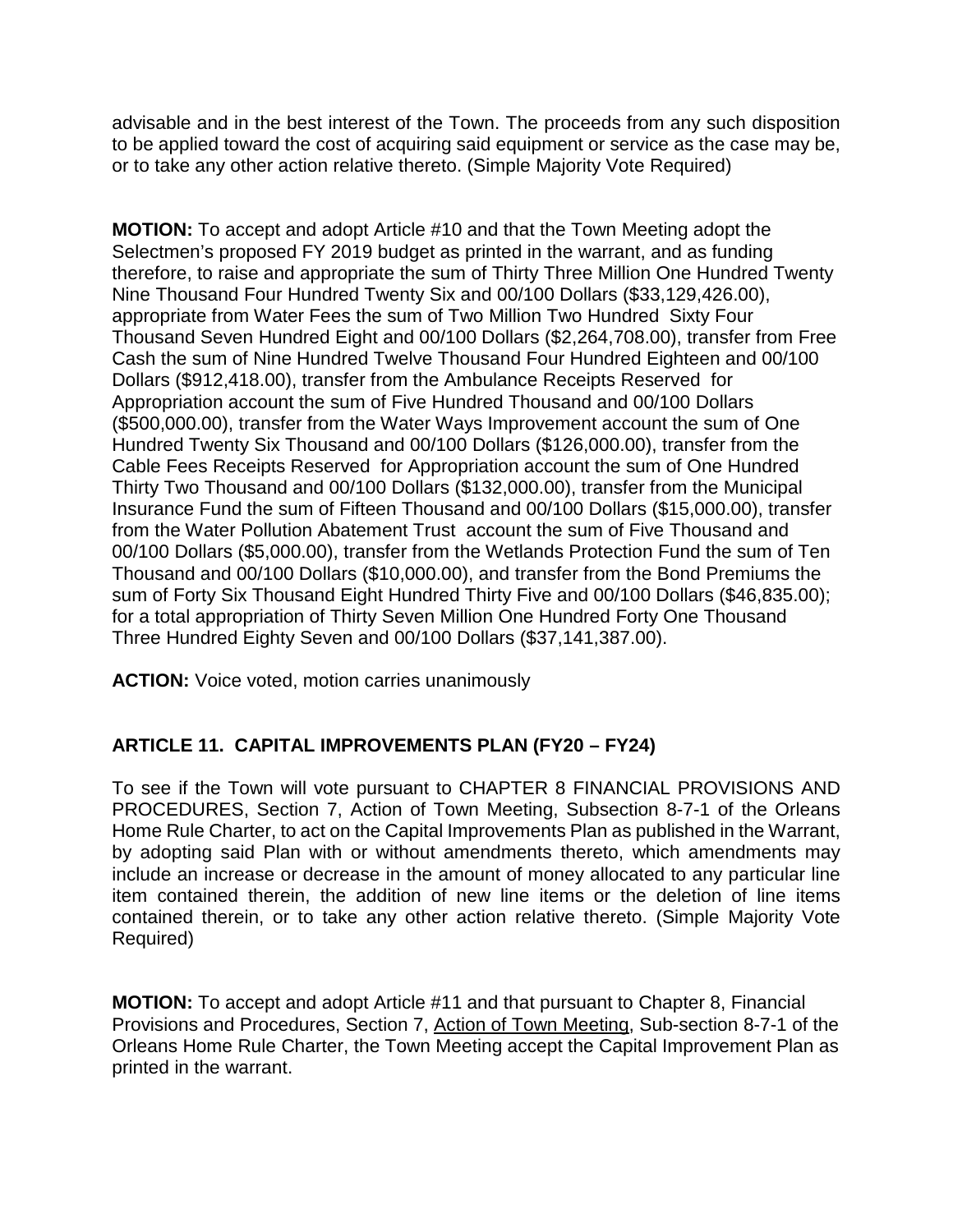advisable and in the best interest of the Town. The proceeds from any such disposition to be applied toward the cost of acquiring said equipment or service as the case may be, or to take any other action relative thereto. (Simple Majority Vote Required)

**MOTION:** To accept and adopt Article #10 and that the Town Meeting adopt the Selectmen's proposed FY 2019 budget as printed in the warrant, and as funding therefore, to raise and appropriate the sum of Thirty Three Million One Hundred Twenty Nine Thousand Four Hundred Twenty Six and 00/100 Dollars ($33,129,426.00), appropriate from Water Fees the sum of Two Million Two Hundred Sixty Four Thousand Seven Hundred Eight and 00/100 Dollars ($2,264,708.00), transfer from Free Cash the sum of Nine Hundred Twelve Thousand Four Hundred Eighteen and 00/100 Dollars ($912,418.00), transfer from the Ambulance Receipts Reserved for Appropriation account the sum of Five Hundred Thousand and 00/100 Dollars ($500,000.00), transfer from the Water Ways Improvement account the sum of One Hundred Twenty Six Thousand and 00/100 Dollars ($126,000.00), transfer from the Cable Fees Receipts Reserved for Appropriation account the sum of One Hundred Thirty Two Thousand and 00/100 Dollars ($132,000.00), transfer from the Municipal Insurance Fund the sum of Fifteen Thousand and 00/100 Dollars ($15,000.00), transfer from the Water Pollution Abatement Trust account the sum of Five Thousand and 00/100 Dollars ($5,000.00), transfer from the Wetlands Protection Fund the sum of Ten Thousand and 00/100 Dollars ($10,000.00), and transfer from the Bond Premiums the sum of Forty Six Thousand Eight Hundred Thirty Five and 00/100 Dollars ($46,835.00); for a total appropriation of Thirty Seven Million One Hundred Forty One Thousand Three Hundred Eighty Seven and 00/100 Dollars ($37,141,387.00).

**ACTION:** Voice voted, motion carries unanimously

## ARTICLE 11. CAPITAL IMPROVEMENTS PLAN (FY20 – FY24)

To see if the Town will vote pursuant to CHAPTER 8 FINANCIAL PROVISIONS AND PROCEDURES, Section 7, Action of Town Meeting, Subsection 8-7-1 of the Orleans Home Rule Charter, to act on the Capital Improvements Plan as published in the Warrant, by adopting said Plan with or without amendments thereto, which amendments may include an increase or decrease in the amount of money allocated to any particular line item contained therein, the addition of new line items or the deletion of line items contained therein, or to take any other action relative thereto. (Simple Majority Vote Required)

**MOTION:** To accept and adopt Article #11 and that pursuant to Chapter 8, Financial Provisions and Procedures, Section 7, Action of Town Meeting, Sub-section 8-7-1 of the Orleans Home Rule Charter, the Town Meeting accept the Capital Improvement Plan as printed in the warrant.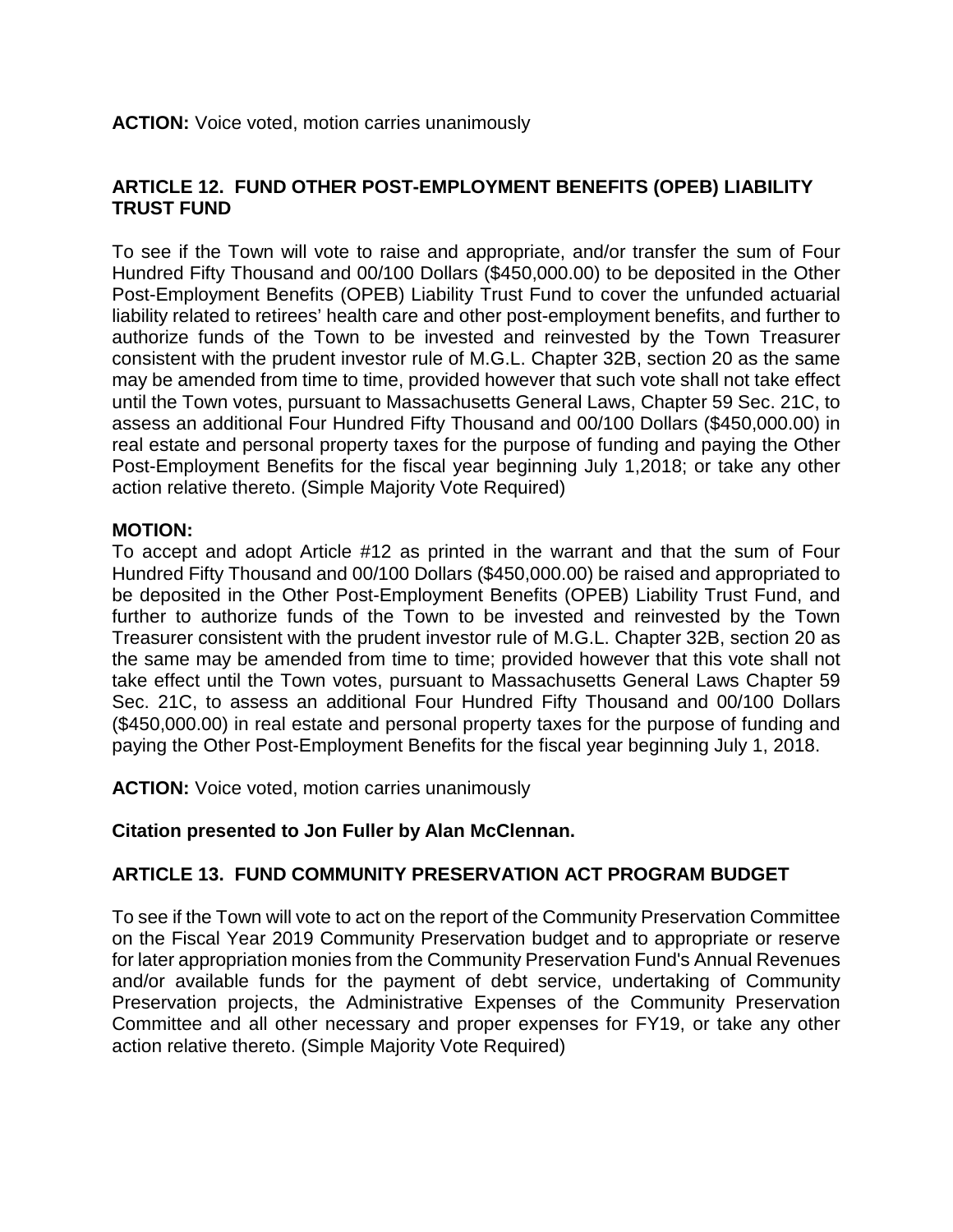**ACTION:** Voice voted, motion carries unanimously

## ARTICLE 12. FUND OTHER POST-EMPLOYMENT BENEFITS (OPEB) LIABILITY TRUST FUND

To see if the Town will vote to raise and appropriate, and/or transfer the sum of Four Hundred Fifty Thousand and 00/100 Dollars ($450,000.00) to be deposited in the Other Post-Employment Benefits (OPEB) Liability Trust Fund to cover the unfunded actuarial liability related to retirees' health care and other post-employment benefits, and further to authorize funds of the Town to be invested and reinvested by the Town Treasurer consistent with the prudent investor rule of M.G.L. Chapter 32B, section 20 as the same may be amended from time to time, provided however that such vote shall not take effect until the Town votes, pursuant to Massachusetts General Laws, Chapter 59 Sec. 21C, to assess an additional Four Hundred Fifty Thousand and 00/100 Dollars ($450,000.00) in real estate and personal property taxes for the purpose of funding and paying the Other Post-Employment Benefits for the fiscal year beginning July 1,2018; or take any other action relative thereto. (Simple Majority Vote Required)

**MOTION:**
To accept and adopt Article #12 as printed in the warrant and that the sum of Four Hundred Fifty Thousand and 00/100 Dollars ($450,000.00) be raised and appropriated to be deposited in the Other Post-Employment Benefits (OPEB) Liability Trust Fund, and further to authorize funds of the Town to be invested and reinvested by the Town Treasurer consistent with the prudent investor rule of M.G.L. Chapter 32B, section 20 as the same may be amended from time to time; provided however that this vote shall not take effect until the Town votes, pursuant to Massachusetts General Laws Chapter 59 Sec. 21C, to assess an additional Four Hundred Fifty Thousand and 00/100 Dollars ($450,000.00) in real estate and personal property taxes for the purpose of funding and paying the Other Post-Employment Benefits for the fiscal year beginning July 1, 2018.

**ACTION:** Voice voted, motion carries unanimously

**Citation presented to Jon Fuller by Alan McClennan.**

## ARTICLE 13. FUND COMMUNITY PRESERVATION ACT PROGRAM BUDGET

To see if the Town will vote to act on the report of the Community Preservation Committee on the Fiscal Year 2019 Community Preservation budget and to appropriate or reserve for later appropriation monies from the Community Preservation Fund's Annual Revenues and/or available funds for the payment of debt service, undertaking of Community Preservation projects, the Administrative Expenses of the Community Preservation Committee and all other necessary and proper expenses for FY19, or take any other action relative thereto. (Simple Majority Vote Required)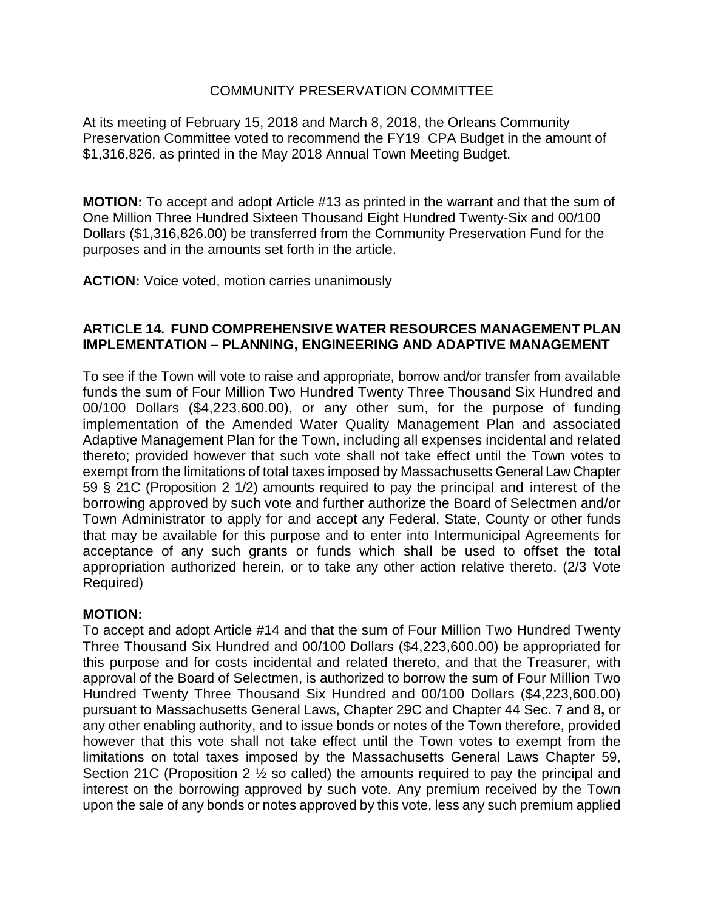COMMUNITY PRESERVATION COMMITTEE

At its meeting of February 15, 2018 and March 8, 2018, the Orleans Community Preservation Committee voted to recommend the FY19 CPA Budget in the amount of $1,316,826, as printed in the May 2018 Annual Town Meeting Budget.

**MOTION:** To accept and adopt Article #13 as printed in the warrant and that the sum of One Million Three Hundred Sixteen Thousand Eight Hundred Twenty-Six and 00/100 Dollars ($1,316,826.00) be transferred from the Community Preservation Fund for the purposes and in the amounts set forth in the article.

**ACTION:** Voice voted, motion carries unanimously

**ARTICLE 14. FUND COMPREHENSIVE WATER RESOURCES MANAGEMENT PLAN IMPLEMENTATION – PLANNING, ENGINEERING AND ADAPTIVE MANAGEMENT**

To see if the Town will vote to raise and appropriate, borrow and/or transfer from available funds the sum of Four Million Two Hundred Twenty Three Thousand Six Hundred and 00/100 Dollars ($4,223,600.00), or any other sum, for the purpose of funding implementation of the Amended Water Quality Management Plan and associated Adaptive Management Plan for the Town, including all expenses incidental and related thereto; provided however that such vote shall not take effect until the Town votes to exempt from the limitations of total taxes imposed by Massachusetts General Law Chapter 59 § 21C (Proposition 2 1/2) amounts required to pay the principal and interest of the borrowing approved by such vote and further authorize the Board of Selectmen and/or Town Administrator to apply for and accept any Federal, State, County or other funds that may be available for this purpose and to enter into Intermunicipal Agreements for acceptance of any such grants or funds which shall be used to offset the total appropriation authorized herein, or to take any other action relative thereto. (2/3 Vote Required)

**MOTION:**
To accept and adopt Article #14 and that the sum of Four Million Two Hundred Twenty Three Thousand Six Hundred and 00/100 Dollars ($4,223,600.00) be appropriated for this purpose and for costs incidental and related thereto, and that the Treasurer, with approval of the Board of Selectmen, is authorized to borrow the sum of Four Million Two Hundred Twenty Three Thousand Six Hundred and 00/100 Dollars ($4,223,600.00) pursuant to Massachusetts General Laws, Chapter 29C and Chapter 44 Sec. 7 and 8**,** or any other enabling authority, and to issue bonds or notes of the Town therefore, provided however that this vote shall not take effect until the Town votes to exempt from the limitations on total taxes imposed by the Massachusetts General Laws Chapter 59, Section 21C (Proposition 2 ½ so called) the amounts required to pay the principal and interest on the borrowing approved by such vote. Any premium received by the Town upon the sale of any bonds or notes approved by this vote, less any such premium applied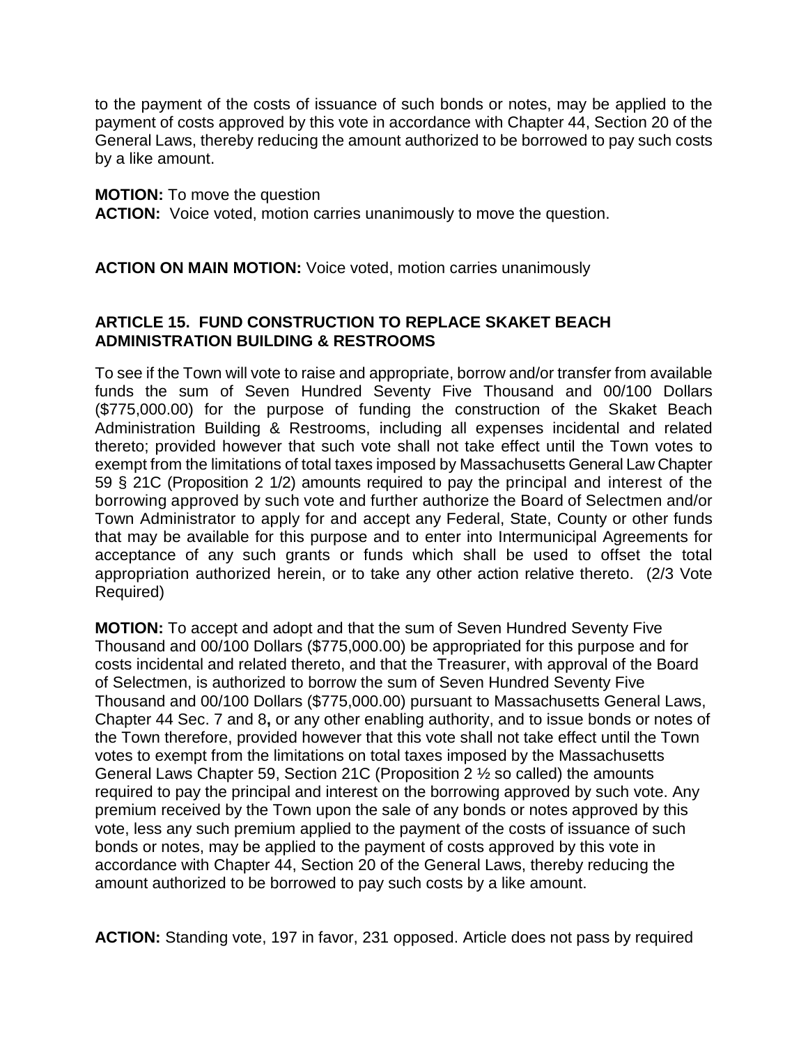to the payment of the costs of issuance of such bonds or notes, may be applied to the payment of costs approved by this vote in accordance with Chapter 44, Section 20 of the General Laws, thereby reducing the amount authorized to be borrowed to pay such costs by a like amount.

**MOTION:** To move the question
**ACTION:** Voice voted, motion carries unanimously to move the question.

**ACTION ON MAIN MOTION:** Voice voted, motion carries unanimously

**ARTICLE 15. FUND CONSTRUCTION TO REPLACE SKAKET BEACH ADMINISTRATION BUILDING & RESTROOMS**

To see if the Town will vote to raise and appropriate, borrow and/or transfer from available funds the sum of Seven Hundred Seventy Five Thousand and 00/100 Dollars ($775,000.00) for the purpose of funding the construction of the Skaket Beach Administration Building & Restrooms, including all expenses incidental and related thereto; provided however that such vote shall not take effect until the Town votes to exempt from the limitations of total taxes imposed by Massachusetts General Law Chapter 59 § 21C (Proposition 2 1/2) amounts required to pay the principal and interest of the borrowing approved by such vote and further authorize the Board of Selectmen and/or Town Administrator to apply for and accept any Federal, State, County or other funds that may be available for this purpose and to enter into Intermunicipal Agreements for acceptance of any such grants or funds which shall be used to offset the total appropriation authorized herein, or to take any other action relative thereto. (2/3 Vote Required)

**MOTION:** To accept and adopt and that the sum of Seven Hundred Seventy Five Thousand and 00/100 Dollars ($775,000.00) be appropriated for this purpose and for costs incidental and related thereto, and that the Treasurer, with approval of the Board of Selectmen, is authorized to borrow the sum of Seven Hundred Seventy Five Thousand and 00/100 Dollars ($775,000.00) pursuant to Massachusetts General Laws, Chapter 44 Sec. 7 and 8**,** or any other enabling authority, and to issue bonds or notes of the Town therefore, provided however that this vote shall not take effect until the Town votes to exempt from the limitations on total taxes imposed by the Massachusetts General Laws Chapter 59, Section 21C (Proposition 2 ½ so called) the amounts required to pay the principal and interest on the borrowing approved by such vote. Any premium received by the Town upon the sale of any bonds or notes approved by this vote, less any such premium applied to the payment of the costs of issuance of such bonds or notes, may be applied to the payment of costs approved by this vote in accordance with Chapter 44, Section 20 of the General Laws, thereby reducing the amount authorized to be borrowed to pay such costs by a like amount.

**ACTION:** Standing vote, 197 in favor, 231 opposed. Article does not pass by required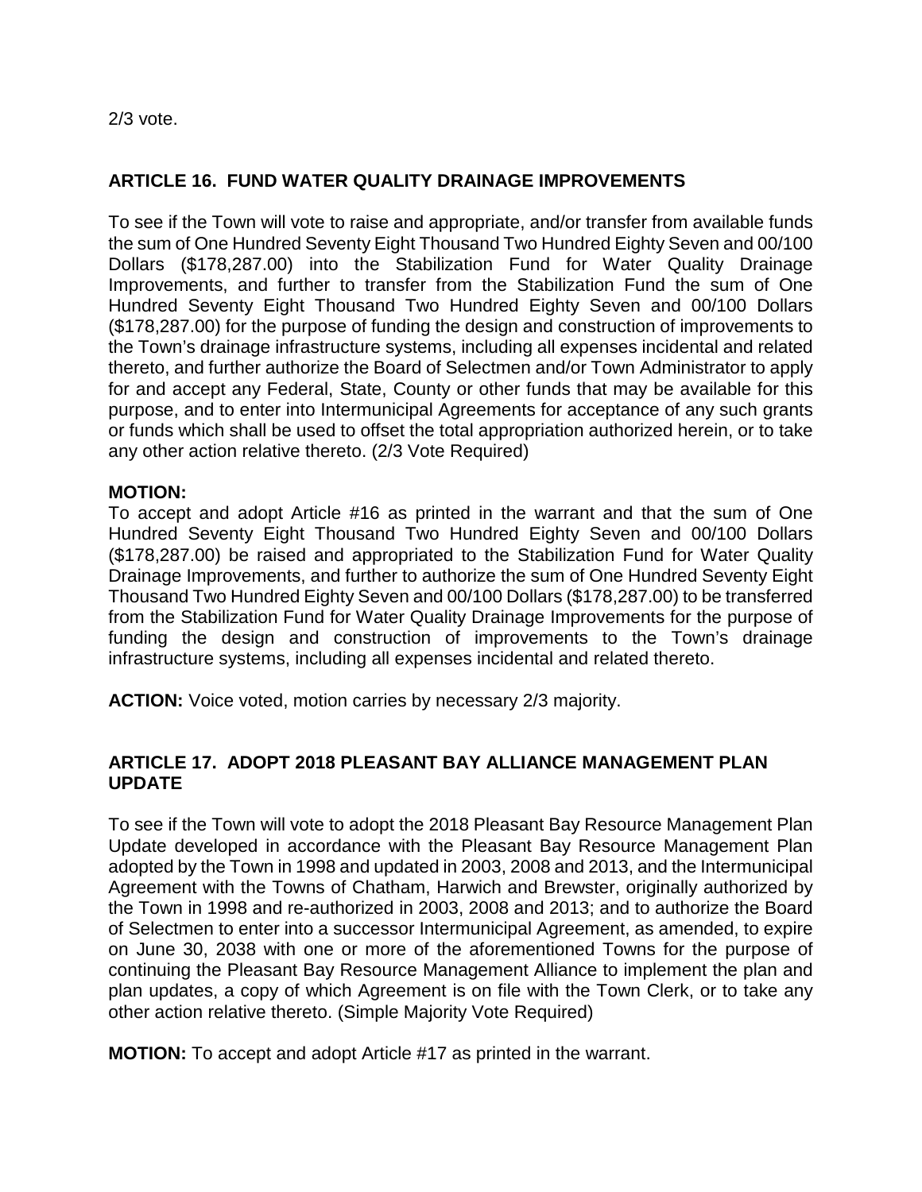2/3 vote.

## ARTICLE 16. FUND WATER QUALITY DRAINAGE IMPROVEMENTS

To see if the Town will vote to raise and appropriate, and/or transfer from available funds the sum of One Hundred Seventy Eight Thousand Two Hundred Eighty Seven and 00/100 Dollars ($178,287.00) into the Stabilization Fund for Water Quality Drainage Improvements, and further to transfer from the Stabilization Fund the sum of One Hundred Seventy Eight Thousand Two Hundred Eighty Seven and 00/100 Dollars ($178,287.00) for the purpose of funding the design and construction of improvements to the Town's drainage infrastructure systems, including all expenses incidental and related thereto, and further authorize the Board of Selectmen and/or Town Administrator to apply for and accept any Federal, State, County or other funds that may be available for this purpose, and to enter into Intermunicipal Agreements for acceptance of any such grants or funds which shall be used to offset the total appropriation authorized herein, or to take any other action relative thereto. (2/3 Vote Required)

**MOTION:**
To accept and adopt Article #16 as printed in the warrant and that the sum of One Hundred Seventy Eight Thousand Two Hundred Eighty Seven and 00/100 Dollars ($178,287.00) be raised and appropriated to the Stabilization Fund for Water Quality Drainage Improvements, and further to authorize the sum of One Hundred Seventy Eight Thousand Two Hundred Eighty Seven and 00/100 Dollars ($178,287.00) to be transferred from the Stabilization Fund for Water Quality Drainage Improvements for the purpose of funding the design and construction of improvements to the Town's drainage infrastructure systems, including all expenses incidental and related thereto.

**ACTION:** Voice voted, motion carries by necessary 2/3 majority.

## ARTICLE 17. ADOPT 2018 PLEASANT BAY ALLIANCE MANAGEMENT PLAN UPDATE

To see if the Town will vote to adopt the 2018 Pleasant Bay Resource Management Plan Update developed in accordance with the Pleasant Bay Resource Management Plan adopted by the Town in 1998 and updated in 2003, 2008 and 2013, and the Intermunicipal Agreement with the Towns of Chatham, Harwich and Brewster, originally authorized by the Town in 1998 and re-authorized in 2003, 2008 and 2013; and to authorize the Board of Selectmen to enter into a successor Intermunicipal Agreement, as amended, to expire on June 30, 2038 with one or more of the aforementioned Towns for the purpose of continuing the Pleasant Bay Resource Management Alliance to implement the plan and plan updates, a copy of which Agreement is on file with the Town Clerk, or to take any other action relative thereto. (Simple Majority Vote Required)

**MOTION:** To accept and adopt Article #17 as printed in the warrant.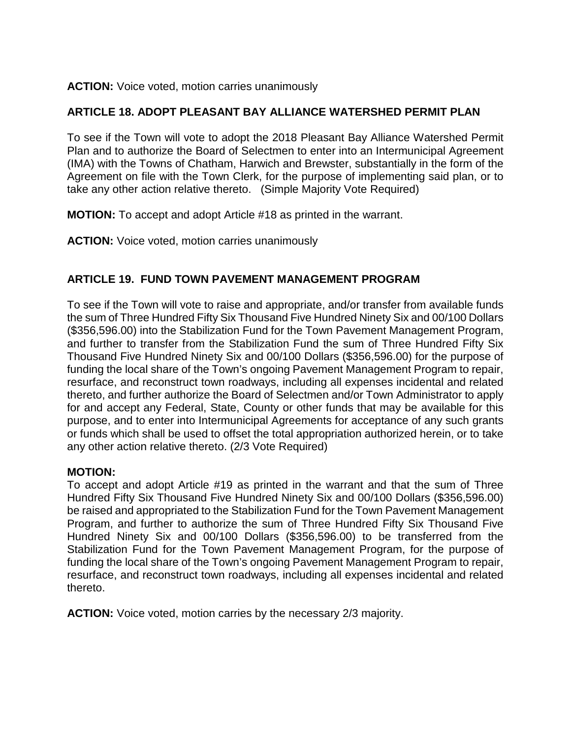**ACTION:** Voice voted, motion carries unanimously

## ARTICLE 18. ADOPT PLEASANT BAY ALLIANCE WATERSHED PERMIT PLAN

To see if the Town will vote to adopt the 2018 Pleasant Bay Alliance Watershed Permit Plan and to authorize the Board of Selectmen to enter into an Intermunicipal Agreement (IMA) with the Towns of Chatham, Harwich and Brewster, substantially in the form of the Agreement on file with the Town Clerk, for the purpose of implementing said plan, or to take any other action relative thereto. (Simple Majority Vote Required)

**MOTION:** To accept and adopt Article #18 as printed in the warrant.

**ACTION:** Voice voted, motion carries unanimously

## ARTICLE 19. FUND TOWN PAVEMENT MANAGEMENT PROGRAM

To see if the Town will vote to raise and appropriate, and/or transfer from available funds the sum of Three Hundred Fifty Six Thousand Five Hundred Ninety Six and 00/100 Dollars ($356,596.00) into the Stabilization Fund for the Town Pavement Management Program, and further to transfer from the Stabilization Fund the sum of Three Hundred Fifty Six Thousand Five Hundred Ninety Six and 00/100 Dollars ($356,596.00) for the purpose of funding the local share of the Town's ongoing Pavement Management Program to repair, resurface, and reconstruct town roadways, including all expenses incidental and related thereto, and further authorize the Board of Selectmen and/or Town Administrator to apply for and accept any Federal, State, County or other funds that may be available for this purpose, and to enter into Intermunicipal Agreements for acceptance of any such grants or funds which shall be used to offset the total appropriation authorized herein, or to take any other action relative thereto. (2/3 Vote Required)

**MOTION:**
To accept and adopt Article #19 as printed in the warrant and that the sum of Three Hundred Fifty Six Thousand Five Hundred Ninety Six and 00/100 Dollars ($356,596.00) be raised and appropriated to the Stabilization Fund for the Town Pavement Management Program, and further to authorize the sum of Three Hundred Fifty Six Thousand Five Hundred Ninety Six and 00/100 Dollars ($356,596.00) to be transferred from the Stabilization Fund for the Town Pavement Management Program, for the purpose of funding the local share of the Town's ongoing Pavement Management Program to repair, resurface, and reconstruct town roadways, including all expenses incidental and related thereto.

**ACTION:** Voice voted, motion carries by the necessary 2/3 majority.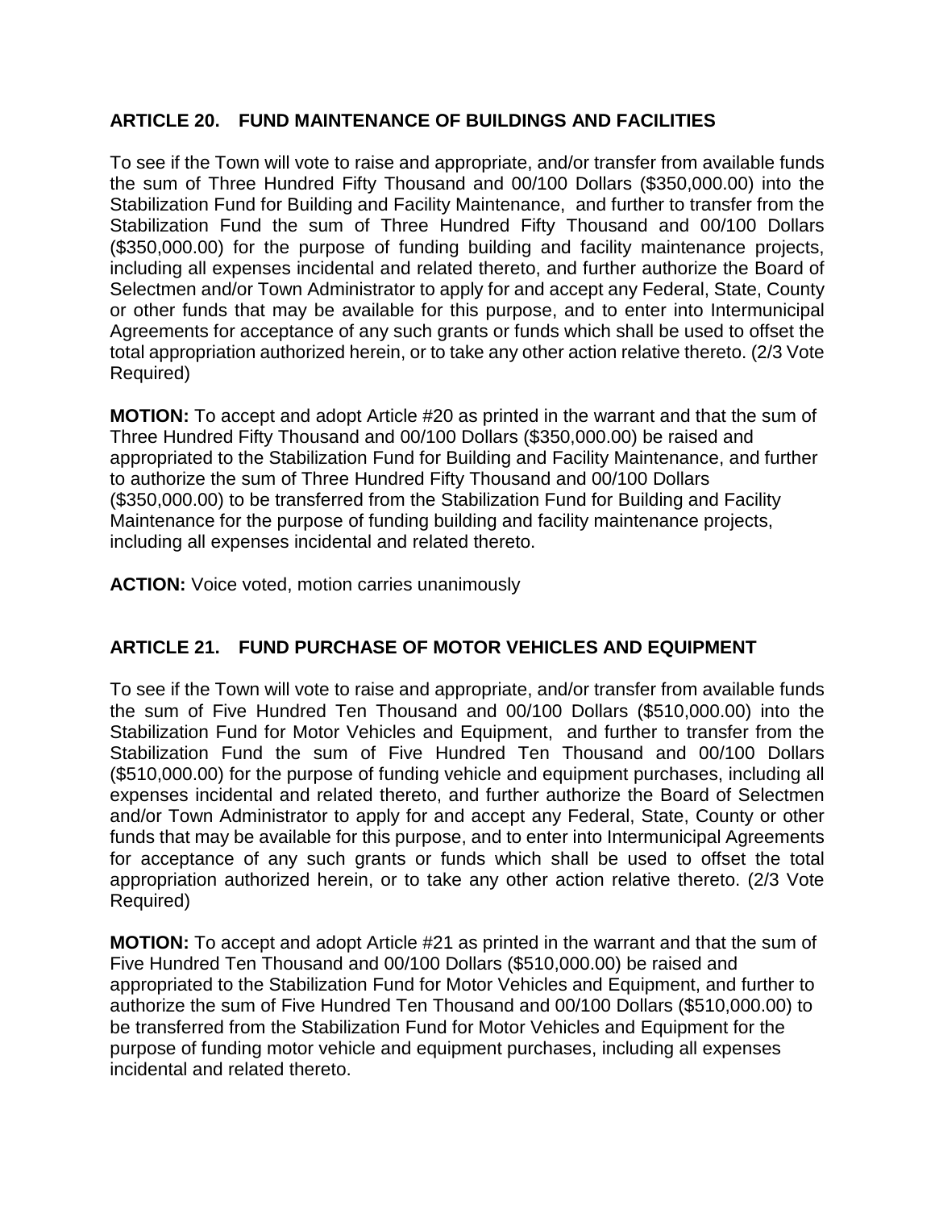### ARTICLE 20. FUND MAINTENANCE OF BUILDINGS AND FACILITIES

To see if the Town will vote to raise and appropriate, and/or transfer from available funds the sum of Three Hundred Fifty Thousand and 00/100 Dollars ($350,000.00) into the Stabilization Fund for Building and Facility Maintenance, and further to transfer from the Stabilization Fund the sum of Three Hundred Fifty Thousand and 00/100 Dollars ($350,000.00) for the purpose of funding building and facility maintenance projects, including all expenses incidental and related thereto, and further authorize the Board of Selectmen and/or Town Administrator to apply for and accept any Federal, State, County or other funds that may be available for this purpose, and to enter into Intermunicipal Agreements for acceptance of any such grants or funds which shall be used to offset the total appropriation authorized herein, or to take any other action relative thereto. (2/3 Vote Required)

**MOTION:** To accept and adopt Article #20 as printed in the warrant and that the sum of Three Hundred Fifty Thousand and 00/100 Dollars ($350,000.00) be raised and appropriated to the Stabilization Fund for Building and Facility Maintenance, and further to authorize the sum of Three Hundred Fifty Thousand and 00/100 Dollars ($350,000.00) to be transferred from the Stabilization Fund for Building and Facility Maintenance for the purpose of funding building and facility maintenance projects, including all expenses incidental and related thereto.

**ACTION:** Voice voted, motion carries unanimously

### ARTICLE 21. FUND PURCHASE OF MOTOR VEHICLES AND EQUIPMENT

To see if the Town will vote to raise and appropriate, and/or transfer from available funds the sum of Five Hundred Ten Thousand and 00/100 Dollars ($510,000.00) into the Stabilization Fund for Motor Vehicles and Equipment, and further to transfer from the Stabilization Fund the sum of Five Hundred Ten Thousand and 00/100 Dollars ($510,000.00) for the purpose of funding vehicle and equipment purchases, including all expenses incidental and related thereto, and further authorize the Board of Selectmen and/or Town Administrator to apply for and accept any Federal, State, County or other funds that may be available for this purpose, and to enter into Intermunicipal Agreements for acceptance of any such grants or funds which shall be used to offset the total appropriation authorized herein, or to take any other action relative thereto. (2/3 Vote Required)

**MOTION:** To accept and adopt Article #21 as printed in the warrant and that the sum of Five Hundred Ten Thousand and 00/100 Dollars ($510,000.00) be raised and appropriated to the Stabilization Fund for Motor Vehicles and Equipment, and further to authorize the sum of Five Hundred Ten Thousand and 00/100 Dollars ($510,000.00) to be transferred from the Stabilization Fund for Motor Vehicles and Equipment for the purpose of funding motor vehicle and equipment purchases, including all expenses incidental and related thereto.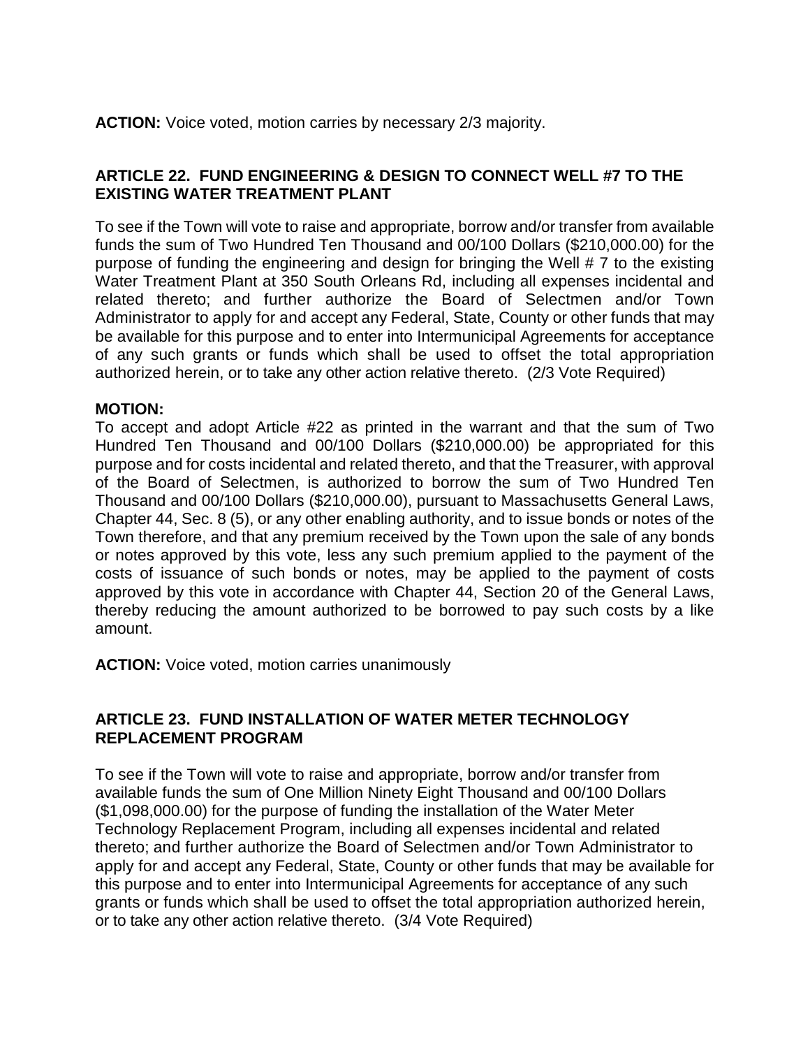**ACTION:** Voice voted, motion carries by necessary 2/3 majority.

## ARTICLE 22. FUND ENGINEERING & DESIGN TO CONNECT WELL #7 TO THE EXISTING WATER TREATMENT PLANT

To see if the Town will vote to raise and appropriate, borrow and/or transfer from available funds the sum of Two Hundred Ten Thousand and 00/100 Dollars ($210,000.00) for the purpose of funding the engineering and design for bringing the Well # 7 to the existing Water Treatment Plant at 350 South Orleans Rd, including all expenses incidental and related thereto; and further authorize the Board of Selectmen and/or Town Administrator to apply for and accept any Federal, State, County or other funds that may be available for this purpose and to enter into Intermunicipal Agreements for acceptance of any such grants or funds which shall be used to offset the total appropriation authorized herein, or to take any other action relative thereto. (2/3 Vote Required)

**MOTION:**
To accept and adopt Article #22 as printed in the warrant and that the sum of Two Hundred Ten Thousand and 00/100 Dollars ($210,000.00) be appropriated for this purpose and for costs incidental and related thereto, and that the Treasurer, with approval of the Board of Selectmen, is authorized to borrow the sum of Two Hundred Ten Thousand and 00/100 Dollars ($210,000.00), pursuant to Massachusetts General Laws, Chapter 44, Sec. 8 (5), or any other enabling authority, and to issue bonds or notes of the Town therefore, and that any premium received by the Town upon the sale of any bonds or notes approved by this vote, less any such premium applied to the payment of the costs of issuance of such bonds or notes, may be applied to the payment of costs approved by this vote in accordance with Chapter 44, Section 20 of the General Laws, thereby reducing the amount authorized to be borrowed to pay such costs by a like amount.

**ACTION:** Voice voted, motion carries unanimously

## ARTICLE 23. FUND INSTALLATION OF WATER METER TECHNOLOGY REPLACEMENT PROGRAM

To see if the Town will vote to raise and appropriate, borrow and/or transfer from available funds the sum of One Million Ninety Eight Thousand and 00/100 Dollars ($1,098,000.00) for the purpose of funding the installation of the Water Meter Technology Replacement Program, including all expenses incidental and related thereto; and further authorize the Board of Selectmen and/or Town Administrator to apply for and accept any Federal, State, County or other funds that may be available for this purpose and to enter into Intermunicipal Agreements for acceptance of any such grants or funds which shall be used to offset the total appropriation authorized herein, or to take any other action relative thereto. (3/4 Vote Required)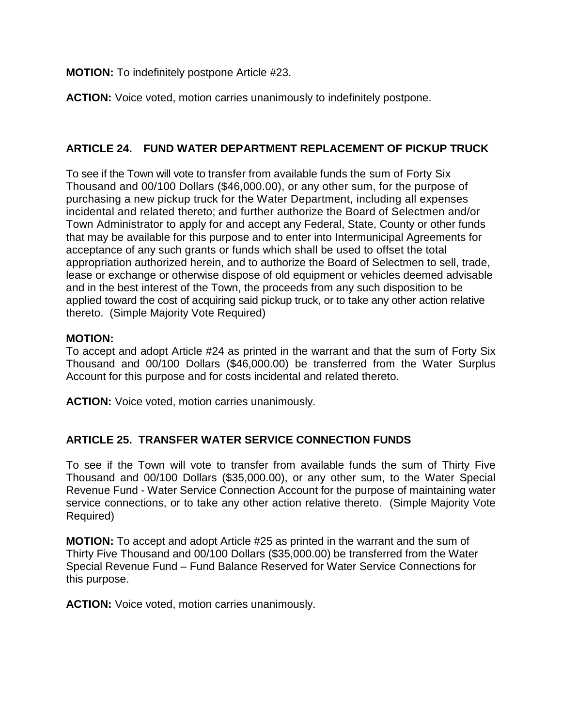**MOTION:** To indefinitely postpone Article #23.

**ACTION:** Voice voted, motion carries unanimously to indefinitely postpone.

## ARTICLE 24. FUND WATER DEPARTMENT REPLACEMENT OF PICKUP TRUCK

To see if the Town will vote to transfer from available funds the sum of Forty Six Thousand and 00/100 Dollars ($46,000.00), or any other sum, for the purpose of purchasing a new pickup truck for the Water Department, including all expenses incidental and related thereto; and further authorize the Board of Selectmen and/or Town Administrator to apply for and accept any Federal, State, County or other funds that may be available for this purpose and to enter into Intermunicipal Agreements for acceptance of any such grants or funds which shall be used to offset the total appropriation authorized herein, and to authorize the Board of Selectmen to sell, trade, lease or exchange or otherwise dispose of old equipment or vehicles deemed advisable and in the best interest of the Town, the proceeds from any such disposition to be applied toward the cost of acquiring said pickup truck, or to take any other action relative thereto. (Simple Majority Vote Required)

**MOTION:**
To accept and adopt Article #24 as printed in the warrant and that the sum of Forty Six Thousand and 00/100 Dollars ($46,000.00) be transferred from the Water Surplus Account for this purpose and for costs incidental and related thereto.

**ACTION:** Voice voted, motion carries unanimously.

## ARTICLE 25. TRANSFER WATER SERVICE CONNECTION FUNDS

To see if the Town will vote to transfer from available funds the sum of Thirty Five Thousand and 00/100 Dollars ($35,000.00), or any other sum, to the Water Special Revenue Fund - Water Service Connection Account for the purpose of maintaining water service connections, or to take any other action relative thereto. (Simple Majority Vote Required)

**MOTION:** To accept and adopt Article #25 as printed in the warrant and the sum of Thirty Five Thousand and 00/100 Dollars ($35,000.00) be transferred from the Water Special Revenue Fund – Fund Balance Reserved for Water Service Connections for this purpose.

**ACTION:** Voice voted, motion carries unanimously.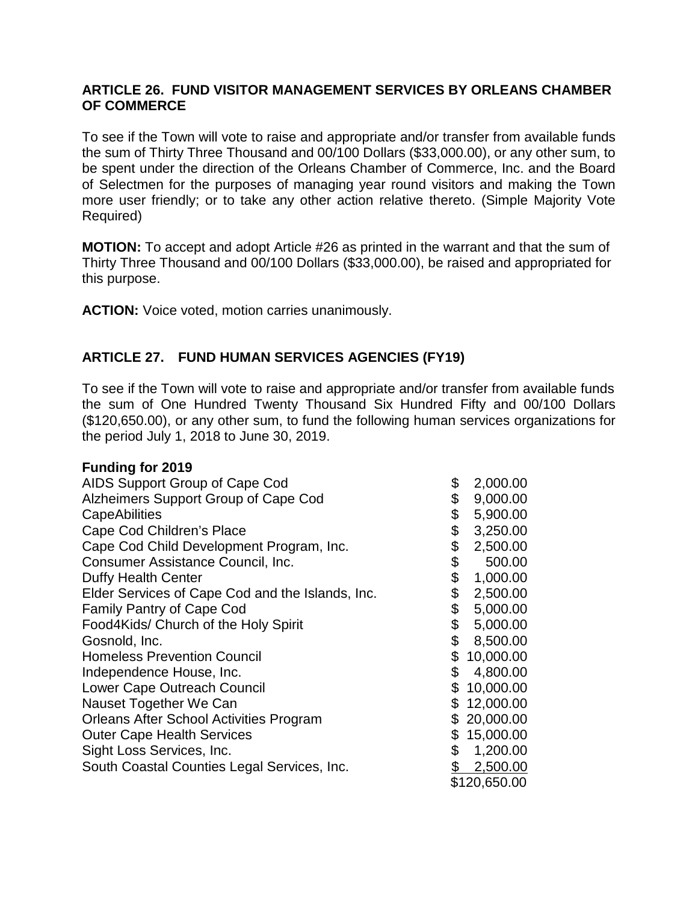### ARTICLE 26. FUND VISITOR MANAGEMENT SERVICES BY ORLEANS CHAMBER OF COMMERCE

To see if the Town will vote to raise and appropriate and/or transfer from available funds the sum of Thirty Three Thousand and 00/100 Dollars ($33,000.00), or any other sum, to be spent under the direction of the Orleans Chamber of Commerce, Inc. and the Board of Selectmen for the purposes of managing year round visitors and making the Town more user friendly; or to take any other action relative thereto. (Simple Majority Vote Required)

**MOTION:** To accept and adopt Article #26 as printed in the warrant and that the sum of Thirty Three Thousand and 00/100 Dollars ($33,000.00), be raised and appropriated for this purpose.

**ACTION:** Voice voted, motion carries unanimously.

### ARTICLE 27. FUND HUMAN SERVICES AGENCIES (FY19)

To see if the Town will vote to raise and appropriate and/or transfer from available funds the sum of One Hundred Twenty Thousand Six Hundred Fifty and 00/100 Dollars ($120,650.00), or any other sum, to fund the following human services organizations for the period July 1, 2018 to June 30, 2019.

**Funding for 2019**

| Organization | Amount |
|---|---|
| AIDS Support Group of Cape Cod | $ 2,000.00 |
| Alzheimers Support Group of Cape Cod | $ 9,000.00 |
| CapeAbilities | $ 5,900.00 |
| Cape Cod Children's Place | $ 3,250.00 |
| Cape Cod Child Development Program, Inc. | $ 2,500.00 |
| Consumer Assistance Council, Inc. | $ 500.00 |
| Duffy Health Center | $ 1,000.00 |
| Elder Services of Cape Cod and the Islands, Inc. | $ 2,500.00 |
| Family Pantry of Cape Cod | $ 5,000.00 |
| Food4Kids/ Church of the Holy Spirit | $ 5,000.00 |
| Gosnold, Inc. | $ 8,500.00 |
| Homeless Prevention Council | $ 10,000.00 |
| Independence House, Inc. | $ 4,800.00 |
| Lower Cape Outreach Council | $ 10,000.00 |
| Nauset Together We Can | $ 12,000.00 |
| Orleans After School Activities Program | $ 20,000.00 |
| Outer Cape Health Services | $ 15,000.00 |
| Sight Loss Services, Inc. | $ 1,200.00 |
| South Coastal Counties Legal Services, Inc. | $ 2,500.00 |
| | $120,650.00 |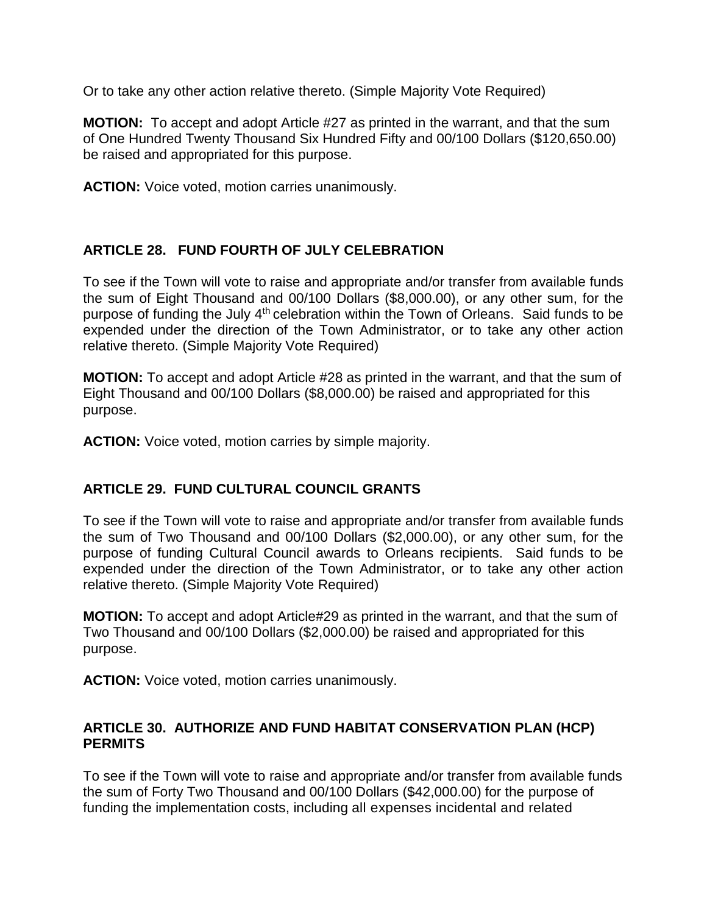Or to take any other action relative thereto. (Simple Majority Vote Required)

**MOTION:** To accept and adopt Article #27 as printed in the warrant, and that the sum of One Hundred Twenty Thousand Six Hundred Fifty and 00/100 Dollars ($120,650.00) be raised and appropriated for this purpose.

**ACTION:** Voice voted, motion carries unanimously.

### ARTICLE 28. FUND FOURTH OF JULY CELEBRATION

To see if the Town will vote to raise and appropriate and/or transfer from available funds the sum of Eight Thousand and 00/100 Dollars ($8,000.00), or any other sum, for the purpose of funding the July 4th celebration within the Town of Orleans. Said funds to be expended under the direction of the Town Administrator, or to take any other action relative thereto. (Simple Majority Vote Required)

**MOTION:** To accept and adopt Article #28 as printed in the warrant, and that the sum of Eight Thousand and 00/100 Dollars ($8,000.00) be raised and appropriated for this purpose.

**ACTION:** Voice voted, motion carries by simple majority.

### ARTICLE 29. FUND CULTURAL COUNCIL GRANTS

To see if the Town will vote to raise and appropriate and/or transfer from available funds the sum of Two Thousand and 00/100 Dollars ($2,000.00), or any other sum, for the purpose of funding Cultural Council awards to Orleans recipients. Said funds to be expended under the direction of the Town Administrator, or to take any other action relative thereto. (Simple Majority Vote Required)

**MOTION:** To accept and adopt Article#29 as printed in the warrant, and that the sum of Two Thousand and 00/100 Dollars ($2,000.00) be raised and appropriated for this purpose.

**ACTION:** Voice voted, motion carries unanimously.

### ARTICLE 30. AUTHORIZE AND FUND HABITAT CONSERVATION PLAN (HCP) PERMITS

To see if the Town will vote to raise and appropriate and/or transfer from available funds the sum of Forty Two Thousand and 00/100 Dollars ($42,000.00) for the purpose of funding the implementation costs, including all expenses incidental and related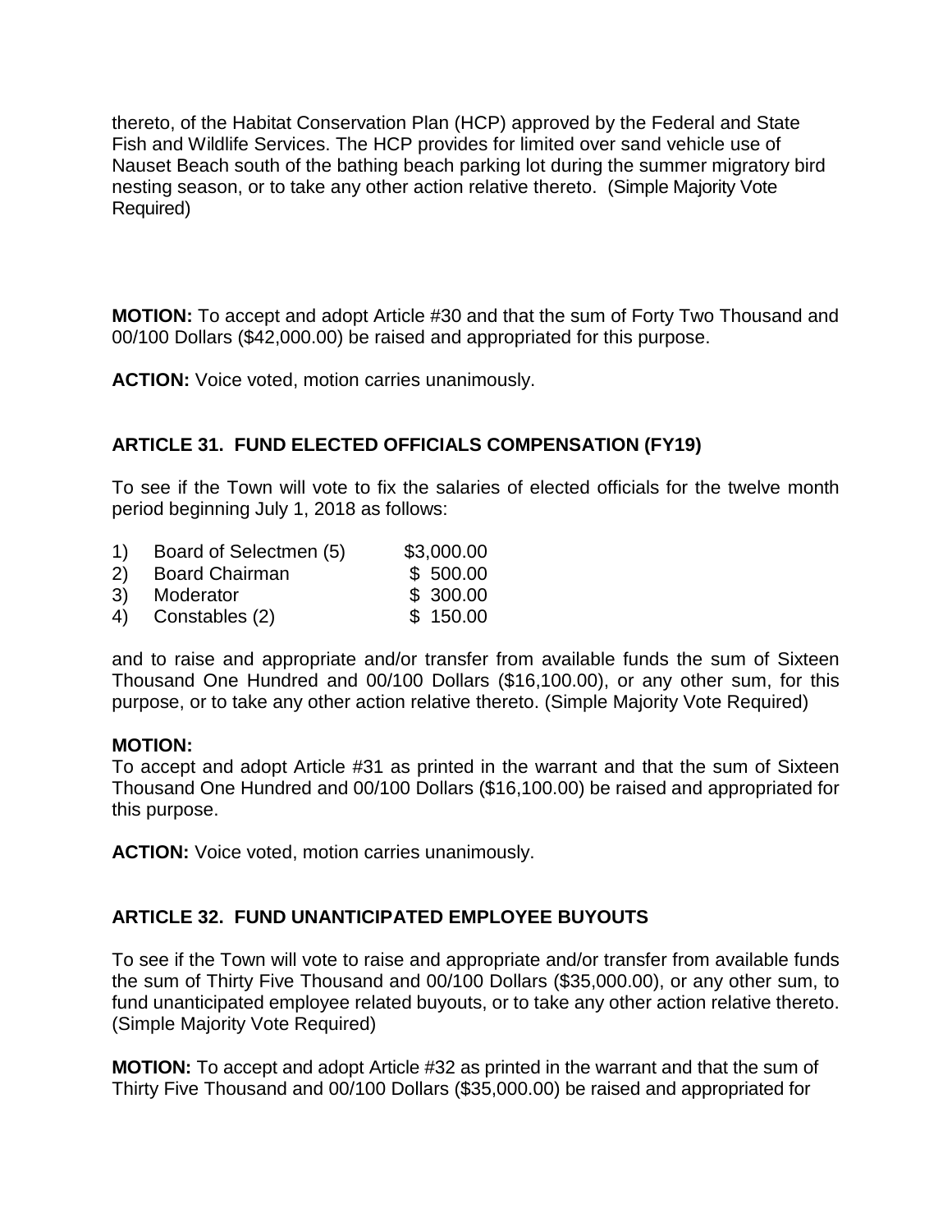thereto, of the Habitat Conservation Plan (HCP) approved by the Federal and State Fish and Wildlife Services. The HCP provides for limited over sand vehicle use of Nauset Beach south of the bathing beach parking lot during the summer migratory bird nesting season, or to take any other action relative thereto. (Simple Majority Vote Required)

**MOTION:** To accept and adopt Article #30 and that the sum of Forty Two Thousand and 00/100 Dollars ($42,000.00) be raised and appropriated for this purpose.

**ACTION:** Voice voted, motion carries unanimously.

## ARTICLE 31. FUND ELECTED OFFICIALS COMPENSATION (FY19)

To see if the Town will vote to fix the salaries of elected officials for the twelve month period beginning July 1, 2018 as follows:

| | | |
|---|---|---|
| 1) | Board of Selectmen (5) | $3,000.00 |
| 2) | Board Chairman | $ 500.00 |
| 3) | Moderator | $ 300.00 |
| 4) | Constables (2) | $ 150.00 |

and to raise and appropriate and/or transfer from available funds the sum of Sixteen Thousand One Hundred and 00/100 Dollars ($16,100.00), or any other sum, for this purpose, or to take any other action relative thereto. (Simple Majority Vote Required)

**MOTION:**
To accept and adopt Article #31 as printed in the warrant and that the sum of Sixteen Thousand One Hundred and 00/100 Dollars ($16,100.00) be raised and appropriated for this purpose.

**ACTION:** Voice voted, motion carries unanimously.

## ARTICLE 32. FUND UNANTICIPATED EMPLOYEE BUYOUTS

To see if the Town will vote to raise and appropriate and/or transfer from available funds the sum of Thirty Five Thousand and 00/100 Dollars ($35,000.00), or any other sum, to fund unanticipated employee related buyouts, or to take any other action relative thereto. (Simple Majority Vote Required)

**MOTION:** To accept and adopt Article #32 as printed in the warrant and that the sum of Thirty Five Thousand and 00/100 Dollars ($35,000.00) be raised and appropriated for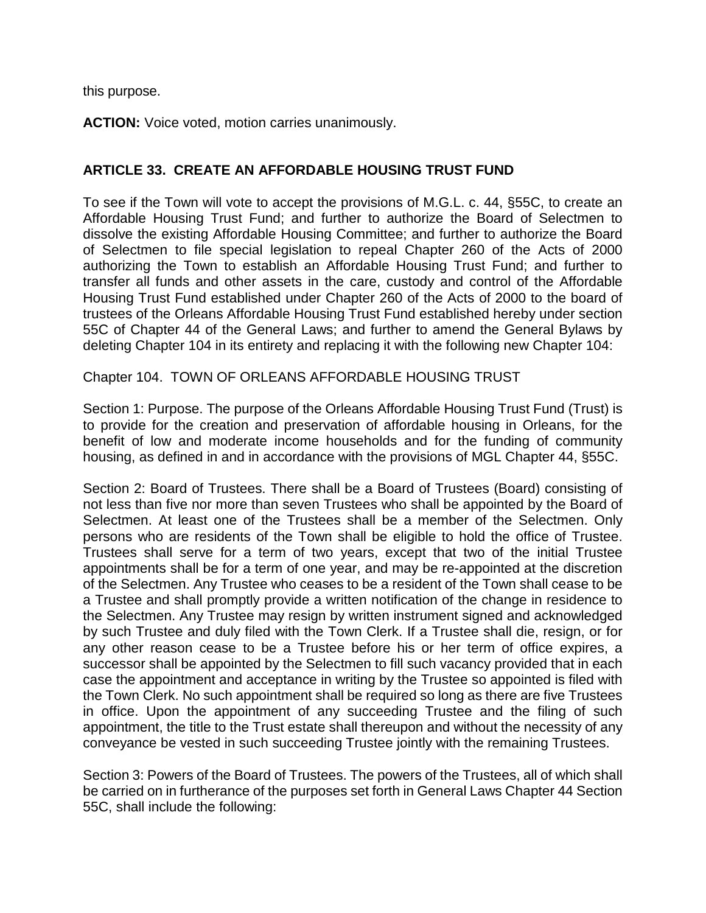this purpose.

**ACTION:** Voice voted, motion carries unanimously.

## ARTICLE 33. CREATE AN AFFORDABLE HOUSING TRUST FUND

To see if the Town will vote to accept the provisions of M.G.L. c. 44, §55C, to create an Affordable Housing Trust Fund; and further to authorize the Board of Selectmen to dissolve the existing Affordable Housing Committee; and further to authorize the Board of Selectmen to file special legislation to repeal Chapter 260 of the Acts of 2000 authorizing the Town to establish an Affordable Housing Trust Fund; and further to transfer all funds and other assets in the care, custody and control of the Affordable Housing Trust Fund established under Chapter 260 of the Acts of 2000 to the board of trustees of the Orleans Affordable Housing Trust Fund established hereby under section 55C of Chapter 44 of the General Laws; and further to amend the General Bylaws by deleting Chapter 104 in its entirety and replacing it with the following new Chapter 104:

Chapter 104. TOWN OF ORLEANS AFFORDABLE HOUSING TRUST

Section 1: Purpose. The purpose of the Orleans Affordable Housing Trust Fund (Trust) is to provide for the creation and preservation of affordable housing in Orleans, for the benefit of low and moderate income households and for the funding of community housing, as defined in and in accordance with the provisions of MGL Chapter 44, §55C.

Section 2: Board of Trustees. There shall be a Board of Trustees (Board) consisting of not less than five nor more than seven Trustees who shall be appointed by the Board of Selectmen. At least one of the Trustees shall be a member of the Selectmen. Only persons who are residents of the Town shall be eligible to hold the office of Trustee. Trustees shall serve for a term of two years, except that two of the initial Trustee appointments shall be for a term of one year, and may be re-appointed at the discretion of the Selectmen. Any Trustee who ceases to be a resident of the Town shall cease to be a Trustee and shall promptly provide a written notification of the change in residence to the Selectmen. Any Trustee may resign by written instrument signed and acknowledged by such Trustee and duly filed with the Town Clerk. If a Trustee shall die, resign, or for any other reason cease to be a Trustee before his or her term of office expires, a successor shall be appointed by the Selectmen to fill such vacancy provided that in each case the appointment and acceptance in writing by the Trustee so appointed is filed with the Town Clerk. No such appointment shall be required so long as there are five Trustees in office. Upon the appointment of any succeeding Trustee and the filing of such appointment, the title to the Trust estate shall thereupon and without the necessity of any conveyance be vested in such succeeding Trustee jointly with the remaining Trustees.

Section 3: Powers of the Board of Trustees. The powers of the Trustees, all of which shall be carried on in furtherance of the purposes set forth in General Laws Chapter 44 Section 55C, shall include the following: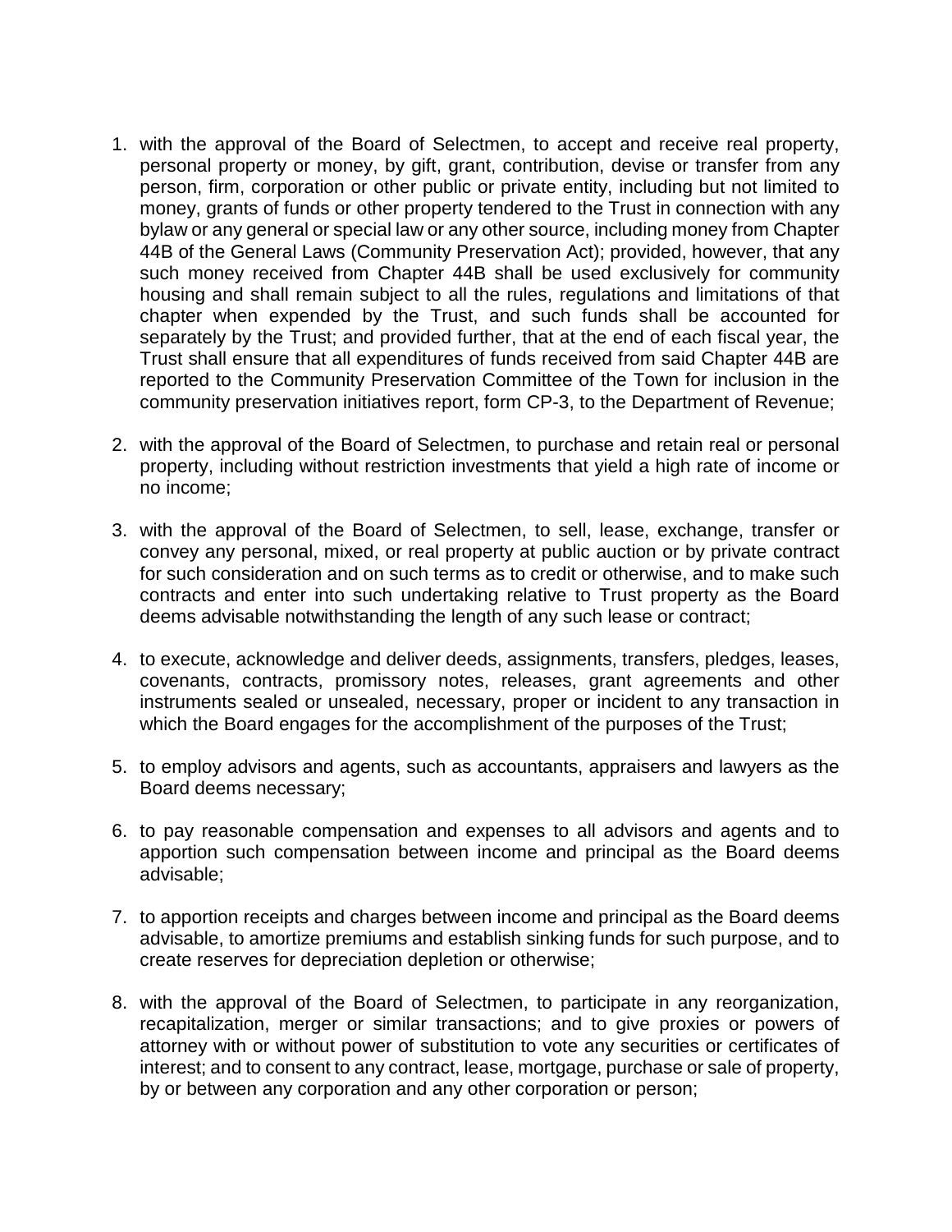1. with the approval of the Board of Selectmen, to accept and receive real property, personal property or money, by gift, grant, contribution, devise or transfer from any person, firm, corporation or other public or private entity, including but not limited to money, grants of funds or other property tendered to the Trust in connection with any bylaw or any general or special law or any other source, including money from Chapter 44B of the General Laws (Community Preservation Act); provided, however, that any such money received from Chapter 44B shall be used exclusively for community housing and shall remain subject to all the rules, regulations and limitations of that chapter when expended by the Trust, and such funds shall be accounted for separately by the Trust; and provided further, that at the end of each fiscal year, the Trust shall ensure that all expenditures of funds received from said Chapter 44B are reported to the Community Preservation Committee of the Town for inclusion in the community preservation initiatives report, form CP-3, to the Department of Revenue;

2. with the approval of the Board of Selectmen, to purchase and retain real or personal property, including without restriction investments that yield a high rate of income or no income;

3. with the approval of the Board of Selectmen, to sell, lease, exchange, transfer or convey any personal, mixed, or real property at public auction or by private contract for such consideration and on such terms as to credit or otherwise, and to make such contracts and enter into such undertaking relative to Trust property as the Board deems advisable notwithstanding the length of any such lease or contract;

4. to execute, acknowledge and deliver deeds, assignments, transfers, pledges, leases, covenants, contracts, promissory notes, releases, grant agreements and other instruments sealed or unsealed, necessary, proper or incident to any transaction in which the Board engages for the accomplishment of the purposes of the Trust;

5. to employ advisors and agents, such as accountants, appraisers and lawyers as the Board deems necessary;

6. to pay reasonable compensation and expenses to all advisors and agents and to apportion such compensation between income and principal as the Board deems advisable;

7. to apportion receipts and charges between income and principal as the Board deems advisable, to amortize premiums and establish sinking funds for such purpose, and to create reserves for depreciation depletion or otherwise;

8. with the approval of the Board of Selectmen, to participate in any reorganization, recapitalization, merger or similar transactions; and to give proxies or powers of attorney with or without power of substitution to vote any securities or certificates of interest; and to consent to any contract, lease, mortgage, purchase or sale of property, by or between any corporation and any other corporation or person;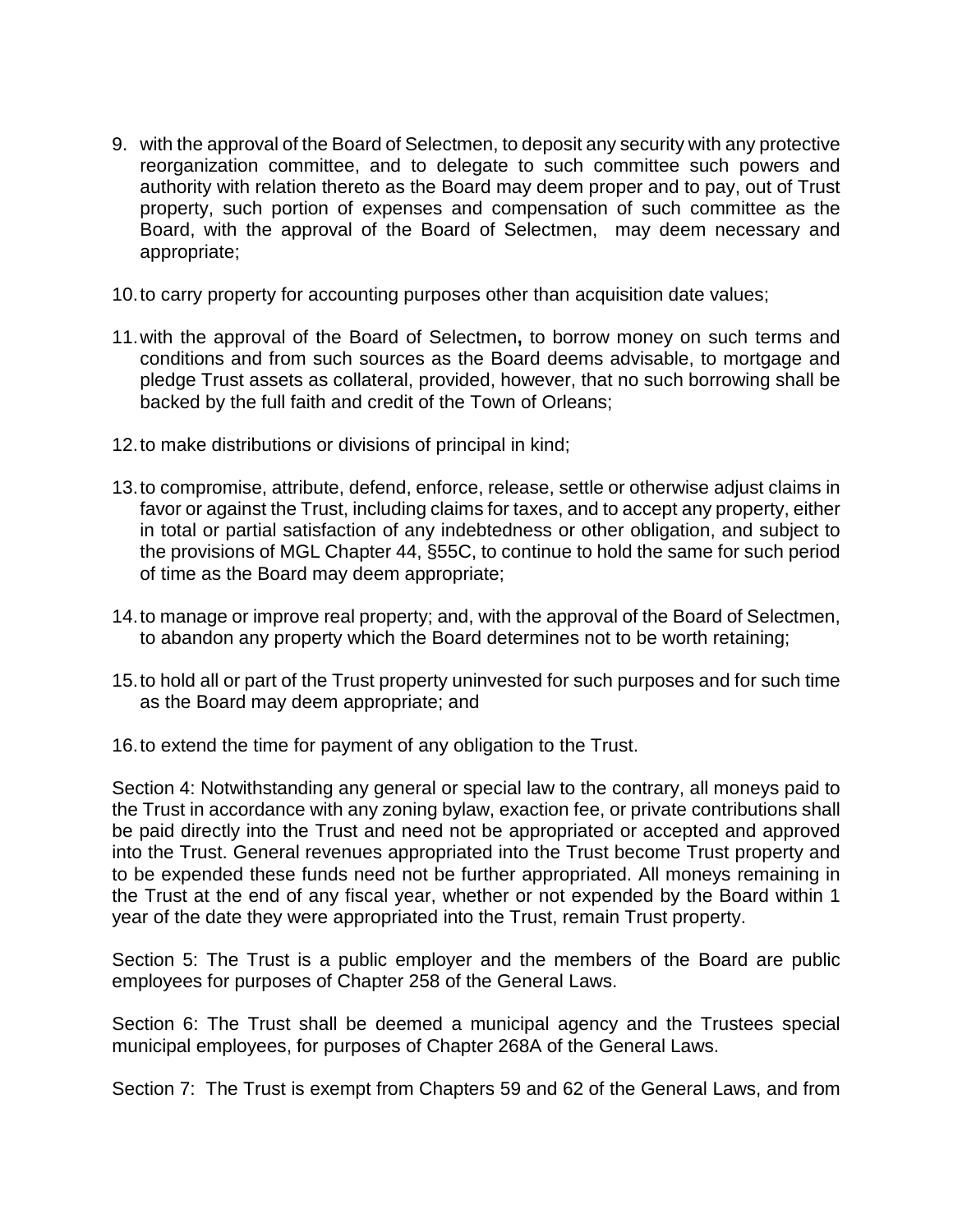9. with the approval of the Board of Selectmen, to deposit any security with any protective reorganization committee, and to delegate to such committee such powers and authority with relation thereto as the Board may deem proper and to pay, out of Trust property, such portion of expenses and compensation of such committee as the Board, with the approval of the Board of Selectmen, may deem necessary and appropriate;

10. to carry property for accounting purposes other than acquisition date values;

11. with the approval of the Board of Selectmen**,** to borrow money on such terms and conditions and from such sources as the Board deems advisable, to mortgage and pledge Trust assets as collateral, provided, however, that no such borrowing shall be backed by the full faith and credit of the Town of Orleans;

12. to make distributions or divisions of principal in kind;

13. to compromise, attribute, defend, enforce, release, settle or otherwise adjust claims in favor or against the Trust, including claims for taxes, and to accept any property, either in total or partial satisfaction of any indebtedness or other obligation, and subject to the provisions of MGL Chapter 44, §55C, to continue to hold the same for such period of time as the Board may deem appropriate;

14. to manage or improve real property; and, with the approval of the Board of Selectmen, to abandon any property which the Board determines not to be worth retaining;

15. to hold all or part of the Trust property uninvested for such purposes and for such time as the Board may deem appropriate; and

16. to extend the time for payment of any obligation to the Trust.

Section 4: Notwithstanding any general or special law to the contrary, all moneys paid to the Trust in accordance with any zoning bylaw, exaction fee, or private contributions shall be paid directly into the Trust and need not be appropriated or accepted and approved into the Trust. General revenues appropriated into the Trust become Trust property and to be expended these funds need not be further appropriated. All moneys remaining in the Trust at the end of any fiscal year, whether or not expended by the Board within 1 year of the date they were appropriated into the Trust, remain Trust property.

Section 5: The Trust is a public employer and the members of the Board are public employees for purposes of Chapter 258 of the General Laws.

Section 6: The Trust shall be deemed a municipal agency and the Trustees special municipal employees, for purposes of Chapter 268A of the General Laws.

Section 7: The Trust is exempt from Chapters 59 and 62 of the General Laws, and from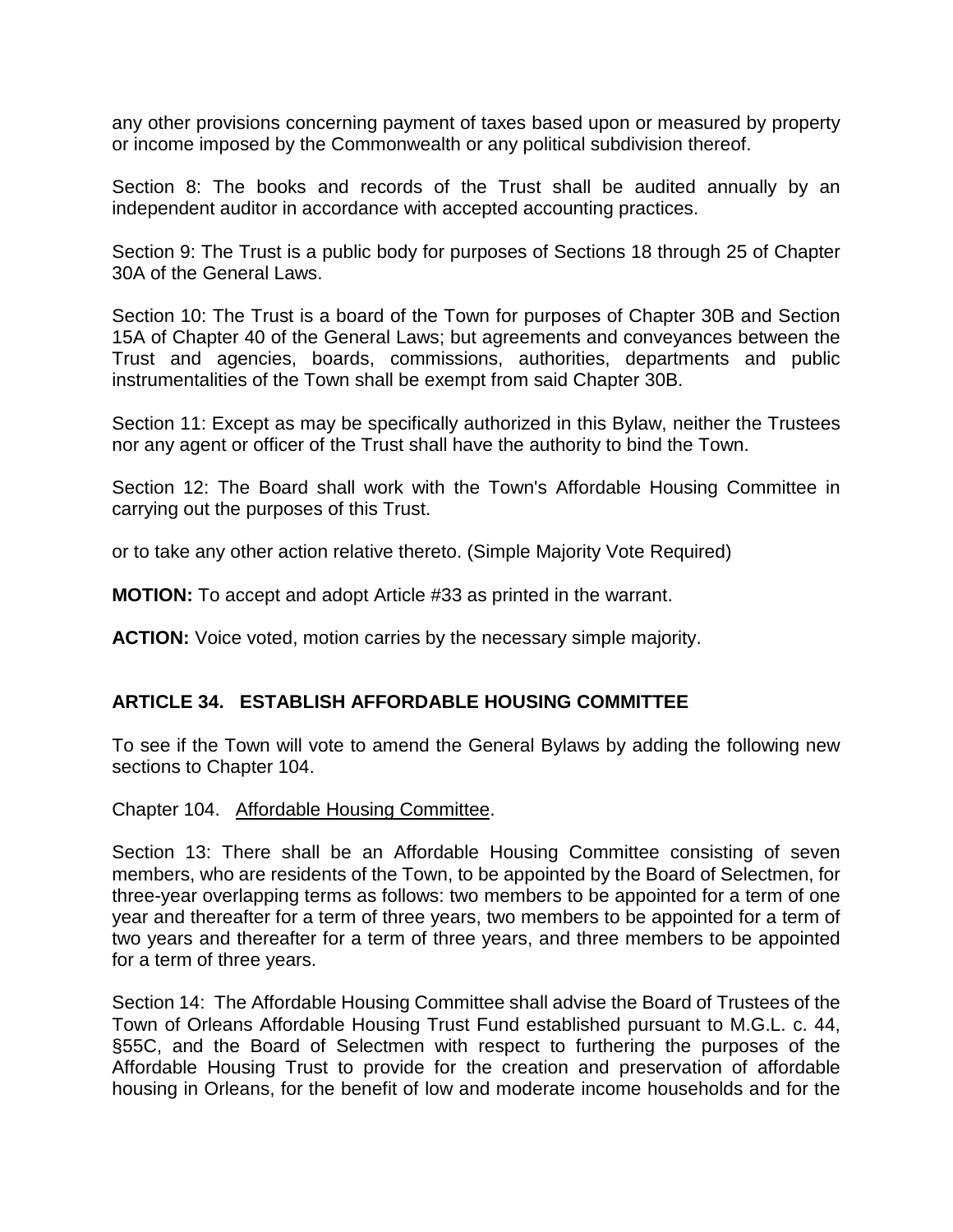any other provisions concerning payment of taxes based upon or measured by property or income imposed by the Commonwealth or any political subdivision thereof.

Section 8: The books and records of the Trust shall be audited annually by an independent auditor in accordance with accepted accounting practices.

Section 9: The Trust is a public body for purposes of Sections 18 through 25 of Chapter 30A of the General Laws.

Section 10: The Trust is a board of the Town for purposes of Chapter 30B and Section 15A of Chapter 40 of the General Laws; but agreements and conveyances between the Trust and agencies, boards, commissions, authorities, departments and public instrumentalities of the Town shall be exempt from said Chapter 30B.

Section 11: Except as may be specifically authorized in this Bylaw, neither the Trustees nor any agent or officer of the Trust shall have the authority to bind the Town.

Section 12: The Board shall work with the Town's Affordable Housing Committee in carrying out the purposes of this Trust.

or to take any other action relative thereto. (Simple Majority Vote Required)

**MOTION:** To accept and adopt Article #33 as printed in the warrant.

**ACTION:** Voice voted, motion carries by the necessary simple majority.

## ARTICLE 34. ESTABLISH AFFORDABLE HOUSING COMMITTEE

To see if the Town will vote to amend the General Bylaws by adding the following new sections to Chapter 104.

Chapter 104. Affordable Housing Committee.

Section 13: There shall be an Affordable Housing Committee consisting of seven members, who are residents of the Town, to be appointed by the Board of Selectmen, for three-year overlapping terms as follows: two members to be appointed for a term of one year and thereafter for a term of three years, two members to be appointed for a term of two years and thereafter for a term of three years, and three members to be appointed for a term of three years.

Section 14: The Affordable Housing Committee shall advise the Board of Trustees of the Town of Orleans Affordable Housing Trust Fund established pursuant to M.G.L. c. 44, §55C, and the Board of Selectmen with respect to furthering the purposes of the Affordable Housing Trust to provide for the creation and preservation of affordable housing in Orleans, for the benefit of low and moderate income households and for the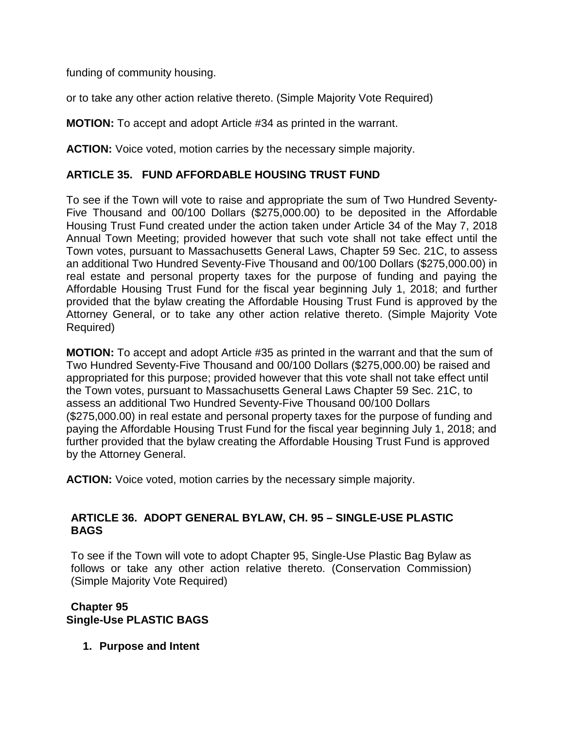funding of community housing.

or to take any other action relative thereto. (Simple Majority Vote Required)

**MOTION:** To accept and adopt Article #34 as printed in the warrant.

**ACTION:** Voice voted, motion carries by the necessary simple majority.

## ARTICLE 35. FUND AFFORDABLE HOUSING TRUST FUND

To see if the Town will vote to raise and appropriate the sum of Two Hundred Seventy-Five Thousand and 00/100 Dollars ($275,000.00) to be deposited in the Affordable Housing Trust Fund created under the action taken under Article 34 of the May 7, 2018 Annual Town Meeting; provided however that such vote shall not take effect until the Town votes, pursuant to Massachusetts General Laws, Chapter 59 Sec. 21C, to assess an additional Two Hundred Seventy-Five Thousand and 00/100 Dollars ($275,000.00) in real estate and personal property taxes for the purpose of funding and paying the Affordable Housing Trust Fund for the fiscal year beginning July 1, 2018; and further provided that the bylaw creating the Affordable Housing Trust Fund is approved by the Attorney General, or to take any other action relative thereto. (Simple Majority Vote Required)

**MOTION:** To accept and adopt Article #35 as printed in the warrant and that the sum of Two Hundred Seventy-Five Thousand and 00/100 Dollars ($275,000.00) be raised and appropriated for this purpose; provided however that this vote shall not take effect until the Town votes, pursuant to Massachusetts General Laws Chapter 59 Sec. 21C, to assess an additional Two Hundred Seventy-Five Thousand 00/100 Dollars ($275,000.00) in real estate and personal property taxes for the purpose of funding and paying the Affordable Housing Trust Fund for the fiscal year beginning July 1, 2018; and further provided that the bylaw creating the Affordable Housing Trust Fund is approved by the Attorney General.

**ACTION:** Voice voted, motion carries by the necessary simple majority.

## ARTICLE 36. ADOPT GENERAL BYLAW, CH. 95 – SINGLE-USE PLASTIC BAGS

To see if the Town will vote to adopt Chapter 95, Single-Use Plastic Bag Bylaw as follows or take any other action relative thereto. (Conservation Commission) (Simple Majority Vote Required)

### Chapter 95
### Single-Use PLASTIC BAGS

1. **Purpose and Intent**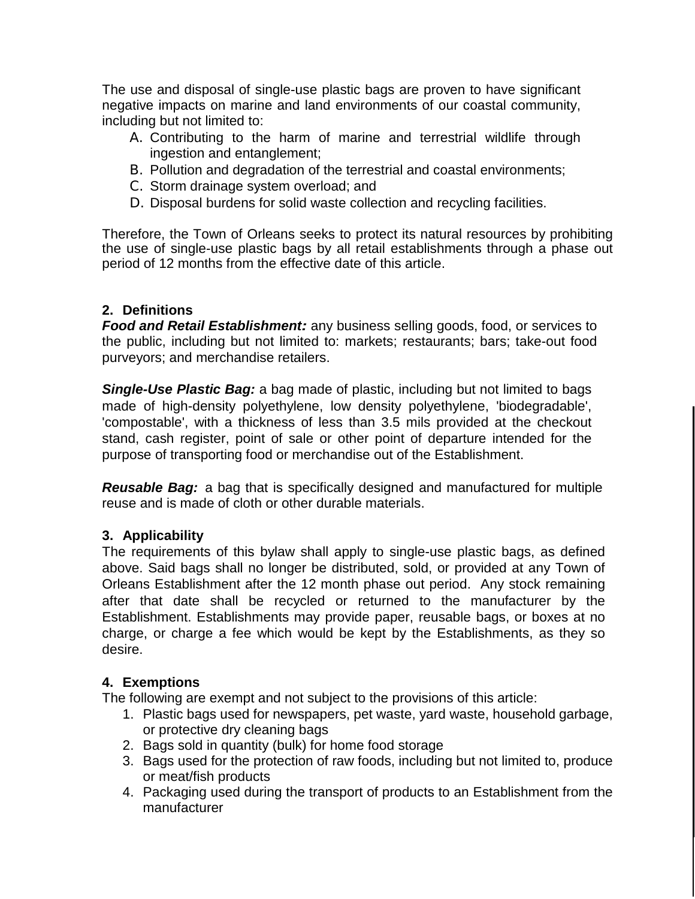The use and disposal of single-use plastic bags are proven to have significant negative impacts on marine and land environments of our coastal community, including but not limited to:

A. Contributing to the harm of marine and terrestrial wildlife through ingestion and entanglement;
B. Pollution and degradation of the terrestrial and coastal environments;
C. Storm drainage system overload; and
D. Disposal burdens for solid waste collection and recycling facilities.

Therefore, the Town of Orleans seeks to protect its natural resources by prohibiting the use of single-use plastic bags by all retail establishments through a phase out period of 12 months from the effective date of this article.

**2. Definitions**

***Food and Retail Establishment:*** any business selling goods, food, or services to the public, including but not limited to: markets; restaurants; bars; take-out food purveyors; and merchandise retailers.

***Single-Use Plastic Bag:*** a bag made of plastic, including but not limited to bags made of high-density polyethylene, low density polyethylene, 'biodegradable', 'compostable', with a thickness of less than 3.5 mils provided at the checkout stand, cash register, point of sale or other point of departure intended for the purpose of transporting food or merchandise out of the Establishment.

***Reusable Bag:*** a bag that is specifically designed and manufactured for multiple reuse and is made of cloth or other durable materials.

**3. Applicability**

The requirements of this bylaw shall apply to single-use plastic bags, as defined above. Said bags shall no longer be distributed, sold, or provided at any Town of Orleans Establishment after the 12 month phase out period. Any stock remaining after that date shall be recycled or returned to the manufacturer by the Establishment. Establishments may provide paper, reusable bags, or boxes at no charge, or charge a fee which would be kept by the Establishments, as they so desire.

**4. Exemptions**

The following are exempt and not subject to the provisions of this article:

1. Plastic bags used for newspapers, pet waste, yard waste, household garbage, or protective dry cleaning bags
2. Bags sold in quantity (bulk) for home food storage
3. Bags used for the protection of raw foods, including but not limited to, produce or meat/fish products
4. Packaging used during the transport of products to an Establishment from the manufacturer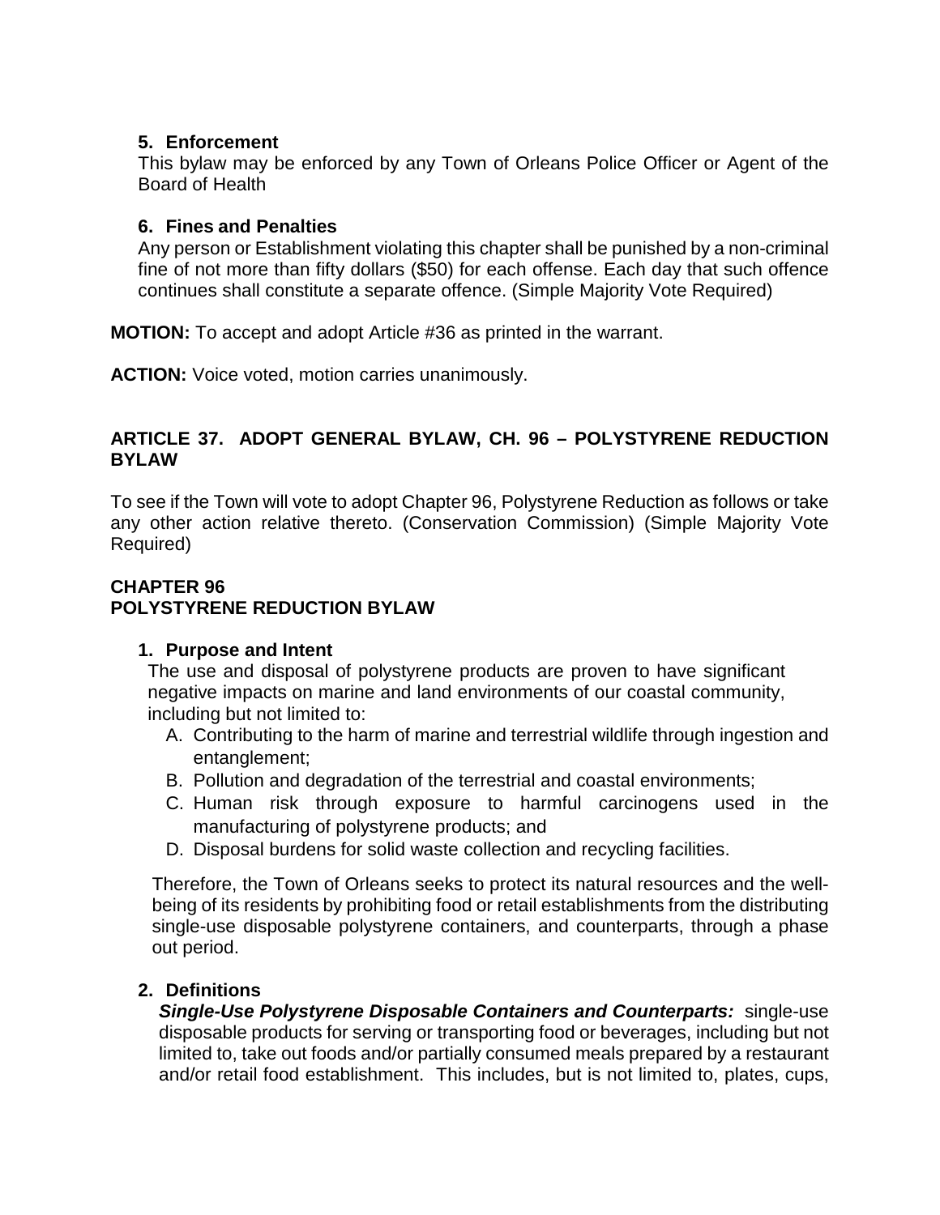**5. Enforcement**

This bylaw may be enforced by any Town of Orleans Police Officer or Agent of the Board of Health

**6. Fines and Penalties**

Any person or Establishment violating this chapter shall be punished by a non-criminal fine of not more than fifty dollars ($50) for each offense. Each day that such offence continues shall constitute a separate offence. (Simple Majority Vote Required)

**MOTION:** To accept and adopt Article #36 as printed in the warrant.

**ACTION:** Voice voted, motion carries unanimously.

## ARTICLE 37. ADOPT GENERAL BYLAW, CH. 96 – POLYSTYRENE REDUCTION BYLAW

To see if the Town will vote to adopt Chapter 96, Polystyrene Reduction as follows or take any other action relative thereto. (Conservation Commission) (Simple Majority Vote Required)

### CHAPTER 96
### POLYSTYRENE REDUCTION BYLAW

**1. Purpose and Intent**

The use and disposal of polystyrene products are proven to have significant negative impacts on marine and land environments of our coastal community, including but not limited to:

A. Contributing to the harm of marine and terrestrial wildlife through ingestion and entanglement;
B. Pollution and degradation of the terrestrial and coastal environments;
C. Human risk through exposure to harmful carcinogens used in the manufacturing of polystyrene products; and
D. Disposal burdens for solid waste collection and recycling facilities.

Therefore, the Town of Orleans seeks to protect its natural resources and the well-being of its residents by prohibiting food or retail establishments from the distributing single-use disposable polystyrene containers, and counterparts, through a phase out period.

**2. Definitions**

***Single-Use Polystyrene Disposable Containers and Counterparts:*** single-use disposable products for serving or transporting food or beverages, including but not limited to, take out foods and/or partially consumed meals prepared by a restaurant and/or retail food establishment. This includes, but is not limited to, plates, cups,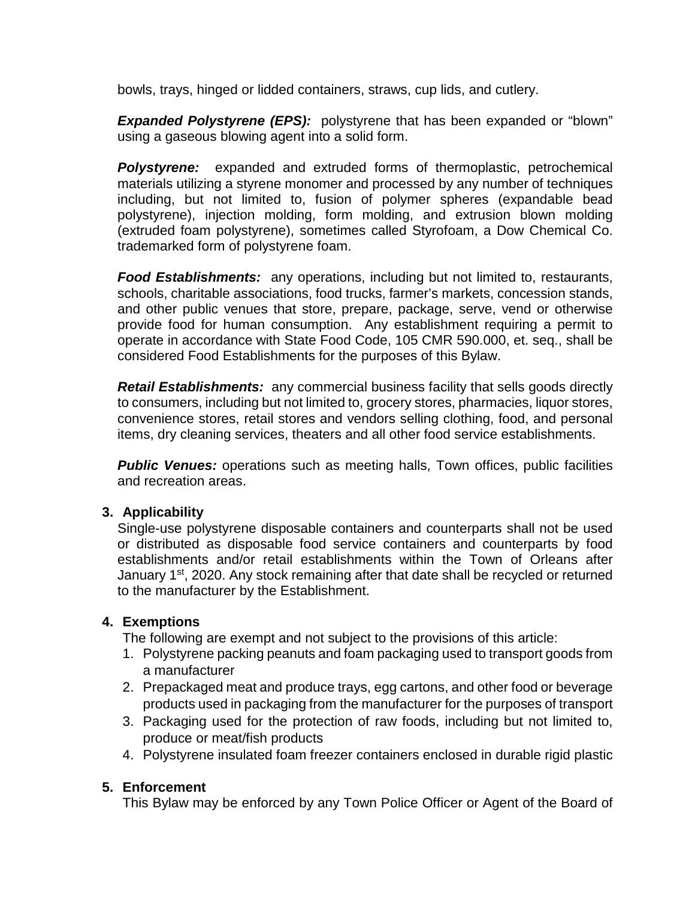bowls, trays, hinged or lidded containers, straws, cup lids, and cutlery.

***Expanded Polystyrene (EPS):*** polystyrene that has been expanded or "blown" using a gaseous blowing agent into a solid form.

***Polystyrene:*** expanded and extruded forms of thermoplastic, petrochemical materials utilizing a styrene monomer and processed by any number of techniques including, but not limited to, fusion of polymer spheres (expandable bead polystyrene), injection molding, form molding, and extrusion blown molding (extruded foam polystyrene), sometimes called Styrofoam, a Dow Chemical Co. trademarked form of polystyrene foam.

***Food Establishments:*** any operations, including but not limited to, restaurants, schools, charitable associations, food trucks, farmer's markets, concession stands, and other public venues that store, prepare, package, serve, vend or otherwise provide food for human consumption. Any establishment requiring a permit to operate in accordance with State Food Code, 105 CMR 590.000, et. seq., shall be considered Food Establishments for the purposes of this Bylaw.

***Retail Establishments:*** any commercial business facility that sells goods directly to consumers, including but not limited to, grocery stores, pharmacies, liquor stores, convenience stores, retail stores and vendors selling clothing, food, and personal items, dry cleaning services, theaters and all other food service establishments.

***Public Venues:*** operations such as meeting halls, Town offices, public facilities and recreation areas.

**3. Applicability**

Single-use polystyrene disposable containers and counterparts shall not be used or distributed as disposable food service containers and counterparts by food establishments and/or retail establishments within the Town of Orleans after January 1st, 2020. Any stock remaining after that date shall be recycled or returned to the manufacturer by the Establishment.

**4. Exemptions**

The following are exempt and not subject to the provisions of this article:

1. Polystyrene packing peanuts and foam packaging used to transport goods from a manufacturer
2. Prepackaged meat and produce trays, egg cartons, and other food or beverage products used in packaging from the manufacturer for the purposes of transport
3. Packaging used for the protection of raw foods, including but not limited to, produce or meat/fish products
4. Polystyrene insulated foam freezer containers enclosed in durable rigid plastic

**5. Enforcement**

This Bylaw may be enforced by any Town Police Officer or Agent of the Board of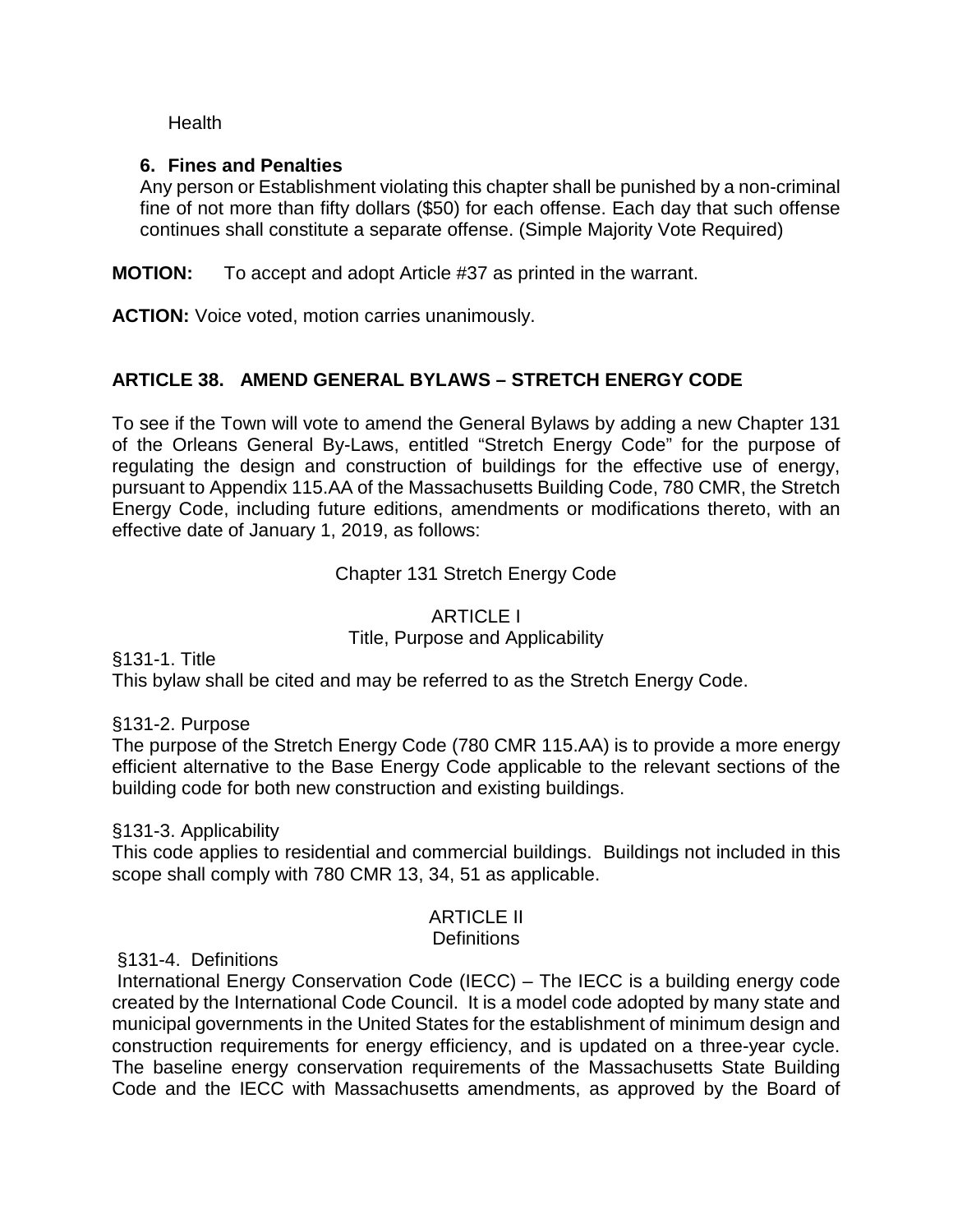Health

**6. Fines and Penalties**

Any person or Establishment violating this chapter shall be punished by a non-criminal fine of not more than fifty dollars ($50) for each offense. Each day that such offense continues shall constitute a separate offense. (Simple Majority Vote Required)

**MOTION:** To accept and adopt Article #37 as printed in the warrant.

**ACTION:** Voice voted, motion carries unanimously.

## ARTICLE 38. AMEND GENERAL BYLAWS – STRETCH ENERGY CODE

To see if the Town will vote to amend the General Bylaws by adding a new Chapter 131 of the Orleans General By-Laws, entitled "Stretch Energy Code" for the purpose of regulating the design and construction of buildings for the effective use of energy, pursuant to Appendix 115.AA of the Massachusetts Building Code, 780 CMR, the Stretch Energy Code, including future editions, amendments or modifications thereto, with an effective date of January 1, 2019, as follows:

Chapter 131 Stretch Energy Code

ARTICLE I
Title, Purpose and Applicability

§131-1. Title
This bylaw shall be cited and may be referred to as the Stretch Energy Code.

§131-2. Purpose
The purpose of the Stretch Energy Code (780 CMR 115.AA) is to provide a more energy efficient alternative to the Base Energy Code applicable to the relevant sections of the building code for both new construction and existing buildings.

§131-3. Applicability
This code applies to residential and commercial buildings. Buildings not included in this scope shall comply with 780 CMR 13, 34, 51 as applicable.

ARTICLE II
Definitions

§131-4. Definitions
International Energy Conservation Code (IECC) – The IECC is a building energy code created by the International Code Council. It is a model code adopted by many state and municipal governments in the United States for the establishment of minimum design and construction requirements for energy efficiency, and is updated on a three-year cycle. The baseline energy conservation requirements of the Massachusetts State Building Code and the IECC with Massachusetts amendments, as approved by the Board of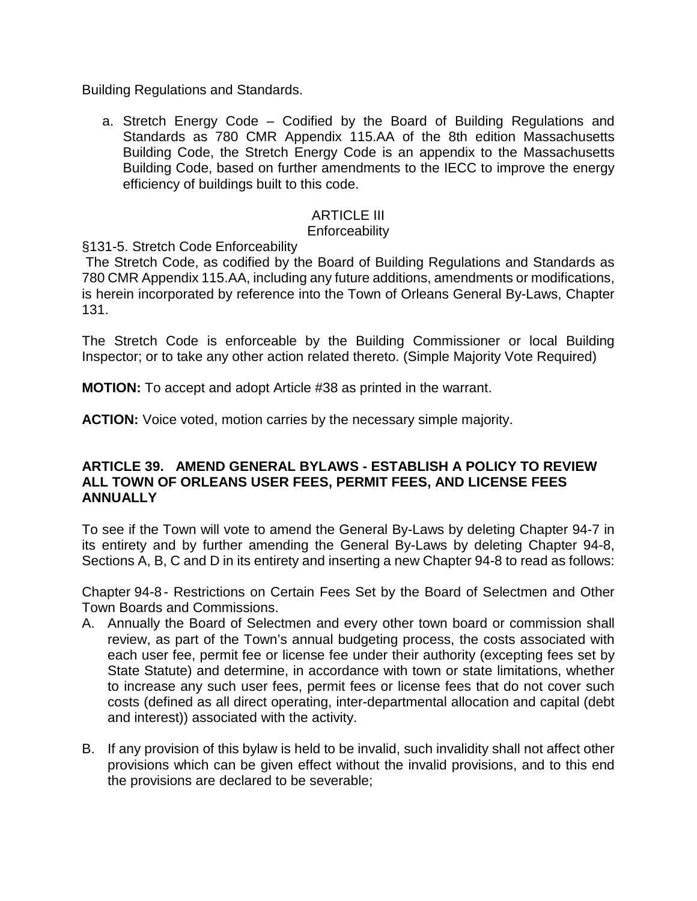Building Regulations and Standards.

a. Stretch Energy Code – Codified by the Board of Building Regulations and Standards as 780 CMR Appendix 115.AA of the 8th edition Massachusetts Building Code, the Stretch Energy Code is an appendix to the Massachusetts Building Code, based on further amendments to the IECC to improve the energy efficiency of buildings built to this code.

ARTICLE III
Enforceability

§131-5. Stretch Code Enforceability

The Stretch Code, as codified by the Board of Building Regulations and Standards as 780 CMR Appendix 115.AA, including any future additions, amendments or modifications, is herein incorporated by reference into the Town of Orleans General By-Laws, Chapter 131.

The Stretch Code is enforceable by the Building Commissioner or local Building Inspector; or to take any other action related thereto. (Simple Majority Vote Required)

**MOTION:** To accept and adopt Article #38 as printed in the warrant.

**ACTION:** Voice voted, motion carries by the necessary simple majority.

### ARTICLE 39. AMEND GENERAL BYLAWS - ESTABLISH A POLICY TO REVIEW ALL TOWN OF ORLEANS USER FEES, PERMIT FEES, AND LICENSE FEES ANNUALLY

To see if the Town will vote to amend the General By-Laws by deleting Chapter 94-7 in its entirety and by further amending the General By-Laws by deleting Chapter 94-8, Sections A, B, C and D in its entirety and inserting a new Chapter 94-8 to read as follows:

Chapter 94-8 - Restrictions on Certain Fees Set by the Board of Selectmen and Other Town Boards and Commissions.

A. Annually the Board of Selectmen and every other town board or commission shall review, as part of the Town's annual budgeting process, the costs associated with each user fee, permit fee or license fee under their authority (excepting fees set by State Statute) and determine, in accordance with town or state limitations, whether to increase any such user fees, permit fees or license fees that do not cover such costs (defined as all direct operating, inter-departmental allocation and capital (debt and interest)) associated with the activity.

B. If any provision of this bylaw is held to be invalid, such invalidity shall not affect other provisions which can be given effect without the invalid provisions, and to this end the provisions are declared to be severable;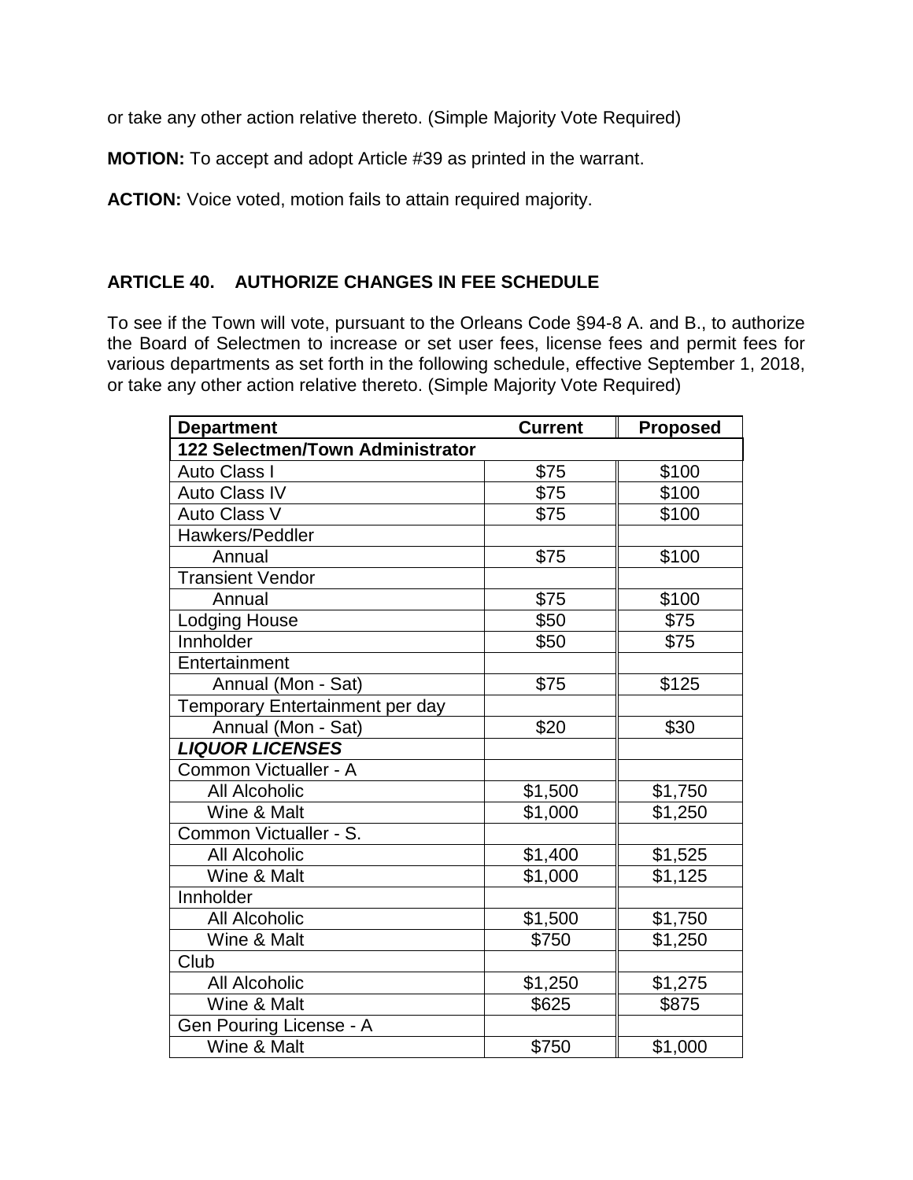or take any other action relative thereto. (Simple Majority Vote Required)

**MOTION:** To accept and adopt Article #39 as printed in the warrant.

**ACTION:** Voice voted, motion fails to attain required majority.

## ARTICLE 40. AUTHORIZE CHANGES IN FEE SCHEDULE

To see if the Town will vote, pursuant to the Orleans Code §94-8 A. and B., to authorize the Board of Selectmen to increase or set user fees, license fees and permit fees for various departments as set forth in the following schedule, effective September 1, 2018, or take any other action relative thereto. (Simple Majority Vote Required)

| Department | Current | Proposed |
|---|---|---|
| **122 Selectmen/Town Administrator** | | |
| Auto Class I | $75 | $100 |
| Auto Class IV | $75 | $100 |
| Auto Class V | $75 | $100 |
| Hawkers/Peddler | | |
| Annual | $75 | $100 |
| Transient Vendor | | |
| Annual | $75 | $100 |
| Lodging House | $50 | $75 |
| Innholder | $50 | $75 |
| Entertainment | | |
| Annual (Mon - Sat) | $75 | $125 |
| Temporary Entertainment per day | | |
| Annual (Mon - Sat) | $20 | $30 |
| ***LIQUOR LICENSES*** | | |
| Common Victualler - A | | |
| All Alcoholic | $1,500 | $1,750 |
| Wine & Malt | $1,000 | $1,250 |
| Common Victualler - S. | | |
| All Alcoholic | $1,400 | $1,525 |
| Wine & Malt | $1,000 | $1,125 |
| Innholder | | |
| All Alcoholic | $1,500 | $1,750 |
| Wine & Malt | $750 | $1,250 |
| Club | | |
| All Alcoholic | $1,250 | $1,275 |
| Wine & Malt | $625 | $875 |
| Gen Pouring License - A | | |
| Wine & Malt | $750 | $1,000 |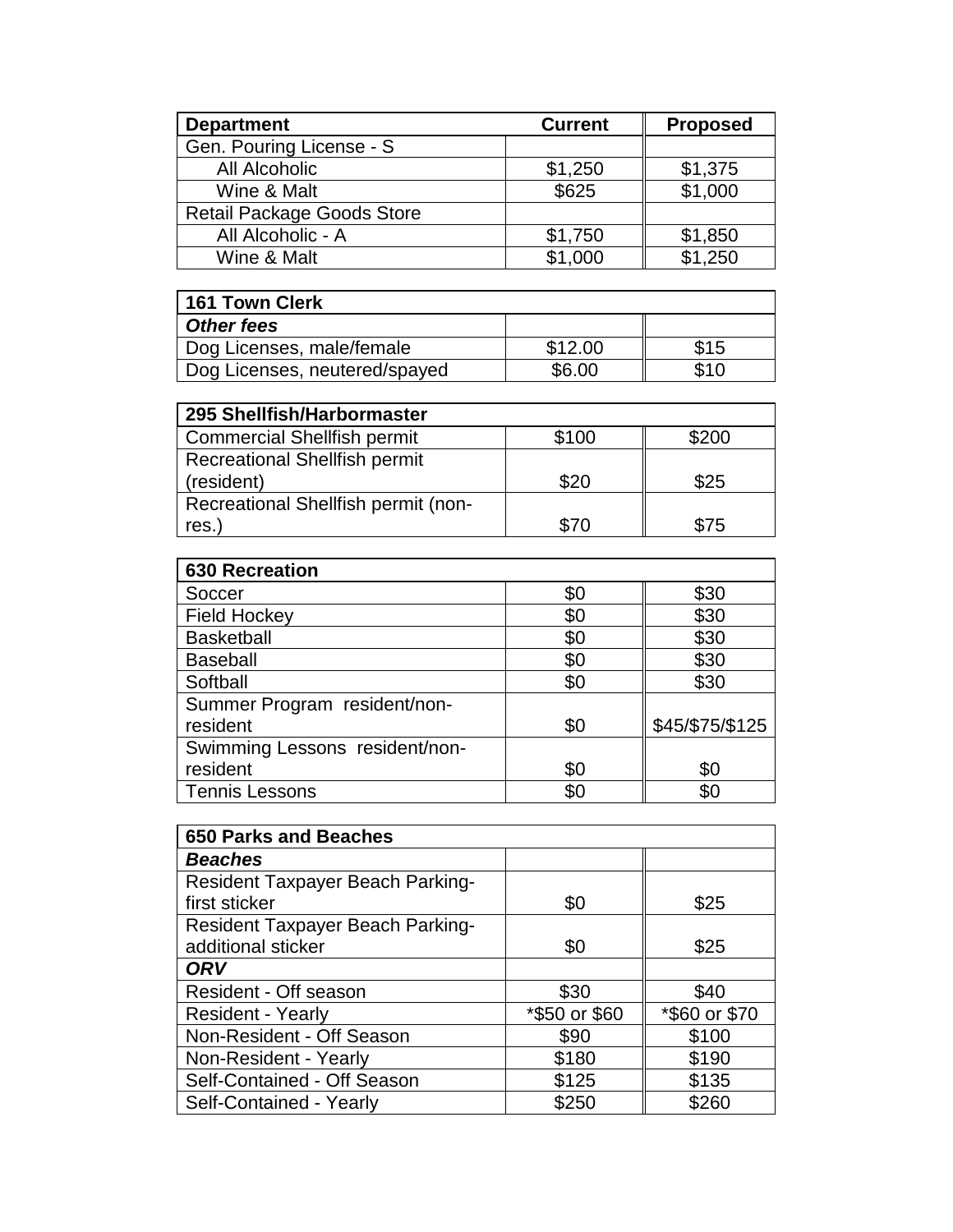| Department | Current | Proposed |
|---|---|---|
| Gen. Pouring License - S | | |
| All Alcoholic | $1,250 | $1,375 |
| Wine & Malt | $625 | $1,000 |
| Retail Package Goods Store | | |
| All Alcoholic - A | $1,750 | $1,850 |
| Wine & Malt | $1,000 | $1,250 |

| 161 Town Clerk | | |
|---|---|---|
| ***Other fees*** | | |
| Dog Licenses, male/female | $12.00 | $15 |
| Dog Licenses, neutered/spayed | $6.00 | $10 |

| 295 Shellfish/Harbormaster | | |
|---|---|---|
| Commercial Shellfish permit | $100 | $200 |
| Recreational Shellfish permit (resident) | $20 | $25 |
| Recreational Shellfish permit (non-res.) | $70 | $75 |

| 630 Recreation | | |
|---|---|---|
| Soccer | $0 | $30 |
| Field Hockey | $0 | $30 |
| Basketball | $0 | $30 |
| Baseball | $0 | $30 |
| Softball | $0 | $30 |
| Summer Program resident/non-resident | $0 | $45/$75/$125 |
| Swimming Lessons resident/non-resident | $0 | $0 |
| Tennis Lessons | $0 | $0 |

| 650 Parks and Beaches | | |
|---|---|---|
| ***Beaches*** | | |
| Resident Taxpayer Beach Parking-first sticker | $0 | $25 |
| Resident Taxpayer Beach Parking-additional sticker | $0 | $25 |
| ***ORV*** | | |
| Resident - Off season | $30 | $40 |
| Resident - Yearly | *$50 or $60 | *$60 or $70 |
| Non-Resident - Off Season | $90 | $100 |
| Non-Resident - Yearly | $180 | $190 |
| Self-Contained - Off Season | $125 | $135 |
| Self-Contained - Yearly | $250 | $260 |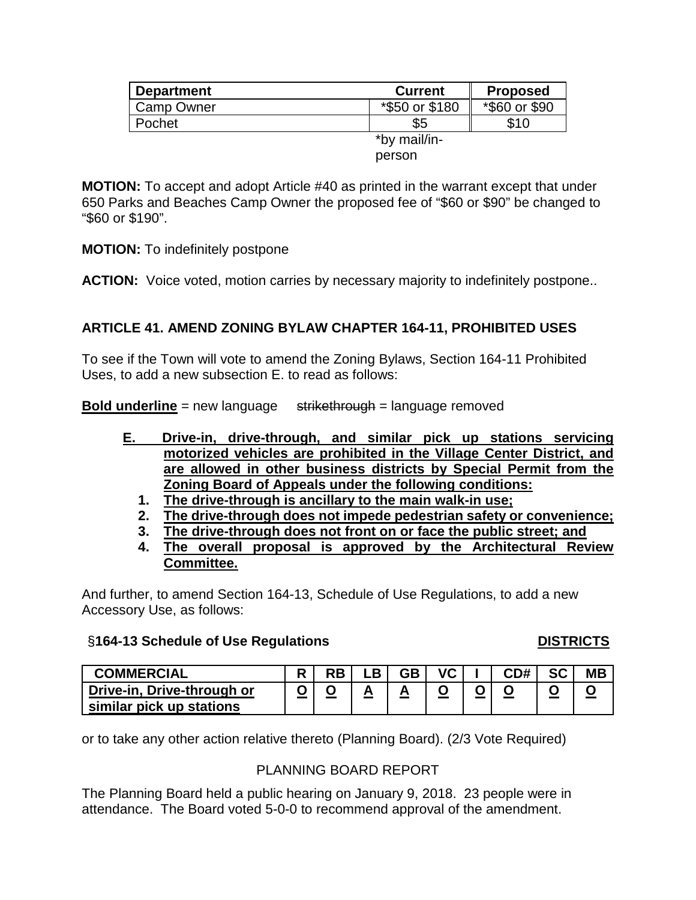| Department | Current | Proposed |
|---|---|---|
| Camp Owner | *$50 or $180 | *$60 or $90 |
| Pochet | $5 | $10 |
| | *by mail/in-person | |

**MOTION:** To accept and adopt Article #40 as printed in the warrant except that under 650 Parks and Beaches Camp Owner the proposed fee of "$60 or $90" be changed to "$60 or $190".

**MOTION:** To indefinitely postpone

**ACTION:** Voice voted, motion carries by necessary majority to indefinitely postpone..

## ARTICLE 41. AMEND ZONING BYLAW CHAPTER 164-11, PROHIBITED USES

To see if the Town will vote to amend the Zoning Bylaws, Section 164-11 Prohibited Uses, to add a new subsection E. to read as follows:

**<u>Bold underline</u>** = new language ~~strikethrough~~ = language removed

**<u>E. Drive-in, drive-through, and similar pick up stations servicing motorized vehicles are prohibited in the Village Center District, and are allowed in other business districts by Special Permit from the Zoning Board of Appeals under the following conditions:</u>**

1. **<u>The drive-through is ancillary to the main walk-in use;</u>**
2. **<u>The drive-through does not impede pedestrian safety or convenience;</u>**
3. **<u>The drive-through does not front on or face the public street; and</u>**
4. **<u>The overall proposal is approved by the Architectural Review Committee.</u>**

And further, to amend Section 164-13, Schedule of Use Regulations, to add a new Accessory Use, as follows:

**§164-13 Schedule of Use Regulations** **<u>DISTRICTS</u>**

| COMMERCIAL | R | RB | LB | GB | VC | I | CD# | SC | MB |
|---|---|---|---|---|---|---|---|---|---|
| **<u>Drive-in, Drive-through or similar pick up stations</u>** | **<u>O</u>** | **<u>O</u>** | **<u>A</u>** | **<u>A</u>** | **<u>O</u>** | **<u>O</u>** | **<u>O</u>** | **<u>O</u>** | **<u>O</u>** |

or to take any other action relative thereto (Planning Board). (2/3 Vote Required)

PLANNING BOARD REPORT

The Planning Board held a public hearing on January 9, 2018. 23 people were in attendance. The Board voted 5-0-0 to recommend approval of the amendment.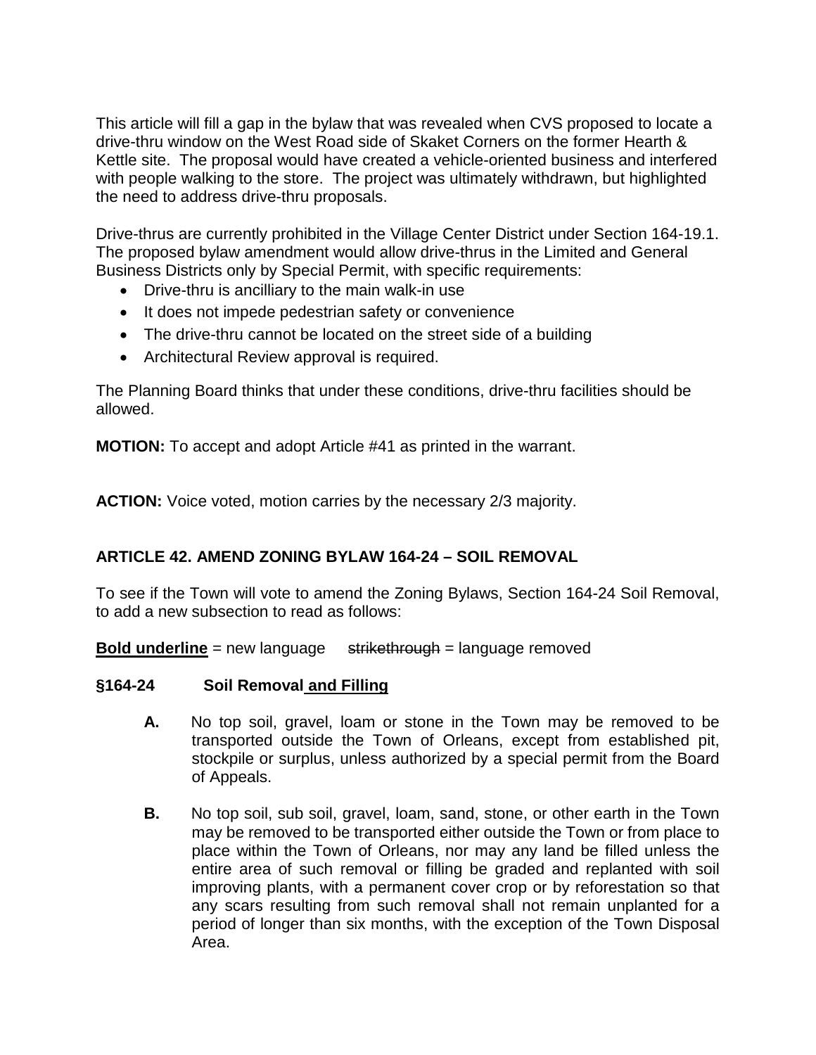This article will fill a gap in the bylaw that was revealed when CVS proposed to locate a drive-thru window on the West Road side of Skaket Corners on the former Hearth & Kettle site. The proposal would have created a vehicle-oriented business and interfered with people walking to the store. The project was ultimately withdrawn, but highlighted the need to address drive-thru proposals.

Drive-thrus are currently prohibited in the Village Center District under Section 164-19.1. The proposed bylaw amendment would allow drive-thrus in the Limited and General Business Districts only by Special Permit, with specific requirements:

- Drive-thru is ancilliary to the main walk-in use
- It does not impede pedestrian safety or convenience
- The drive-thru cannot be located on the street side of a building
- Architectural Review approval is required.

The Planning Board thinks that under these conditions, drive-thru facilities should be allowed.

**MOTION:** To accept and adopt Article #41 as printed in the warrant.

**ACTION:** Voice voted, motion carries by the necessary 2/3 majority.

## ARTICLE 42. AMEND ZONING BYLAW 164-24 – SOIL REMOVAL

To see if the Town will vote to amend the Zoning Bylaws, Section 164-24 Soil Removal, to add a new subsection to read as follows:

**<u>Bold underline</u>** = new language ~~strikethrough~~ = language removed

**§164-24 Soil Removal <u>and Filling</u>**

**A.** No top soil, gravel, loam or stone in the Town may be removed to be transported outside the Town of Orleans, except from established pit, stockpile or surplus, unless authorized by a special permit from the Board of Appeals.

**B.** No top soil, sub soil, gravel, loam, sand, stone, or other earth in the Town may be removed to be transported either outside the Town or from place to place within the Town of Orleans, nor may any land be filled unless the entire area of such removal or filling be graded and replanted with soil improving plants, with a permanent cover crop or by reforestation so that any scars resulting from such removal shall not remain unplanted for a period of longer than six months, with the exception of the Town Disposal Area.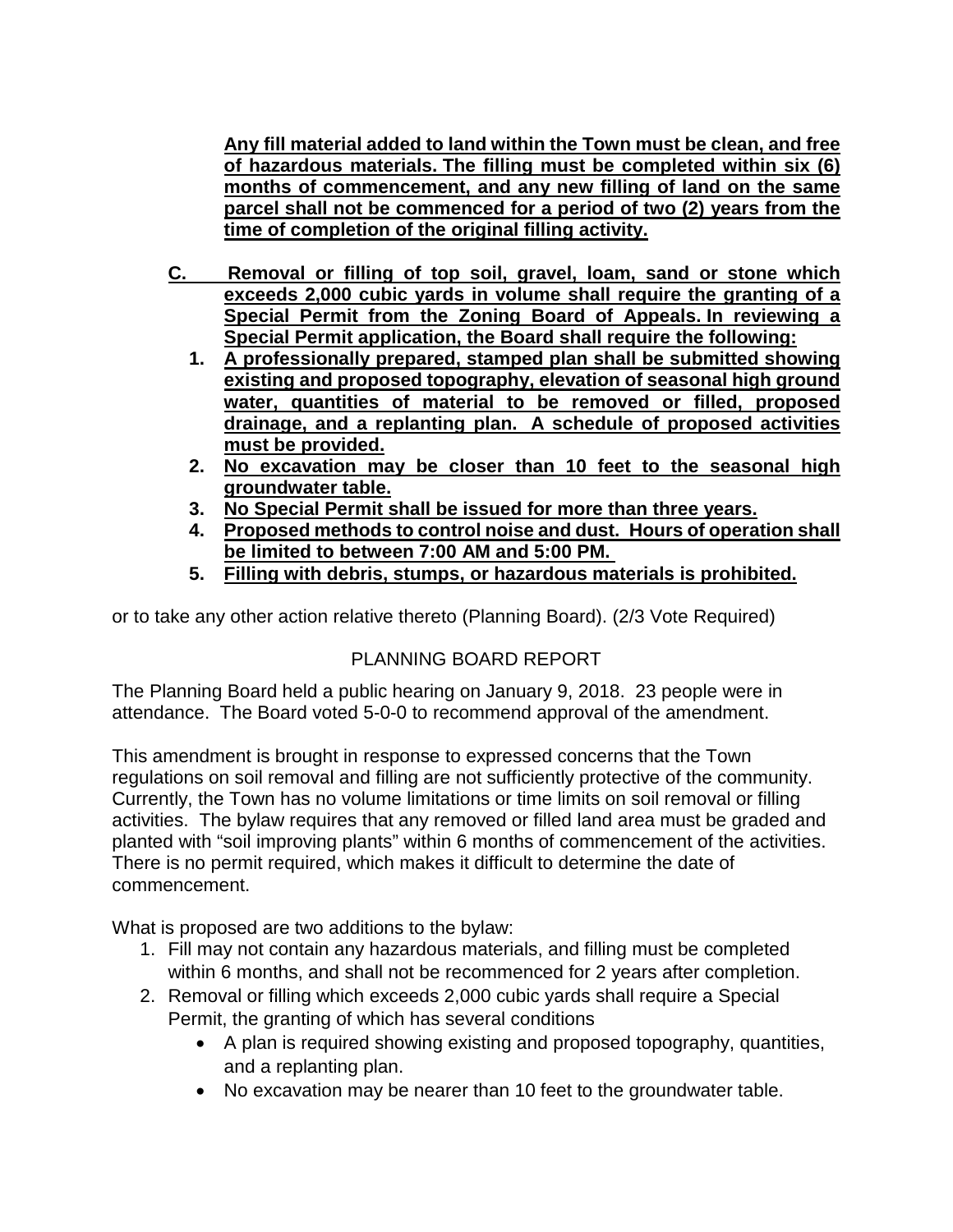**<u>Any fill material added to land within the Town must be clean, and free of hazardous materials. The filling must be completed within six (6) months of commencement, and any new filling of land on the same parcel shall not be commenced for a period of two (2) years from the time of completion of the original filling activity.</u>**

**<u>C. Removal or filling of top soil, gravel, loam, sand or stone which exceeds 2,000 cubic yards in volume shall require the granting of a Special Permit from the Zoning Board of Appeals. In reviewing a Special Permit application, the Board shall require the following:</u>**

1. **<u>A professionally prepared, stamped plan shall be submitted showing existing and proposed topography, elevation of seasonal high ground water, quantities of material to be removed or filled, proposed drainage, and a replanting plan. A schedule of proposed activities must be provided.</u>**
2. **<u>No excavation may be closer than 10 feet to the seasonal high groundwater table.</u>**
3. **<u>No Special Permit shall be issued for more than three years.</u>**
4. **<u>Proposed methods to control noise and dust. Hours of operation shall be limited to between 7:00 AM and 5:00 PM.</u>**
5. **<u>Filling with debris, stumps, or hazardous materials is prohibited.</u>**

or to take any other action relative thereto (Planning Board). (2/3 Vote Required)

## PLANNING BOARD REPORT

The Planning Board held a public hearing on January 9, 2018. 23 people were in attendance. The Board voted 5-0-0 to recommend approval of the amendment.

This amendment is brought in response to expressed concerns that the Town regulations on soil removal and filling are not sufficiently protective of the community. Currently, the Town has no volume limitations or time limits on soil removal or filling activities. The bylaw requires that any removed or filled land area must be graded and planted with "soil improving plants" within 6 months of commencement of the activities. There is no permit required, which makes it difficult to determine the date of commencement.

What is proposed are two additions to the bylaw:

1. Fill may not contain any hazardous materials, and filling must be completed within 6 months, and shall not be recommenced for 2 years after completion.
2. Removal or filling which exceeds 2,000 cubic yards shall require a Special Permit, the granting of which has several conditions
   - A plan is required showing existing and proposed topography, quantities, and a replanting plan.
   - No excavation may be nearer than 10 feet to the groundwater table.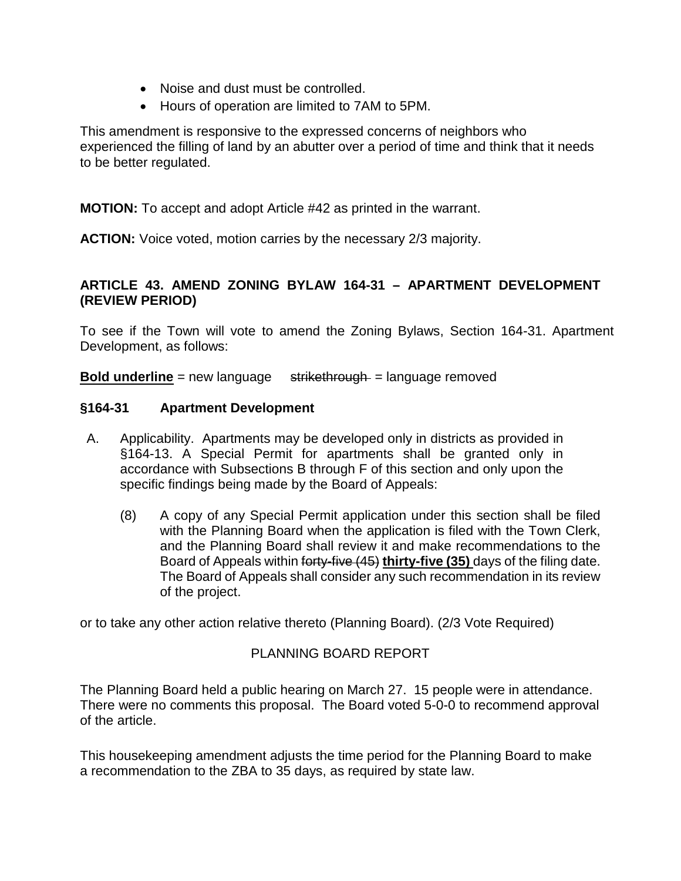- Noise and dust must be controlled.
- Hours of operation are limited to 7AM to 5PM.

This amendment is responsive to the expressed concerns of neighbors who experienced the filling of land by an abutter over a period of time and think that it needs to be better regulated.

**MOTION:** To accept and adopt Article #42 as printed in the warrant.

**ACTION:** Voice voted, motion carries by the necessary 2/3 majority.

### ARTICLE 43. AMEND ZONING BYLAW 164-31 – APARTMENT DEVELOPMENT (REVIEW PERIOD)

To see if the Town will vote to amend the Zoning Bylaws, Section 164-31. Apartment Development, as follows:

**Bold underline** = new language ~~strikethrough~~ = language removed

**§164-31 Apartment Development**

A. Applicability. Apartments may be developed only in districts as provided in §164-13. A Special Permit for apartments shall be granted only in accordance with Subsections B through F of this section and only upon the specific findings being made by the Board of Appeals:

(8) A copy of any Special Permit application under this section shall be filed with the Planning Board when the application is filed with the Town Clerk, and the Planning Board shall review it and make recommendations to the Board of Appeals within ~~forty-five (45)~~ **thirty-five (35)** days of the filing date. The Board of Appeals shall consider any such recommendation in its review of the project.

or to take any other action relative thereto (Planning Board). (2/3 Vote Required)

PLANNING BOARD REPORT

The Planning Board held a public hearing on March 27. 15 people were in attendance. There were no comments this proposal. The Board voted 5-0-0 to recommend approval of the article.

This housekeeping amendment adjusts the time period for the Planning Board to make a recommendation to the ZBA to 35 days, as required by state law.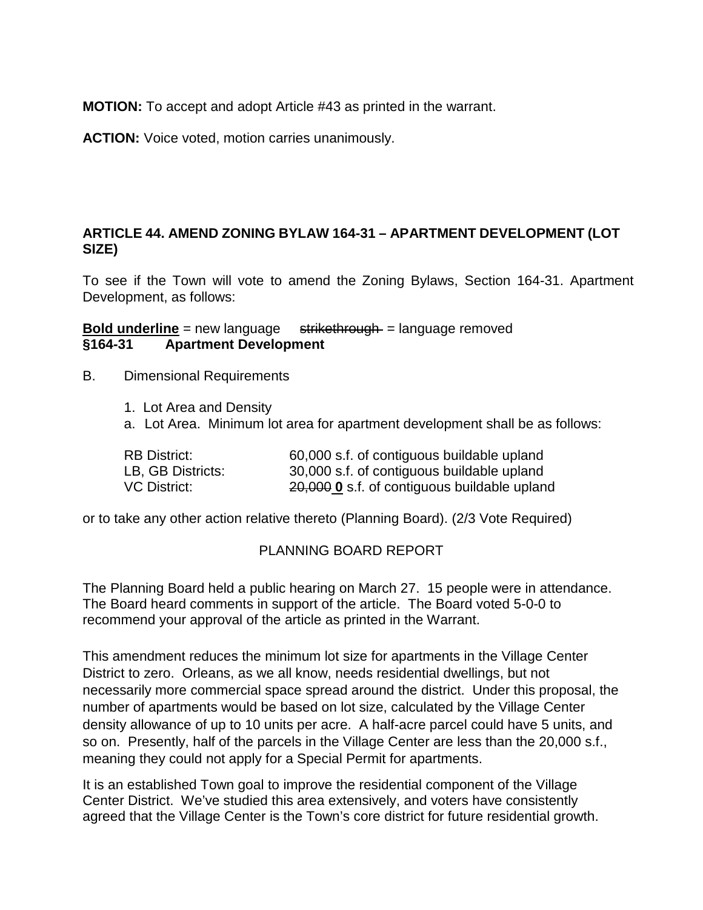**MOTION:** To accept and adopt Article #43 as printed in the warrant.

**ACTION:** Voice voted, motion carries unanimously.

## ARTICLE 44. AMEND ZONING BYLAW 164-31 – APARTMENT DEVELOPMENT (LOT SIZE)

To see if the Town will vote to amend the Zoning Bylaws, Section 164-31. Apartment Development, as follows:

**Bold underline** = new language ~~strikethrough~~ = language removed

**§164-31 Apartment Development**

B. Dimensional Requirements

1. Lot Area and Density

a. Lot Area. Minimum lot area for apartment development shall be as follows:

| | |
|---|---|
| RB District: | 60,000 s.f. of contiguous buildable upland |
| LB, GB Districts: | 30,000 s.f. of contiguous buildable upland |
| VC District: | ~~20,000~~ **0** s.f. of contiguous buildable upland |

or to take any other action relative thereto (Planning Board). (2/3 Vote Required)

PLANNING BOARD REPORT

The Planning Board held a public hearing on March 27. 15 people were in attendance. The Board heard comments in support of the article. The Board voted 5-0-0 to recommend your approval of the article as printed in the Warrant.

This amendment reduces the minimum lot size for apartments in the Village Center District to zero. Orleans, as we all know, needs residential dwellings, but not necessarily more commercial space spread around the district. Under this proposal, the number of apartments would be based on lot size, calculated by the Village Center density allowance of up to 10 units per acre. A half-acre parcel could have 5 units, and so on. Presently, half of the parcels in the Village Center are less than the 20,000 s.f., meaning they could not apply for a Special Permit for apartments.

It is an established Town goal to improve the residential component of the Village Center District. We've studied this area extensively, and voters have consistently agreed that the Village Center is the Town's core district for future residential growth.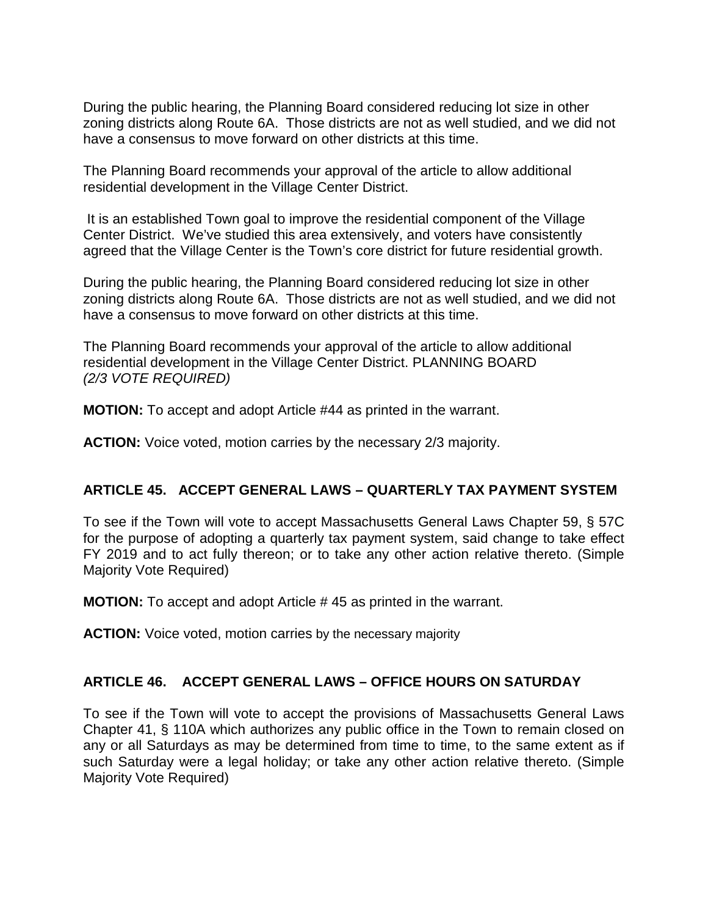During the public hearing, the Planning Board considered reducing lot size in other zoning districts along Route 6A. Those districts are not as well studied, and we did not have a consensus to move forward on other districts at this time.

The Planning Board recommends your approval of the article to allow additional residential development in the Village Center District.

It is an established Town goal to improve the residential component of the Village Center District. We've studied this area extensively, and voters have consistently agreed that the Village Center is the Town's core district for future residential growth.

During the public hearing, the Planning Board considered reducing lot size in other zoning districts along Route 6A. Those districts are not as well studied, and we did not have a consensus to move forward on other districts at this time.

The Planning Board recommends your approval of the article to allow additional residential development in the Village Center District. PLANNING BOARD
*(2/3 VOTE REQUIRED)*

**MOTION:** To accept and adopt Article #44 as printed in the warrant.

**ACTION:** Voice voted, motion carries by the necessary 2/3 majority.

## ARTICLE 45. ACCEPT GENERAL LAWS – QUARTERLY TAX PAYMENT SYSTEM

To see if the Town will vote to accept Massachusetts General Laws Chapter 59, § 57C for the purpose of adopting a quarterly tax payment system, said change to take effect FY 2019 and to act fully thereon; or to take any other action relative thereto. (Simple Majority Vote Required)

**MOTION:** To accept and adopt Article # 45 as printed in the warrant.

**ACTION:** Voice voted, motion carries by the necessary majority

## ARTICLE 46. ACCEPT GENERAL LAWS – OFFICE HOURS ON SATURDAY

To see if the Town will vote to accept the provisions of Massachusetts General Laws Chapter 41, § 110A which authorizes any public office in the Town to remain closed on any or all Saturdays as may be determined from time to time, to the same extent as if such Saturday were a legal holiday; or take any other action relative thereto. (Simple Majority Vote Required)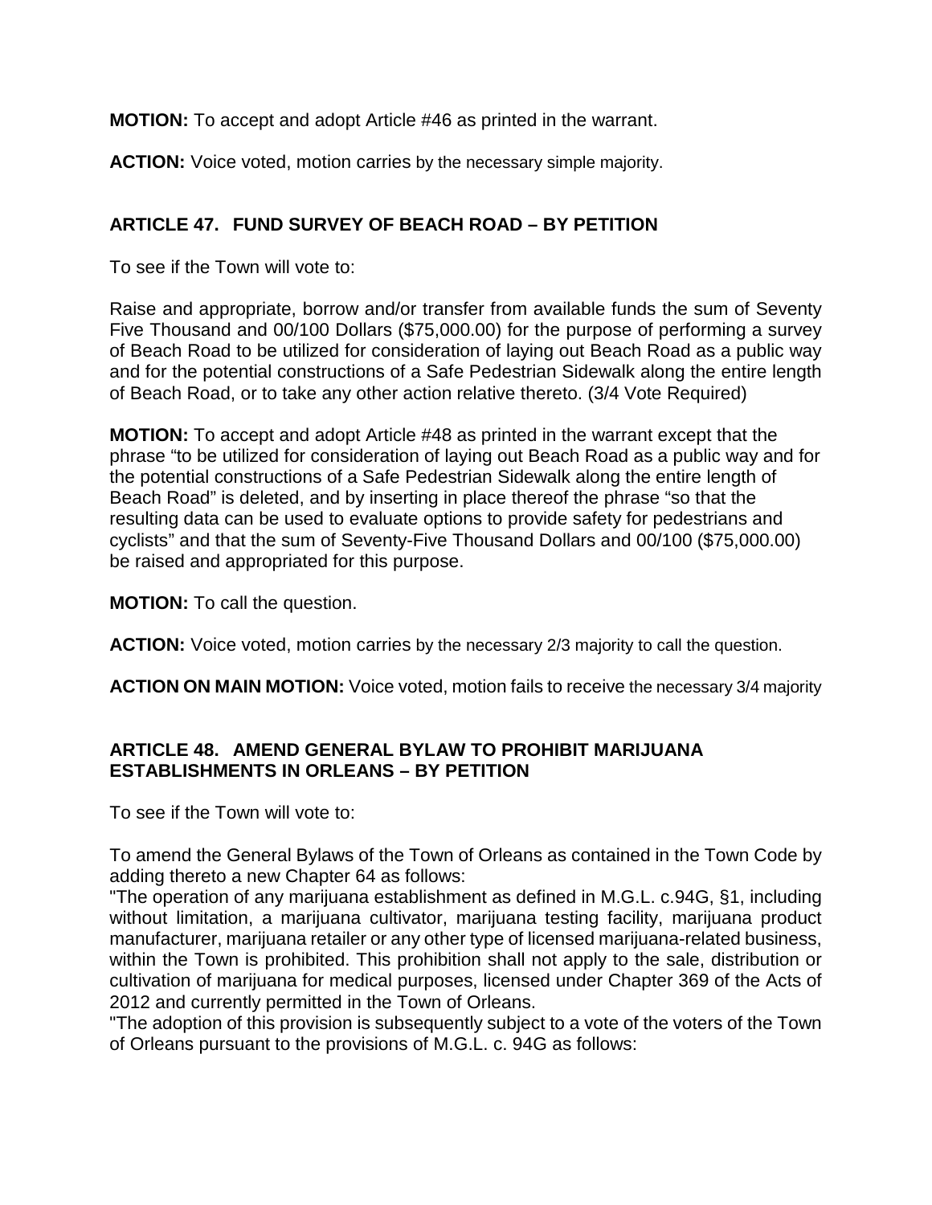**MOTION:** To accept and adopt Article #46 as printed in the warrant.

**ACTION:** Voice voted, motion carries by the necessary simple majority.

## ARTICLE 47. FUND SURVEY OF BEACH ROAD – BY PETITION

To see if the Town will vote to:

Raise and appropriate, borrow and/or transfer from available funds the sum of Seventy Five Thousand and 00/100 Dollars ($75,000.00) for the purpose of performing a survey of Beach Road to be utilized for consideration of laying out Beach Road as a public way and for the potential constructions of a Safe Pedestrian Sidewalk along the entire length of Beach Road, or to take any other action relative thereto. (3/4 Vote Required)

**MOTION:** To accept and adopt Article #48 as printed in the warrant except that the phrase "to be utilized for consideration of laying out Beach Road as a public way and for the potential constructions of a Safe Pedestrian Sidewalk along the entire length of Beach Road" is deleted, and by inserting in place thereof the phrase "so that the resulting data can be used to evaluate options to provide safety for pedestrians and cyclists" and that the sum of Seventy-Five Thousand Dollars and 00/100 ($75,000.00) be raised and appropriated for this purpose.

**MOTION:** To call the question.

**ACTION:** Voice voted, motion carries by the necessary 2/3 majority to call the question.

**ACTION ON MAIN MOTION:** Voice voted, motion fails to receive the necessary 3/4 majority

## ARTICLE 48. AMEND GENERAL BYLAW TO PROHIBIT MARIJUANA ESTABLISHMENTS IN ORLEANS – BY PETITION

To see if the Town will vote to:

To amend the General Bylaws of the Town of Orleans as contained in the Town Code by adding thereto a new Chapter 64 as follows:
"The operation of any marijuana establishment as defined in M.G.L. c.94G, §1, including without limitation, a marijuana cultivator, marijuana testing facility, marijuana product manufacturer, marijuana retailer or any other type of licensed marijuana-related business, within the Town is prohibited. This prohibition shall not apply to the sale, distribution or cultivation of marijuana for medical purposes, licensed under Chapter 369 of the Acts of 2012 and currently permitted in the Town of Orleans.
"The adoption of this provision is subsequently subject to a vote of the voters of the Town of Orleans pursuant to the provisions of M.G.L. c. 94G as follows: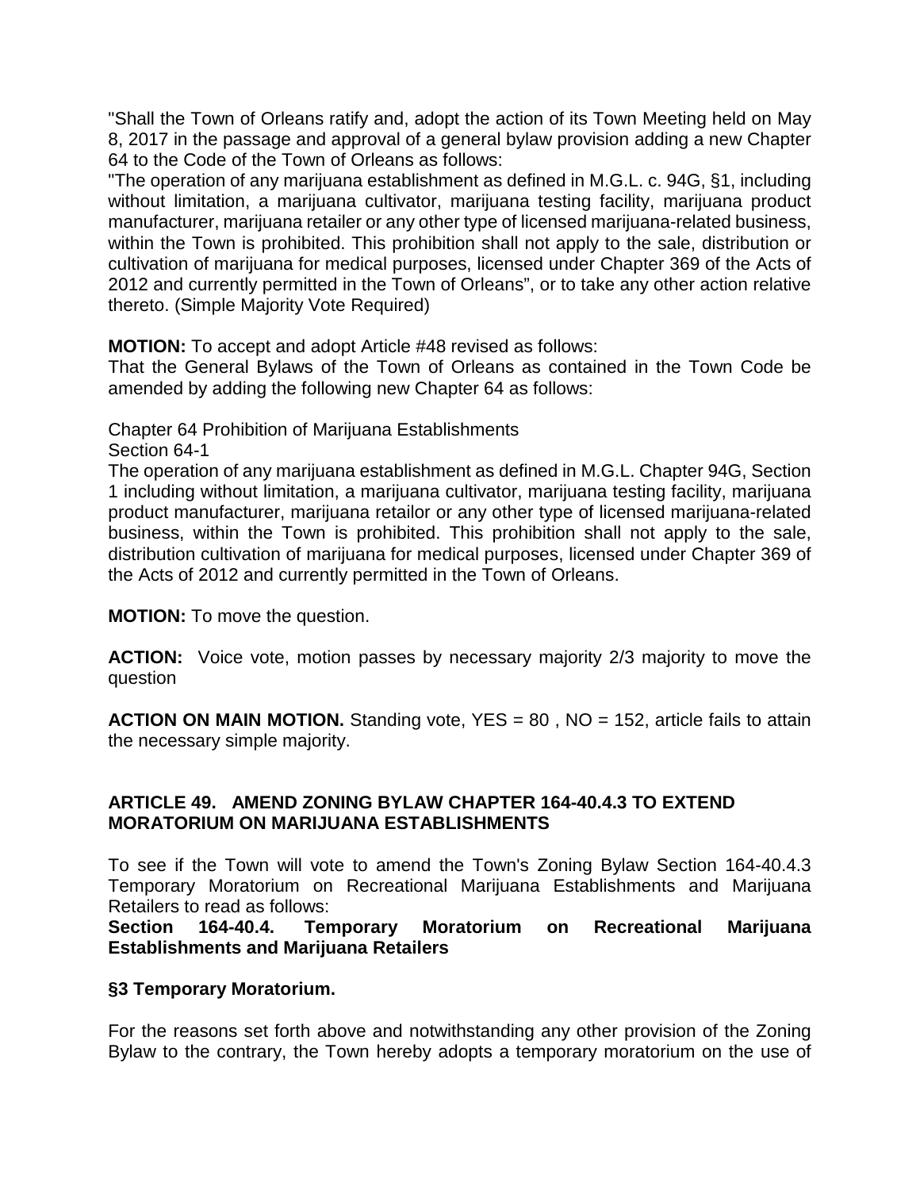"Shall the Town of Orleans ratify and, adopt the action of its Town Meeting held on May 8, 2017 in the passage and approval of a general bylaw provision adding a new Chapter 64 to the Code of the Town of Orleans as follows:

"The operation of any marijuana establishment as defined in M.G.L. c. 94G, §1, including without limitation, a marijuana cultivator, marijuana testing facility, marijuana product manufacturer, marijuana retailer or any other type of licensed marijuana-related business, within the Town is prohibited. This prohibition shall not apply to the sale, distribution or cultivation of marijuana for medical purposes, licensed under Chapter 369 of the Acts of 2012 and currently permitted in the Town of Orleans", or to take any other action relative thereto. (Simple Majority Vote Required)

**MOTION:** To accept and adopt Article #48 revised as follows:

That the General Bylaws of the Town of Orleans as contained in the Town Code be amended by adding the following new Chapter 64 as follows:

Chapter 64 Prohibition of Marijuana Establishments

Section 64-1

The operation of any marijuana establishment as defined in M.G.L. Chapter 94G, Section 1 including without limitation, a marijuana cultivator, marijuana testing facility, marijuana product manufacturer, marijuana retailor or any other type of licensed marijuana-related business, within the Town is prohibited. This prohibition shall not apply to the sale, distribution cultivation of marijuana for medical purposes, licensed under Chapter 369 of the Acts of 2012 and currently permitted in the Town of Orleans.

**MOTION:** To move the question.

**ACTION:** Voice vote, motion passes by necessary majority 2/3 majority to move the question

**ACTION ON MAIN MOTION.** Standing vote, YES = 80 , NO = 152, article fails to attain the necessary simple majority.

## ARTICLE 49. AMEND ZONING BYLAW CHAPTER 164-40.4.3 TO EXTEND MORATORIUM ON MARIJUANA ESTABLISHMENTS

To see if the Town will vote to amend the Town's Zoning Bylaw Section 164-40.4.3 Temporary Moratorium on Recreational Marijuana Establishments and Marijuana Retailers to read as follows:

**Section 164-40.4. Temporary Moratorium on Recreational Marijuana Establishments and Marijuana Retailers**

**§3 Temporary Moratorium.**

For the reasons set forth above and notwithstanding any other provision of the Zoning Bylaw to the contrary, the Town hereby adopts a temporary moratorium on the use of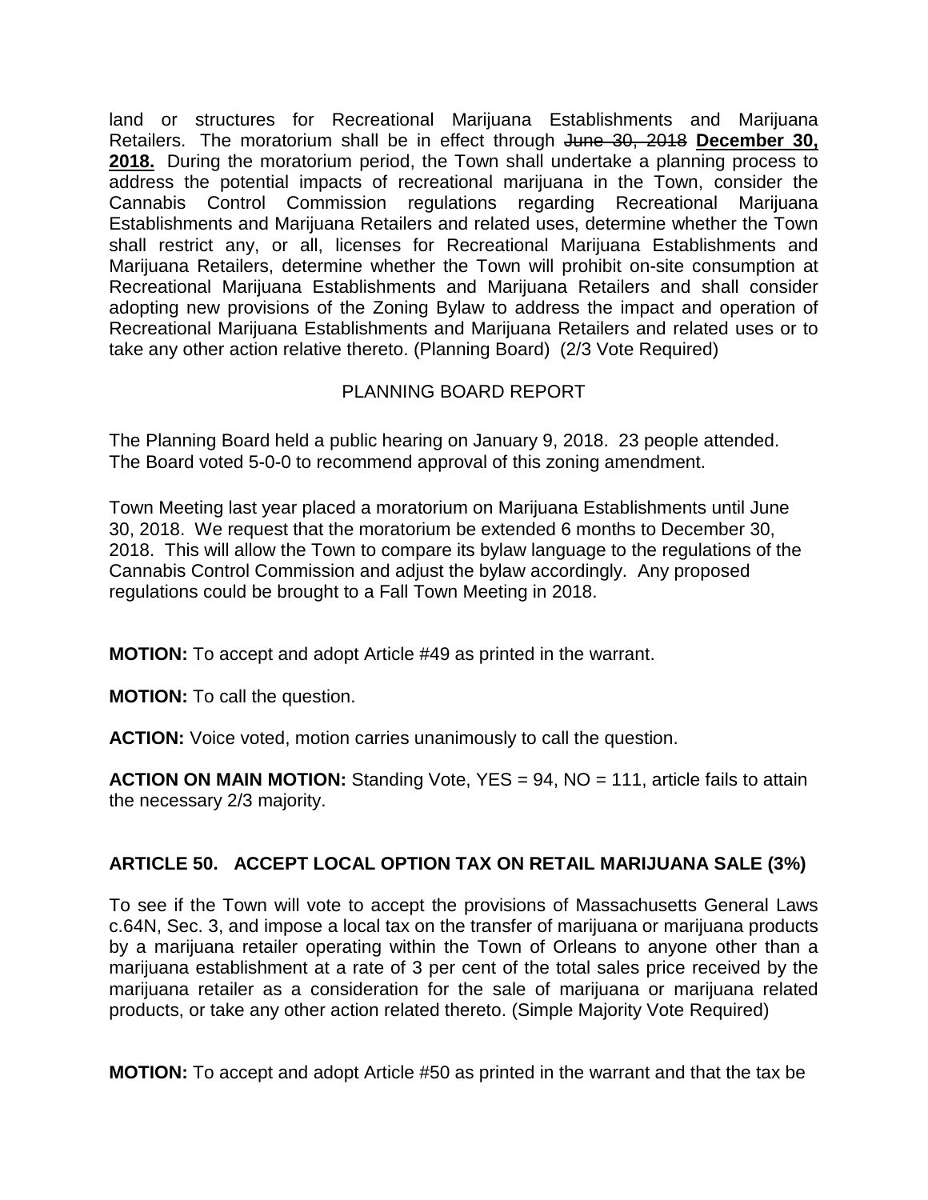land or structures for Recreational Marijuana Establishments and Marijuana Retailers. The moratorium shall be in effect through ~~June 30, 2018~~ **December 30, 2018.** During the moratorium period, the Town shall undertake a planning process to address the potential impacts of recreational marijuana in the Town, consider the Cannabis Control Commission regulations regarding Recreational Marijuana Establishments and Marijuana Retailers and related uses, determine whether the Town shall restrict any, or all, licenses for Recreational Marijuana Establishments and Marijuana Retailers, determine whether the Town will prohibit on-site consumption at Recreational Marijuana Establishments and Marijuana Retailers and shall consider adopting new provisions of the Zoning Bylaw to address the impact and operation of Recreational Marijuana Establishments and Marijuana Retailers and related uses or to take any other action relative thereto. (Planning Board) (2/3 Vote Required)

PLANNING BOARD REPORT

The Planning Board held a public hearing on January 9, 2018. 23 people attended. The Board voted 5-0-0 to recommend approval of this zoning amendment.

Town Meeting last year placed a moratorium on Marijuana Establishments until June 30, 2018. We request that the moratorium be extended 6 months to December 30, 2018. This will allow the Town to compare its bylaw language to the regulations of the Cannabis Control Commission and adjust the bylaw accordingly. Any proposed regulations could be brought to a Fall Town Meeting in 2018.

**MOTION:** To accept and adopt Article #49 as printed in the warrant.

**MOTION:** To call the question.

**ACTION:** Voice voted, motion carries unanimously to call the question.

**ACTION ON MAIN MOTION:** Standing Vote, YES = 94, NO = 111, article fails to attain the necessary 2/3 majority.

## ARTICLE 50. ACCEPT LOCAL OPTION TAX ON RETAIL MARIJUANA SALE (3%)

To see if the Town will vote to accept the provisions of Massachusetts General Laws c.64N, Sec. 3, and impose a local tax on the transfer of marijuana or marijuana products by a marijuana retailer operating within the Town of Orleans to anyone other than a marijuana establishment at a rate of 3 per cent of the total sales price received by the marijuana retailer as a consideration for the sale of marijuana or marijuana related products, or take any other action related thereto. (Simple Majority Vote Required)

**MOTION:** To accept and adopt Article #50 as printed in the warrant and that the tax be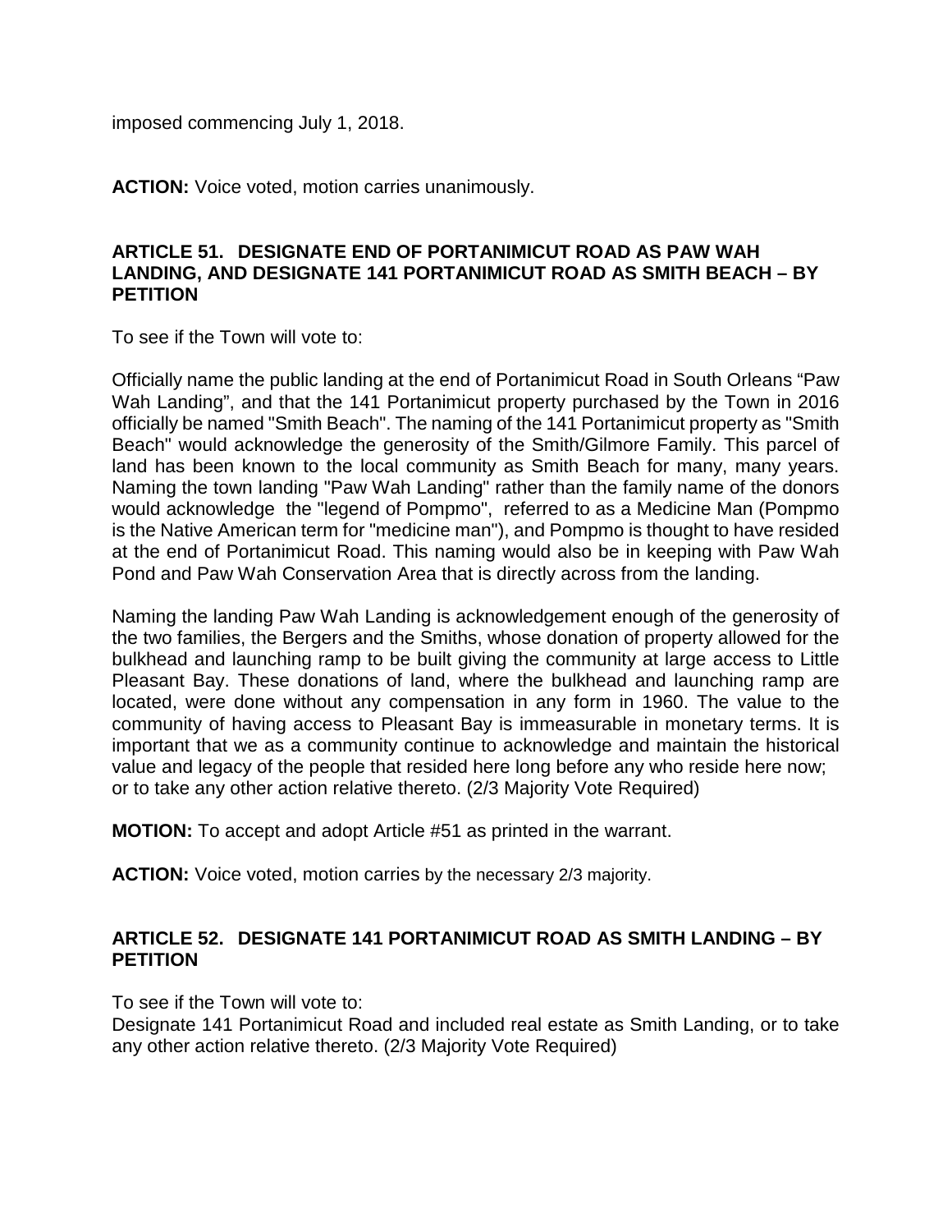imposed commencing July 1, 2018.

**ACTION:** Voice voted, motion carries unanimously.

### ARTICLE 51. DESIGNATE END OF PORTANIMICUT ROAD AS PAW WAH LANDING, AND DESIGNATE 141 PORTANIMICUT ROAD AS SMITH BEACH – BY PETITION

To see if the Town will vote to:

Officially name the public landing at the end of Portanimicut Road in South Orleans "Paw Wah Landing", and that the 141 Portanimicut property purchased by the Town in 2016 officially be named "Smith Beach". The naming of the 141 Portanimicut property as "Smith Beach" would acknowledge the generosity of the Smith/Gilmore Family. This parcel of land has been known to the local community as Smith Beach for many, many years. Naming the town landing "Paw Wah Landing" rather than the family name of the donors would acknowledge the "legend of Pompmo", referred to as a Medicine Man (Pompmo is the Native American term for "medicine man"), and Pompmo is thought to have resided at the end of Portanimicut Road. This naming would also be in keeping with Paw Wah Pond and Paw Wah Conservation Area that is directly across from the landing.

Naming the landing Paw Wah Landing is acknowledgement enough of the generosity of the two families, the Bergers and the Smiths, whose donation of property allowed for the bulkhead and launching ramp to be built giving the community at large access to Little Pleasant Bay. These donations of land, where the bulkhead and launching ramp are located, were done without any compensation in any form in 1960. The value to the community of having access to Pleasant Bay is immeasurable in monetary terms. It is important that we as a community continue to acknowledge and maintain the historical value and legacy of the people that resided here long before any who reside here now; or to take any other action relative thereto. (2/3 Majority Vote Required)

**MOTION:** To accept and adopt Article #51 as printed in the warrant.

**ACTION:** Voice voted, motion carries by the necessary 2/3 majority.

### ARTICLE 52. DESIGNATE 141 PORTANIMICUT ROAD AS SMITH LANDING – BY PETITION

To see if the Town will vote to:
Designate 141 Portanimicut Road and included real estate as Smith Landing, or to take any other action relative thereto. (2/3 Majority Vote Required)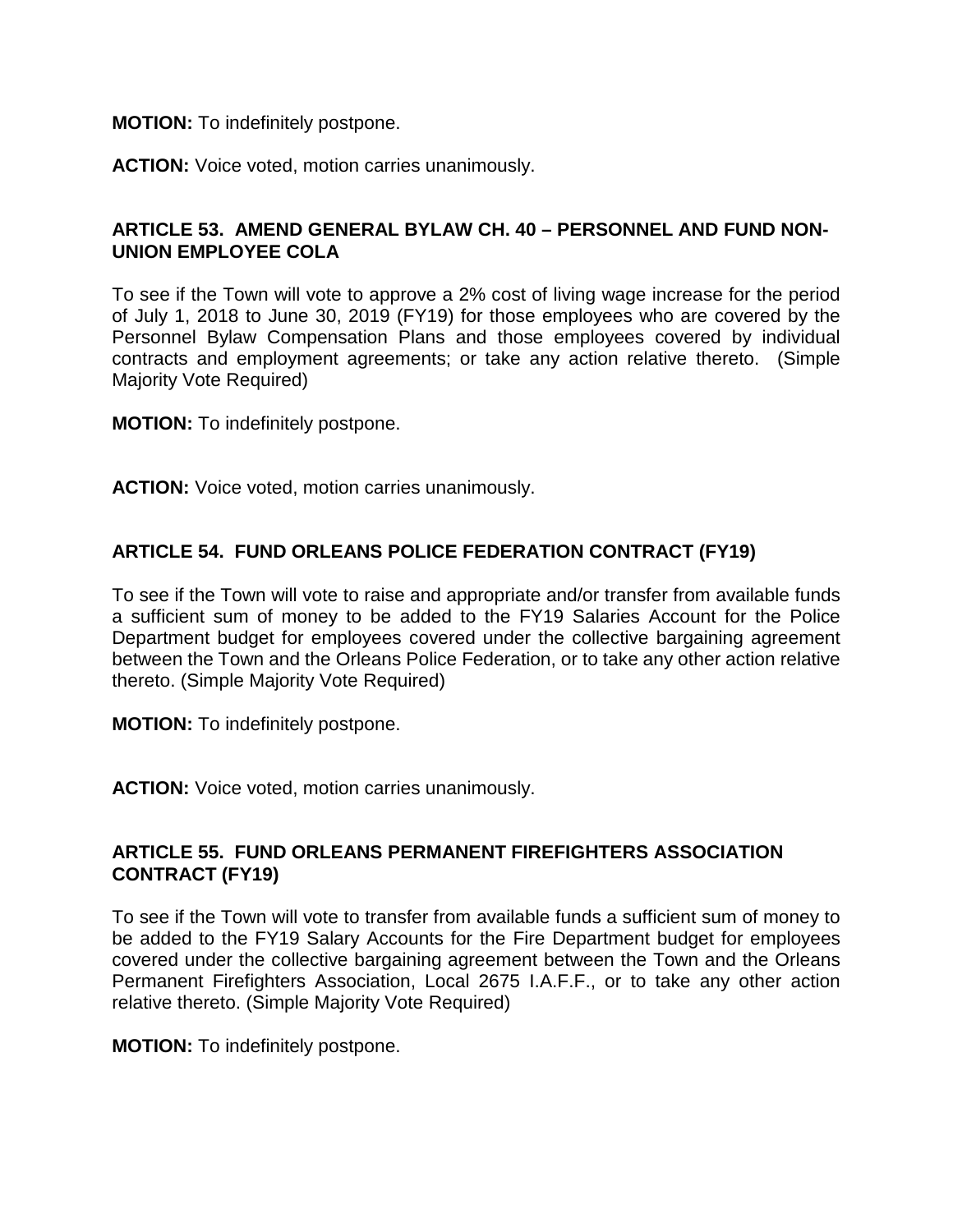**MOTION:** To indefinitely postpone.

**ACTION:** Voice voted, motion carries unanimously.

## ARTICLE 53. AMEND GENERAL BYLAW CH. 40 – PERSONNEL AND FUND NON-UNION EMPLOYEE COLA

To see if the Town will vote to approve a 2% cost of living wage increase for the period of July 1, 2018 to June 30, 2019 (FY19) for those employees who are covered by the Personnel Bylaw Compensation Plans and those employees covered by individual contracts and employment agreements; or take any action relative thereto. (Simple Majority Vote Required)

**MOTION:** To indefinitely postpone.

**ACTION:** Voice voted, motion carries unanimously.

## ARTICLE 54. FUND ORLEANS POLICE FEDERATION CONTRACT (FY19)

To see if the Town will vote to raise and appropriate and/or transfer from available funds a sufficient sum of money to be added to the FY19 Salaries Account for the Police Department budget for employees covered under the collective bargaining agreement between the Town and the Orleans Police Federation, or to take any other action relative thereto. (Simple Majority Vote Required)

**MOTION:** To indefinitely postpone.

**ACTION:** Voice voted, motion carries unanimously.

## ARTICLE 55. FUND ORLEANS PERMANENT FIREFIGHTERS ASSOCIATION CONTRACT (FY19)

To see if the Town will vote to transfer from available funds a sufficient sum of money to be added to the FY19 Salary Accounts for the Fire Department budget for employees covered under the collective bargaining agreement between the Town and the Orleans Permanent Firefighters Association, Local 2675 I.A.F.F., or to take any other action relative thereto. (Simple Majority Vote Required)

**MOTION:** To indefinitely postpone.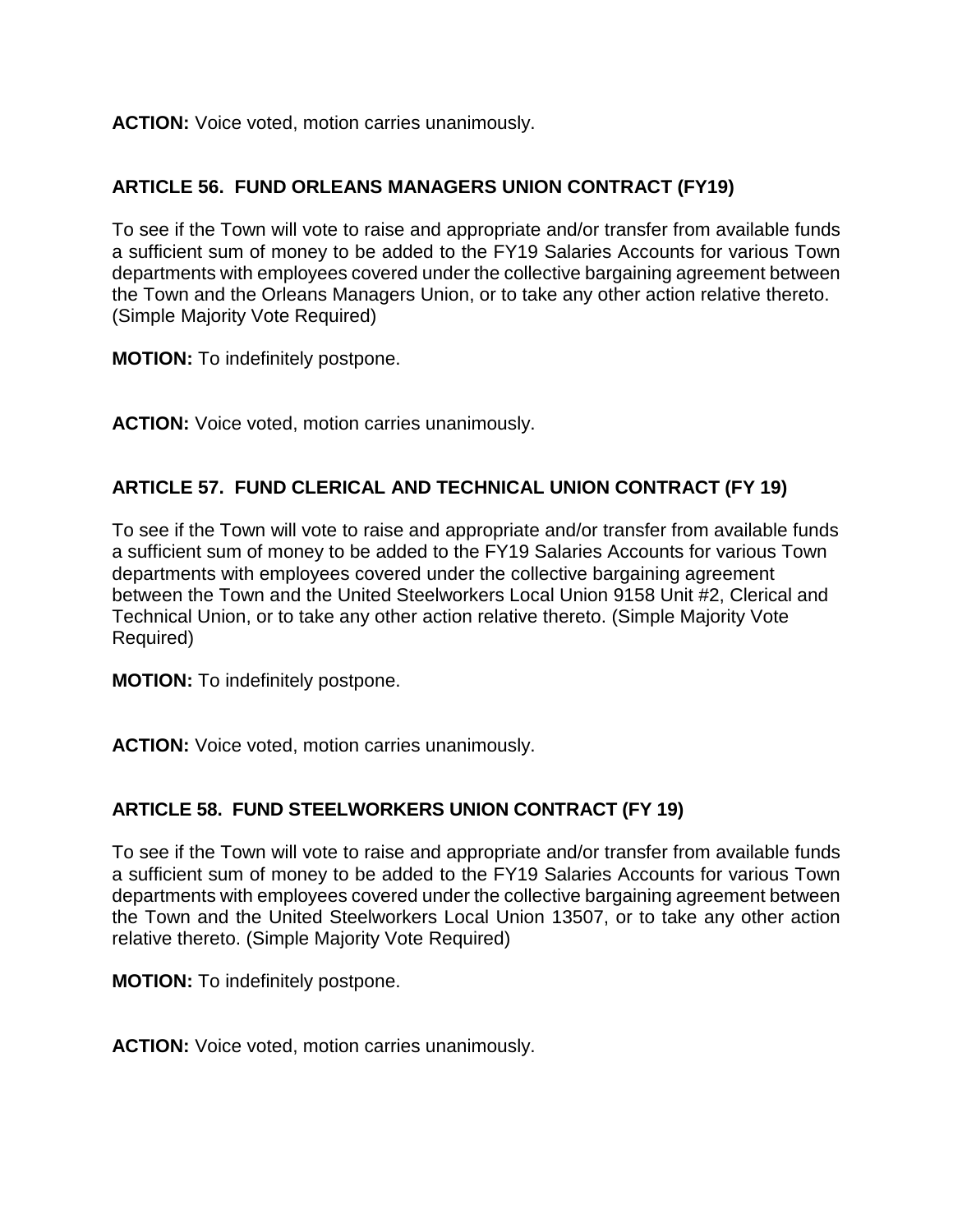**ACTION:** Voice voted, motion carries unanimously.

## ARTICLE 56. FUND ORLEANS MANAGERS UNION CONTRACT (FY19)

To see if the Town will vote to raise and appropriate and/or transfer from available funds a sufficient sum of money to be added to the FY19 Salaries Accounts for various Town departments with employees covered under the collective bargaining agreement between the Town and the Orleans Managers Union, or to take any other action relative thereto. (Simple Majority Vote Required)

**MOTION:** To indefinitely postpone.

**ACTION:** Voice voted, motion carries unanimously.

## ARTICLE 57. FUND CLERICAL AND TECHNICAL UNION CONTRACT (FY 19)

To see if the Town will vote to raise and appropriate and/or transfer from available funds a sufficient sum of money to be added to the FY19 Salaries Accounts for various Town departments with employees covered under the collective bargaining agreement between the Town and the United Steelworkers Local Union 9158 Unit #2, Clerical and Technical Union, or to take any other action relative thereto. (Simple Majority Vote Required)

**MOTION:** To indefinitely postpone.

**ACTION:** Voice voted, motion carries unanimously.

## ARTICLE 58. FUND STEELWORKERS UNION CONTRACT (FY 19)

To see if the Town will vote to raise and appropriate and/or transfer from available funds a sufficient sum of money to be added to the FY19 Salaries Accounts for various Town departments with employees covered under the collective bargaining agreement between the Town and the United Steelworkers Local Union 13507, or to take any other action relative thereto. (Simple Majority Vote Required)

**MOTION:** To indefinitely postpone.

**ACTION:** Voice voted, motion carries unanimously.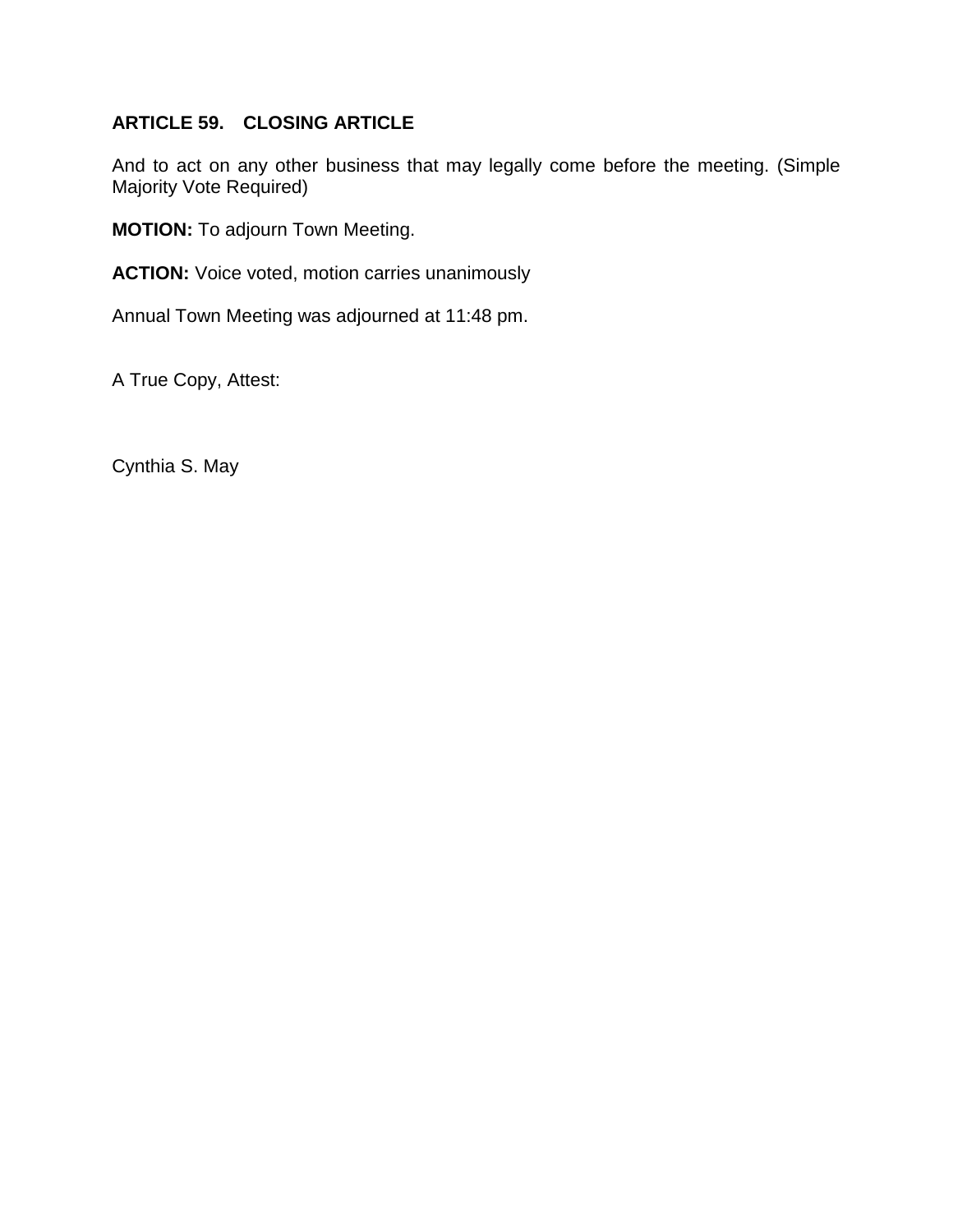### ARTICLE 59. CLOSING ARTICLE

And to act on any other business that may legally come before the meeting. (Simple Majority Vote Required)

**MOTION:** To adjourn Town Meeting.

**ACTION:** Voice voted, motion carries unanimously

Annual Town Meeting was adjourned at 11:48 pm.

A True Copy, Attest:

Cynthia S. May